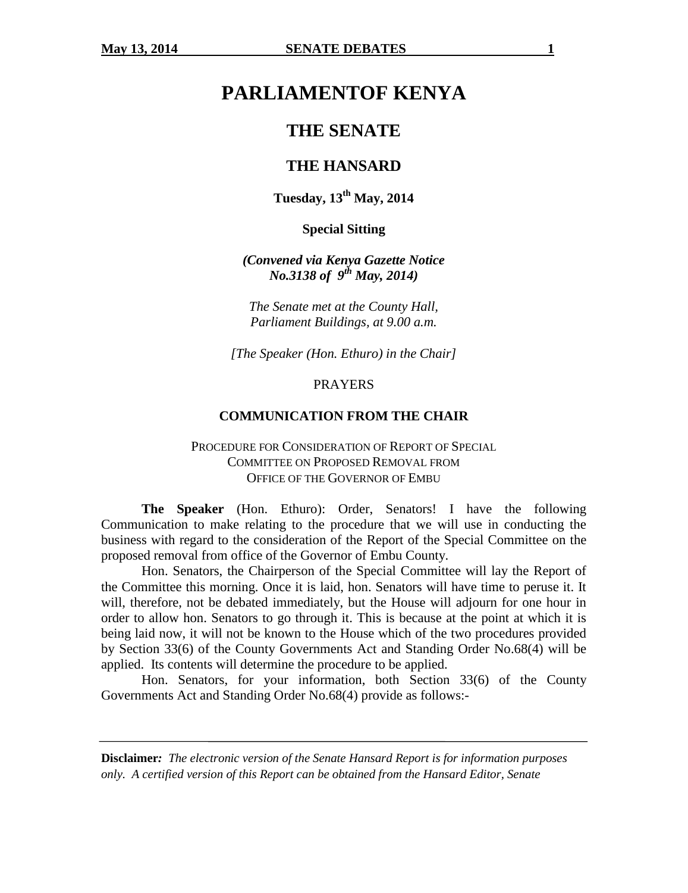# PARLIAMENTOF KENYA

## THE SENATE

## THE HANSARD

**Tuesday, 13th May, 2014**

**Special Sitting**

***(Convened via Kenya Gazette Notice No.3138 of 9th May, 2014)***

*The Senate met at the County Hall, Parliament Buildings, at 9.00 a.m.*

*[The Speaker (Hon. Ethuro) in the Chair]*

PRAYERS

### COMMUNICATION FROM THE CHAIR

PROCEDURE FOR CONSIDERATION OF REPORT OF SPECIAL COMMITTEE ON PROPOSED REMOVAL FROM OFFICE OF THE GOVERNOR OF EMBU

**The Speaker** (Hon. Ethuro): Order, Senators! I have the following Communication to make relating to the procedure that we will use in conducting the business with regard to the consideration of the Report of the Special Committee on the proposed removal from office of the Governor of Embu County.

Hon. Senators, the Chairperson of the Special Committee will lay the Report of the Committee this morning. Once it is laid, hon. Senators will have time to peruse it. It will, therefore, not be debated immediately, but the House will adjourn for one hour in order to allow hon. Senators to go through it. This is because at the point at which it is being laid now, it will not be known to the House which of the two procedures provided by Section 33(6) of the County Governments Act and Standing Order No.68(4) will be applied. Its contents will determine the procedure to be applied.

Hon. Senators, for your information, both Section 33(6) of the County Governments Act and Standing Order No.68(4) provide as follows:-

**Disclaimer:** *The electronic version of the Senate Hansard Report is for information purposes only. A certified version of this Report can be obtained from the Hansard Editor, Senate*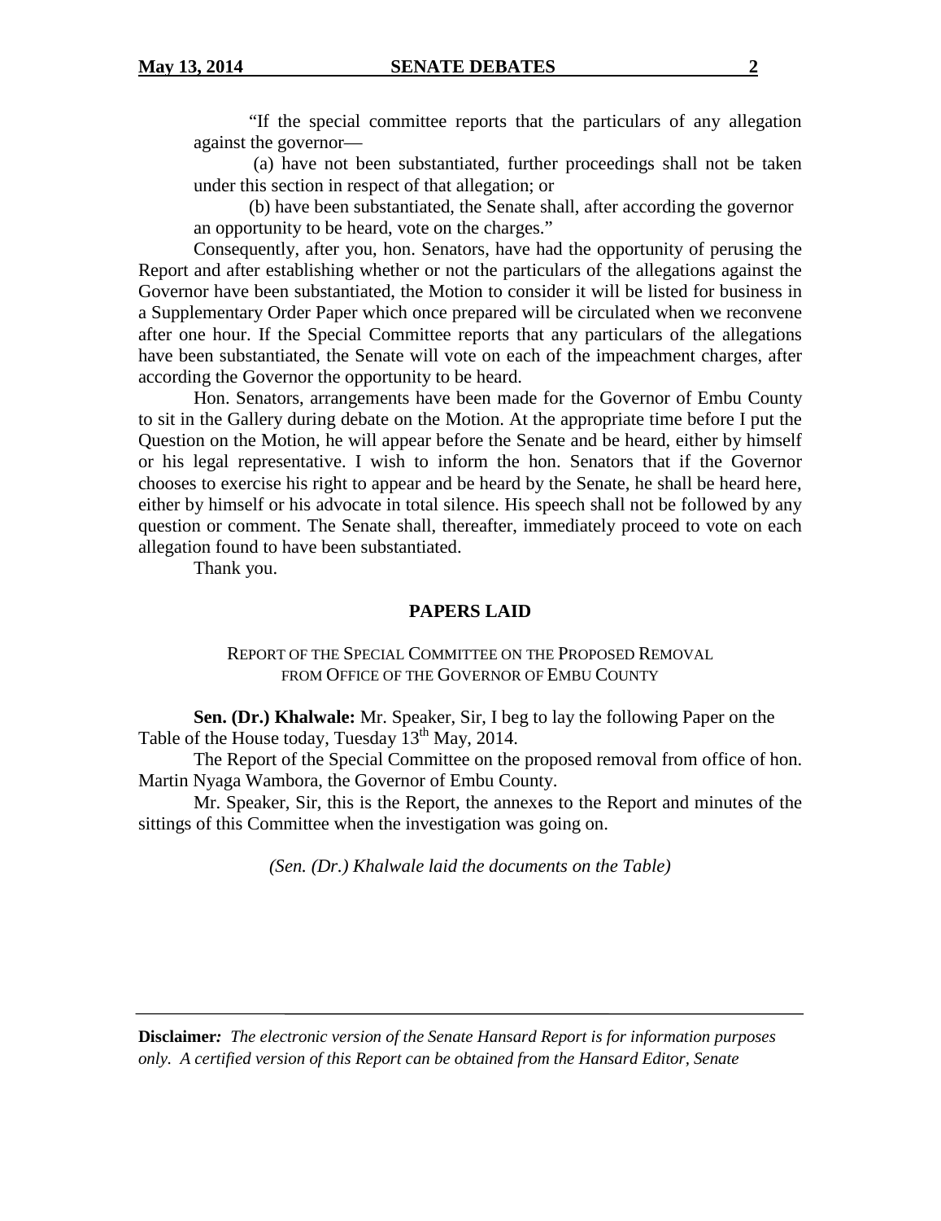"If the special committee reports that the particulars of any allegation against the governor—

(a) have not been substantiated, further proceedings shall not be taken under this section in respect of that allegation; or

(b) have been substantiated, the Senate shall, after according the governor an opportunity to be heard, vote on the charges."

Consequently, after you, hon. Senators, have had the opportunity of perusing the Report and after establishing whether or not the particulars of the allegations against the Governor have been substantiated, the Motion to consider it will be listed for business in a Supplementary Order Paper which once prepared will be circulated when we reconvene after one hour. If the Special Committee reports that any particulars of the allegations have been substantiated, the Senate will vote on each of the impeachment charges, after according the Governor the opportunity to be heard.

Hon. Senators, arrangements have been made for the Governor of Embu County to sit in the Gallery during debate on the Motion. At the appropriate time before I put the Question on the Motion, he will appear before the Senate and be heard, either by himself or his legal representative. I wish to inform the hon. Senators that if the Governor chooses to exercise his right to appear and be heard by the Senate, he shall be heard here, either by himself or his advocate in total silence. His speech shall not be followed by any question or comment. The Senate shall, thereafter, immediately proceed to vote on each allegation found to have been substantiated.

Thank you.

## PAPERS LAID

### REPORT OF THE SPECIAL COMMITTEE ON THE PROPOSED REMOVAL FROM OFFICE OF THE GOVERNOR OF EMBU COUNTY

**Sen. (Dr.) Khalwale:** Mr. Speaker, Sir, I beg to lay the following Paper on the Table of the House today, Tuesday 13th May, 2014.

The Report of the Special Committee on the proposed removal from office of hon. Martin Nyaga Wambora, the Governor of Embu County.

Mr. Speaker, Sir, this is the Report, the annexes to the Report and minutes of the sittings of this Committee when the investigation was going on.

*(Sen. (Dr.) Khalwale laid the documents on the Table)*

**Disclaimer:** *The electronic version of the Senate Hansard Report is for information purposes only. A certified version of this Report can be obtained from the Hansard Editor, Senate*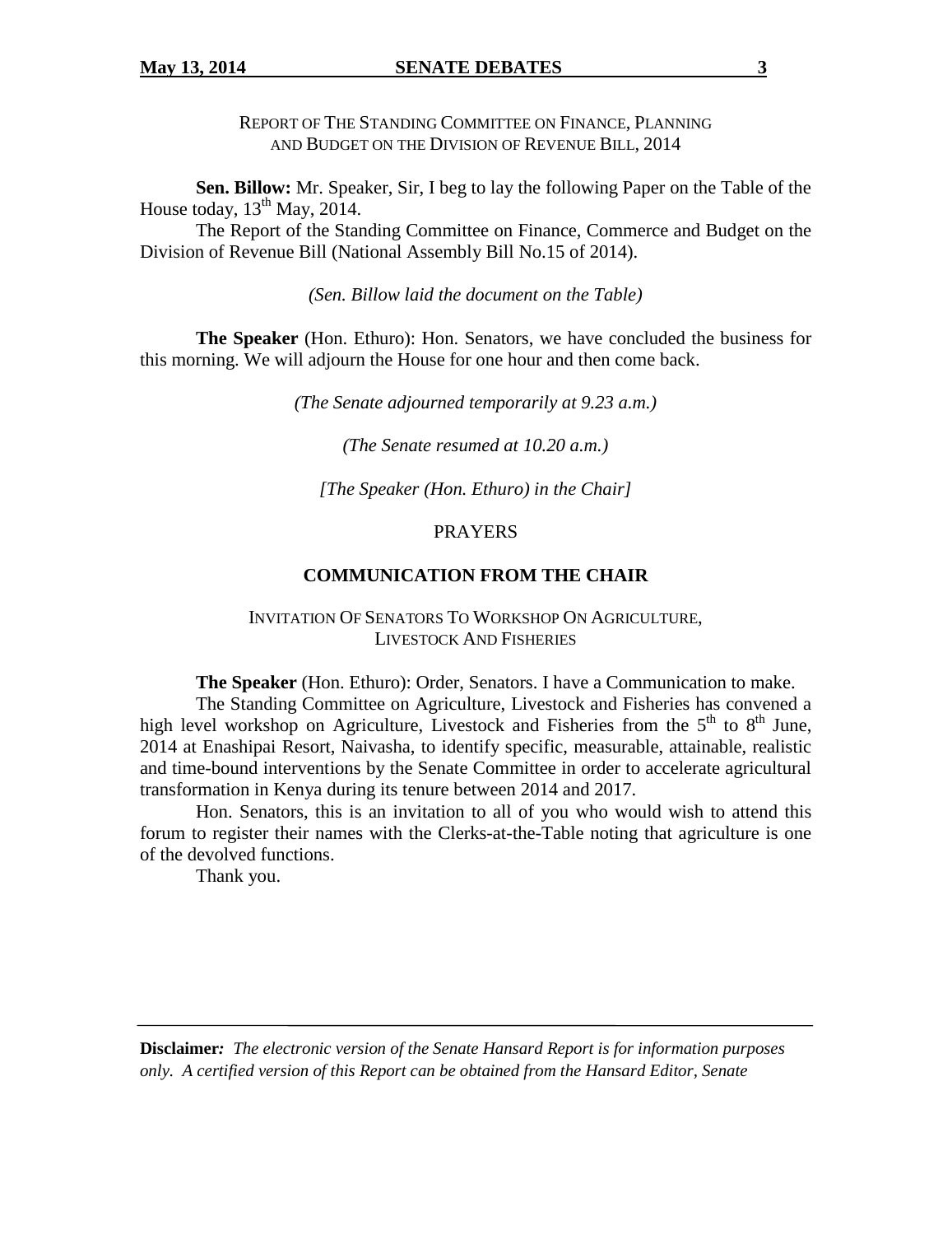REPORT OF THE STANDING COMMITTEE ON FINANCE, PLANNING AND BUDGET ON THE DIVISION OF REVENUE BILL, 2014

**Sen. Billow:** Mr. Speaker, Sir, I beg to lay the following Paper on the Table of the House today, 13th May, 2014.

The Report of the Standing Committee on Finance, Commerce and Budget on the Division of Revenue Bill (National Assembly Bill No.15 of 2014).

*(Sen. Billow laid the document on the Table)*

**The Speaker** (Hon. Ethuro): Hon. Senators, we have concluded the business for this morning. We will adjourn the House for one hour and then come back.

*(The Senate adjourned temporarily at 9.23 a.m.)*

*(The Senate resumed at 10.20 a.m.)*

*[The Speaker (Hon. Ethuro) in the Chair]*

PRAYERS

## COMMUNICATION FROM THE CHAIR

INVITATION OF SENATORS TO WORKSHOP ON AGRICULTURE, LIVESTOCK AND FISHERIES

**The Speaker** (Hon. Ethuro): Order, Senators. I have a Communication to make.

The Standing Committee on Agriculture, Livestock and Fisheries has convened a high level workshop on Agriculture, Livestock and Fisheries from the 5th to 8th June, 2014 at Enashipai Resort, Naivasha, to identify specific, measurable, attainable, realistic and time-bound interventions by the Senate Committee in order to accelerate agricultural transformation in Kenya during its tenure between 2014 and 2017.

Hon. Senators, this is an invitation to all of you who would wish to attend this forum to register their names with the Clerks-at-the-Table noting that agriculture is one of the devolved functions.

Thank you.

**Disclaimer***:* *The electronic version of the Senate Hansard Report is for information purposes only. A certified version of this Report can be obtained from the Hansard Editor, Senate*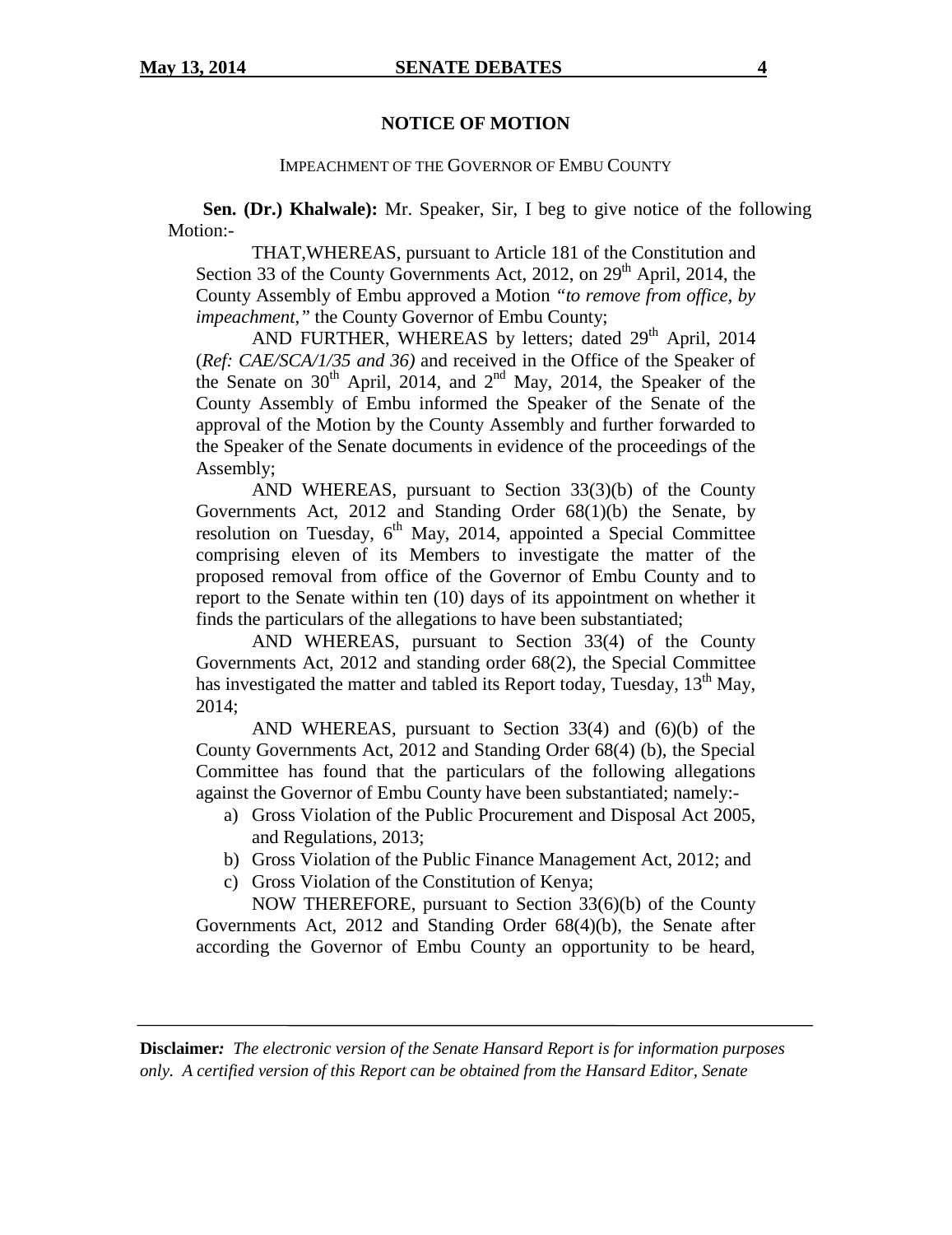## NOTICE OF MOTION

### IMPEACHMENT OF THE GOVERNOR OF EMBU COUNTY

**Sen. (Dr.) Khalwale):** Mr. Speaker, Sir, I beg to give notice of the following Motion:-

THAT,WHEREAS, pursuant to Article 181 of the Constitution and Section 33 of the County Governments Act, 2012, on 29th April, 2014, the County Assembly of Embu approved a Motion *"to remove from office, by impeachment,"* the County Governor of Embu County;

AND FURTHER, WHEREAS by letters; dated 29th April, 2014 (*Ref: CAE/SCA/1/35 and 36)* and received in the Office of the Speaker of the Senate on 30th April, 2014, and 2nd May, 2014, the Speaker of the County Assembly of Embu informed the Speaker of the Senate of the approval of the Motion by the County Assembly and further forwarded to the Speaker of the Senate documents in evidence of the proceedings of the Assembly;

AND WHEREAS, pursuant to Section 33(3)(b) of the County Governments Act, 2012 and Standing Order 68(1)(b) the Senate, by resolution on Tuesday, 6th May, 2014, appointed a Special Committee comprising eleven of its Members to investigate the matter of the proposed removal from office of the Governor of Embu County and to report to the Senate within ten (10) days of its appointment on whether it finds the particulars of the allegations to have been substantiated;

AND WHEREAS, pursuant to Section 33(4) of the County Governments Act, 2012 and standing order 68(2), the Special Committee has investigated the matter and tabled its Report today, Tuesday, 13th May, 2014;

AND WHEREAS, pursuant to Section 33(4) and (6)(b) of the County Governments Act, 2012 and Standing Order 68(4) (b), the Special Committee has found that the particulars of the following allegations against the Governor of Embu County have been substantiated; namely:-

a) Gross Violation of the Public Procurement and Disposal Act 2005, and Regulations, 2013;
b) Gross Violation of the Public Finance Management Act, 2012; and
c) Gross Violation of the Constitution of Kenya;

NOW THEREFORE, pursuant to Section 33(6)(b) of the County Governments Act, 2012 and Standing Order 68(4)(b), the Senate after according the Governor of Embu County an opportunity to be heard,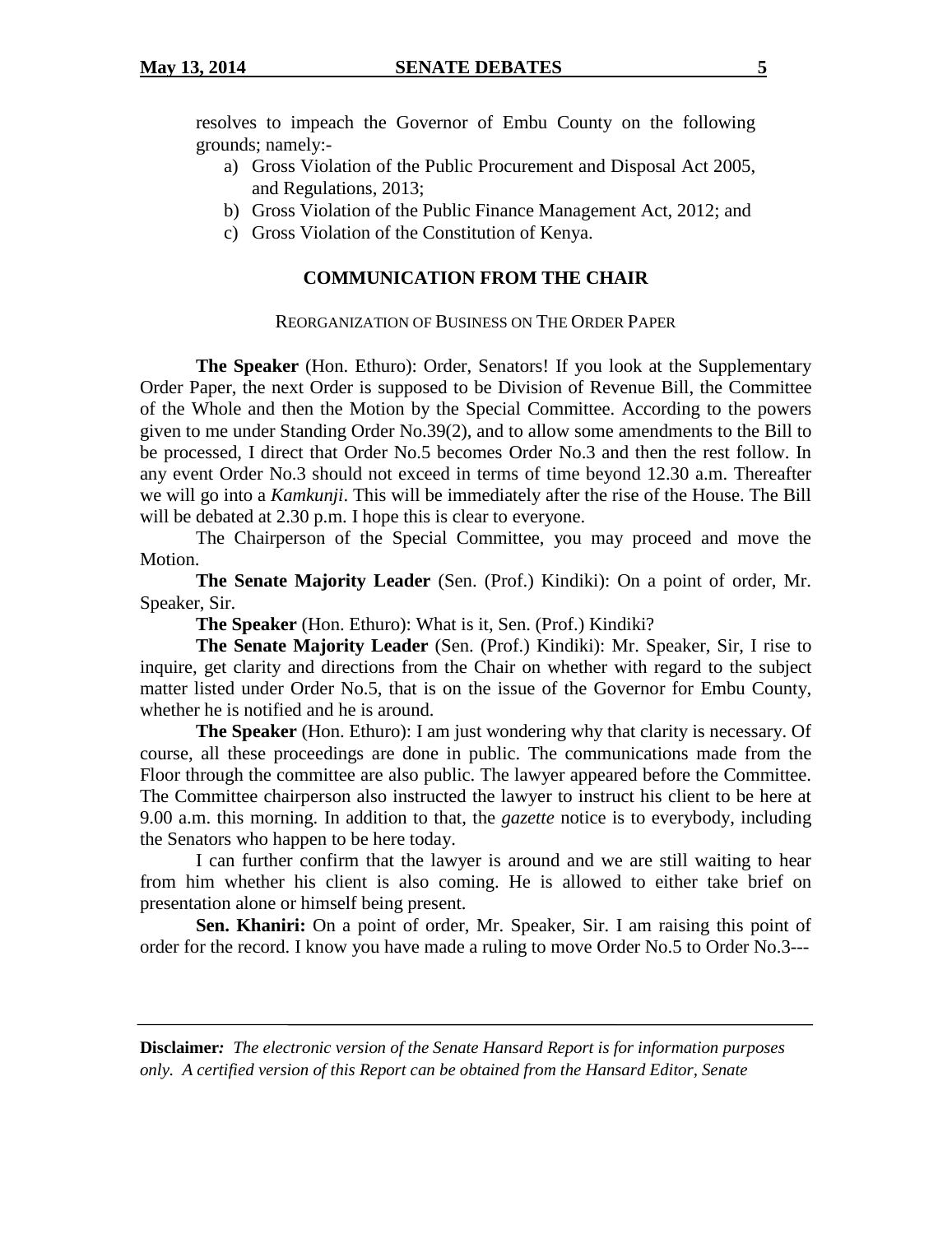resolves to impeach the Governor of Embu County on the following grounds; namely:-

a) Gross Violation of the Public Procurement and Disposal Act 2005, and Regulations, 2013;
b) Gross Violation of the Public Finance Management Act, 2012; and
c) Gross Violation of the Constitution of Kenya.

## COMMUNICATION FROM THE CHAIR

### REORGANIZATION OF BUSINESS ON THE ORDER PAPER

**The Speaker** (Hon. Ethuro): Order, Senators! If you look at the Supplementary Order Paper, the next Order is supposed to be Division of Revenue Bill, the Committee of the Whole and then the Motion by the Special Committee. According to the powers given to me under Standing Order No.39(2), and to allow some amendments to the Bill to be processed, I direct that Order No.5 becomes Order No.3 and then the rest follow. In any event Order No.3 should not exceed in terms of time beyond 12.30 a.m. Thereafter we will go into a *Kamkunji*. This will be immediately after the rise of the House. The Bill will be debated at 2.30 p.m. I hope this is clear to everyone.

The Chairperson of the Special Committee, you may proceed and move the Motion.

**The Senate Majority Leader** (Sen. (Prof.) Kindiki): On a point of order, Mr. Speaker, Sir.

**The Speaker** (Hon. Ethuro): What is it, Sen. (Prof.) Kindiki?

**The Senate Majority Leader** (Sen. (Prof.) Kindiki): Mr. Speaker, Sir, I rise to inquire, get clarity and directions from the Chair on whether with regard to the subject matter listed under Order No.5, that is on the issue of the Governor for Embu County, whether he is notified and he is around.

**The Speaker** (Hon. Ethuro): I am just wondering why that clarity is necessary. Of course, all these proceedings are done in public. The communications made from the Floor through the committee are also public. The lawyer appeared before the Committee. The Committee chairperson also instructed the lawyer to instruct his client to be here at 9.00 a.m. this morning. In addition to that, the *gazette* notice is to everybody, including the Senators who happen to be here today.

I can further confirm that the lawyer is around and we are still waiting to hear from him whether his client is also coming. He is allowed to either take brief on presentation alone or himself being present.

**Sen. Khaniri:** On a point of order, Mr. Speaker, Sir. I am raising this point of order for the record. I know you have made a ruling to move Order No.5 to Order No.3---

**Disclaimer***:* *The electronic version of the Senate Hansard Report is for information purposes only. A certified version of this Report can be obtained from the Hansard Editor, Senate*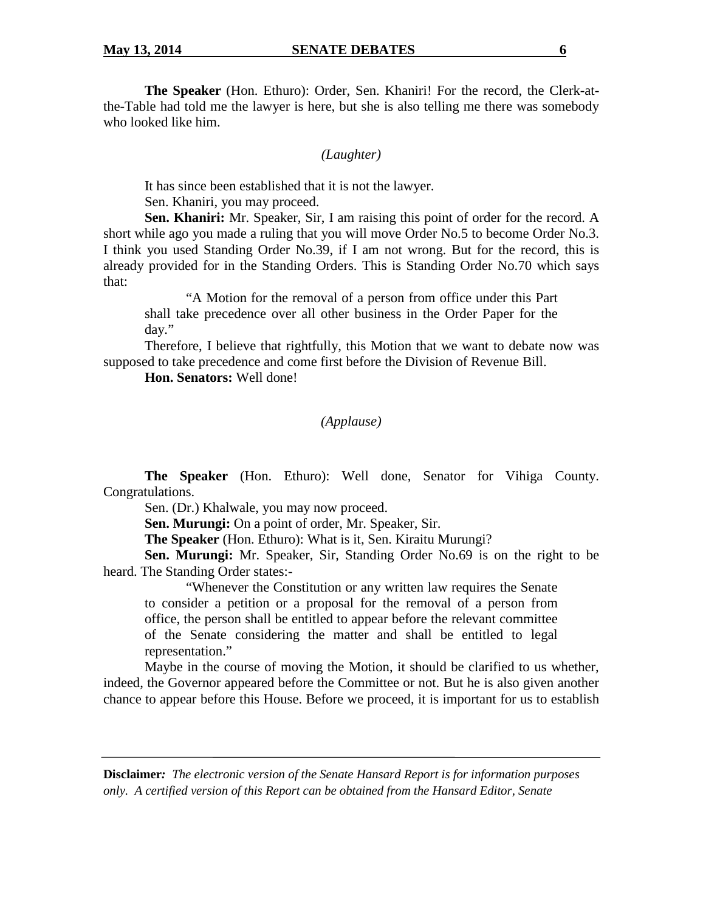**The Speaker** (Hon. Ethuro): Order, Sen. Khaniri! For the record, the Clerk-at-the-Table had told me the lawyer is here, but she is also telling me there was somebody who looked like him.

*(Laughter)*

It has since been established that it is not the lawyer.

Sen. Khaniri, you may proceed.

**Sen. Khaniri:** Mr. Speaker, Sir, I am raising this point of order for the record. A short while ago you made a ruling that you will move Order No.5 to become Order No.3. I think you used Standing Order No.39, if I am not wrong. But for the record, this is already provided for in the Standing Orders. This is Standing Order No.70 which says that:

> "A Motion for the removal of a person from office under this Part shall take precedence over all other business in the Order Paper for the day."

Therefore, I believe that rightfully, this Motion that we want to debate now was supposed to take precedence and come first before the Division of Revenue Bill.

**Hon. Senators:** Well done!

*(Applause)*

**The Speaker** (Hon. Ethuro): Well done, Senator for Vihiga County. Congratulations.

Sen. (Dr.) Khalwale, you may now proceed.

**Sen. Murungi:** On a point of order, Mr. Speaker, Sir.

**The Speaker** (Hon. Ethuro): What is it, Sen. Kiraitu Murungi?

**Sen. Murungi:** Mr. Speaker, Sir, Standing Order No.69 is on the right to be heard. The Standing Order states:-

> "Whenever the Constitution or any written law requires the Senate to consider a petition or a proposal for the removal of a person from office, the person shall be entitled to appear before the relevant committee of the Senate considering the matter and shall be entitled to legal representation."

Maybe in the course of moving the Motion, it should be clarified to us whether, indeed, the Governor appeared before the Committee or not. But he is also given another chance to appear before this House. Before we proceed, it is important for us to establish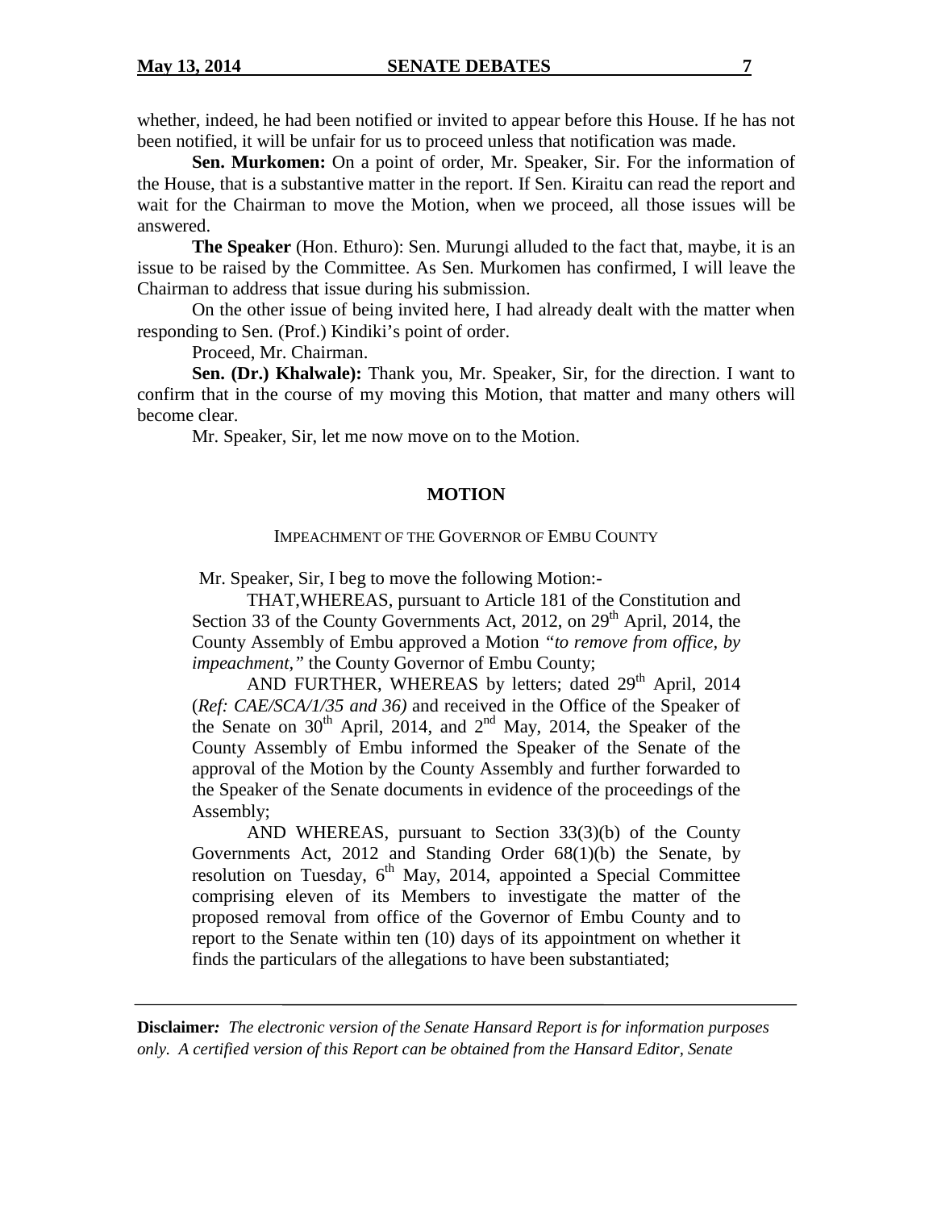whether, indeed, he had been notified or invited to appear before this House. If he has not been notified, it will be unfair for us to proceed unless that notification was made.

**Sen. Murkomen:** On a point of order, Mr. Speaker, Sir. For the information of the House, that is a substantive matter in the report. If Sen. Kiraitu can read the report and wait for the Chairman to move the Motion, when we proceed, all those issues will be answered.

**The Speaker** (Hon. Ethuro): Sen. Murungi alluded to the fact that, maybe, it is an issue to be raised by the Committee. As Sen. Murkomen has confirmed, I will leave the Chairman to address that issue during his submission.

On the other issue of being invited here, I had already dealt with the matter when responding to Sen. (Prof.) Kindiki's point of order.

Proceed, Mr. Chairman.

**Sen. (Dr.) Khalwale):** Thank you, Mr. Speaker, Sir, for the direction. I want to confirm that in the course of my moving this Motion, that matter and many others will become clear.

Mr. Speaker, Sir, let me now move on to the Motion.

## MOTION

### IMPEACHMENT OF THE GOVERNOR OF EMBU COUNTY

Mr. Speaker, Sir, I beg to move the following Motion:-

> THAT,WHEREAS, pursuant to Article 181 of the Constitution and Section 33 of the County Governments Act, 2012, on 29th April, 2014, the County Assembly of Embu approved a Motion *"to remove from office, by impeachment,"* the County Governor of Embu County;
>
> AND FURTHER, WHEREAS by letters; dated 29th April, 2014 (*Ref: CAE/SCA/1/35 and 36)* and received in the Office of the Speaker of the Senate on 30th April, 2014, and 2nd May, 2014, the Speaker of the County Assembly of Embu informed the Speaker of the Senate of the approval of the Motion by the County Assembly and further forwarded to the Speaker of the Senate documents in evidence of the proceedings of the Assembly;
>
> AND WHEREAS, pursuant to Section 33(3)(b) of the County Governments Act, 2012 and Standing Order 68(1)(b) the Senate, by resolution on Tuesday, 6th May, 2014, appointed a Special Committee comprising eleven of its Members to investigate the matter of the proposed removal from office of the Governor of Embu County and to report to the Senate within ten (10) days of its appointment on whether it finds the particulars of the allegations to have been substantiated;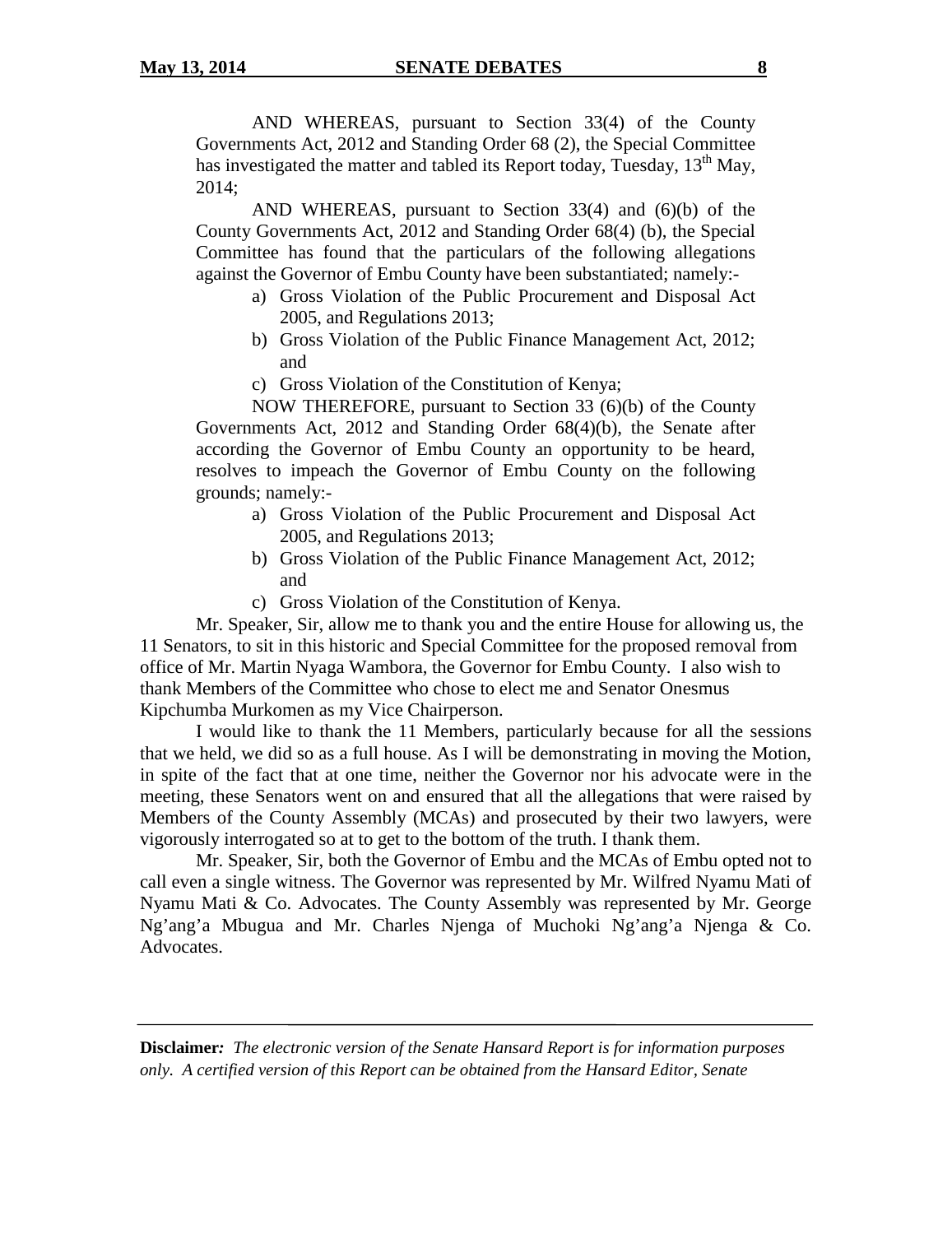AND WHEREAS, pursuant to Section 33(4) of the County Governments Act, 2012 and Standing Order 68 (2), the Special Committee has investigated the matter and tabled its Report today, Tuesday, 13th May, 2014;

AND WHEREAS, pursuant to Section 33(4) and (6)(b) of the County Governments Act, 2012 and Standing Order 68(4) (b), the Special Committee has found that the particulars of the following allegations against the Governor of Embu County have been substantiated; namely:-

a) Gross Violation of the Public Procurement and Disposal Act 2005, and Regulations 2013;
b) Gross Violation of the Public Finance Management Act, 2012; and
c) Gross Violation of the Constitution of Kenya;

NOW THEREFORE, pursuant to Section 33 (6)(b) of the County Governments Act, 2012 and Standing Order 68(4)(b), the Senate after according the Governor of Embu County an opportunity to be heard, resolves to impeach the Governor of Embu County on the following grounds; namely:-

a) Gross Violation of the Public Procurement and Disposal Act 2005, and Regulations 2013;
b) Gross Violation of the Public Finance Management Act, 2012; and
c) Gross Violation of the Constitution of Kenya.

Mr. Speaker, Sir, allow me to thank you and the entire House for allowing us, the 11 Senators, to sit in this historic and Special Committee for the proposed removal from office of Mr. Martin Nyaga Wambora, the Governor for Embu County. I also wish to thank Members of the Committee who chose to elect me and Senator Onesmus Kipchumba Murkomen as my Vice Chairperson.

I would like to thank the 11 Members, particularly because for all the sessions that we held, we did so as a full house. As I will be demonstrating in moving the Motion, in spite of the fact that at one time, neither the Governor nor his advocate were in the meeting, these Senators went on and ensured that all the allegations that were raised by Members of the County Assembly (MCAs) and prosecuted by their two lawyers, were vigorously interrogated so at to get to the bottom of the truth. I thank them.

Mr. Speaker, Sir, both the Governor of Embu and the MCAs of Embu opted not to call even a single witness. The Governor was represented by Mr. Wilfred Nyamu Mati of Nyamu Mati & Co. Advocates. The County Assembly was represented by Mr. George Ng'ang'a Mbugua and Mr. Charles Njenga of Muchoki Ng'ang'a Njenga & Co. Advocates.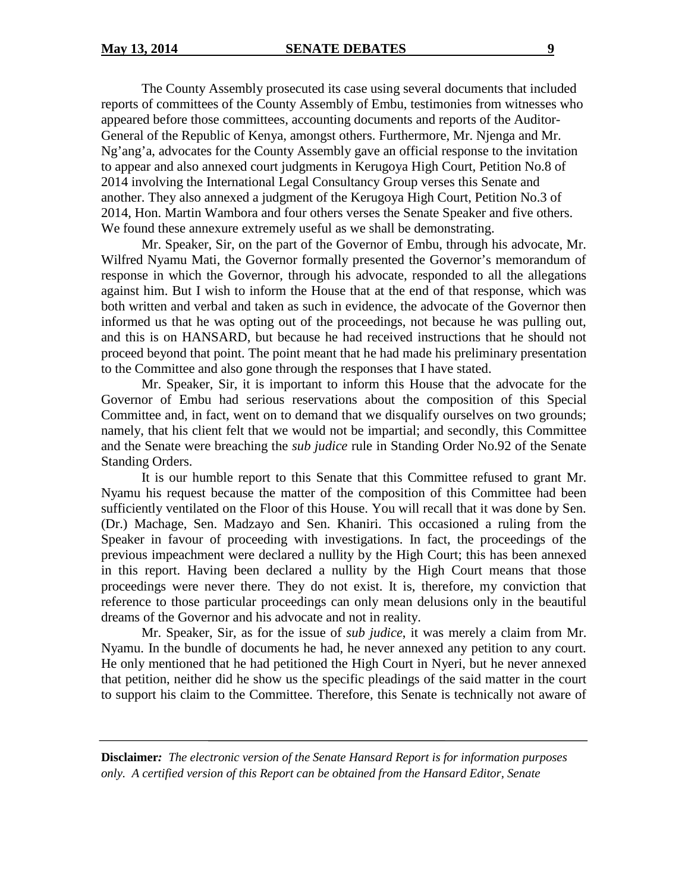The County Assembly prosecuted its case using several documents that included reports of committees of the County Assembly of Embu, testimonies from witnesses who appeared before those committees, accounting documents and reports of the Auditor-General of the Republic of Kenya, amongst others. Furthermore, Mr. Njenga and Mr. Ng'ang'a, advocates for the County Assembly gave an official response to the invitation to appear and also annexed court judgments in Kerugoya High Court, Petition No.8 of 2014 involving the International Legal Consultancy Group verses this Senate and another. They also annexed a judgment of the Kerugoya High Court, Petition No.3 of 2014, Hon. Martin Wambora and four others verses the Senate Speaker and five others. We found these annexure extremely useful as we shall be demonstrating.

Mr. Speaker, Sir, on the part of the Governor of Embu, through his advocate, Mr. Wilfred Nyamu Mati, the Governor formally presented the Governor's memorandum of response in which the Governor, through his advocate, responded to all the allegations against him. But I wish to inform the House that at the end of that response, which was both written and verbal and taken as such in evidence, the advocate of the Governor then informed us that he was opting out of the proceedings, not because he was pulling out, and this is on HANSARD, but because he had received instructions that he should not proceed beyond that point. The point meant that he had made his preliminary presentation to the Committee and also gone through the responses that I have stated.

Mr. Speaker, Sir, it is important to inform this House that the advocate for the Governor of Embu had serious reservations about the composition of this Special Committee and, in fact, went on to demand that we disqualify ourselves on two grounds; namely, that his client felt that we would not be impartial; and secondly, this Committee and the Senate were breaching the *sub judice* rule in Standing Order No.92 of the Senate Standing Orders.

It is our humble report to this Senate that this Committee refused to grant Mr. Nyamu his request because the matter of the composition of this Committee had been sufficiently ventilated on the Floor of this House. You will recall that it was done by Sen. (Dr.) Machage, Sen. Madzayo and Sen. Khaniri. This occasioned a ruling from the Speaker in favour of proceeding with investigations. In fact, the proceedings of the previous impeachment were declared a nullity by the High Court; this has been annexed in this report. Having been declared a nullity by the High Court means that those proceedings were never there. They do not exist. It is, therefore, my conviction that reference to those particular proceedings can only mean delusions only in the beautiful dreams of the Governor and his advocate and not in reality.

Mr. Speaker, Sir, as for the issue of *sub judice*, it was merely a claim from Mr. Nyamu. In the bundle of documents he had, he never annexed any petition to any court. He only mentioned that he had petitioned the High Court in Nyeri, but he never annexed that petition, neither did he show us the specific pleadings of the said matter in the court to support his claim to the Committee. Therefore, this Senate is technically not aware of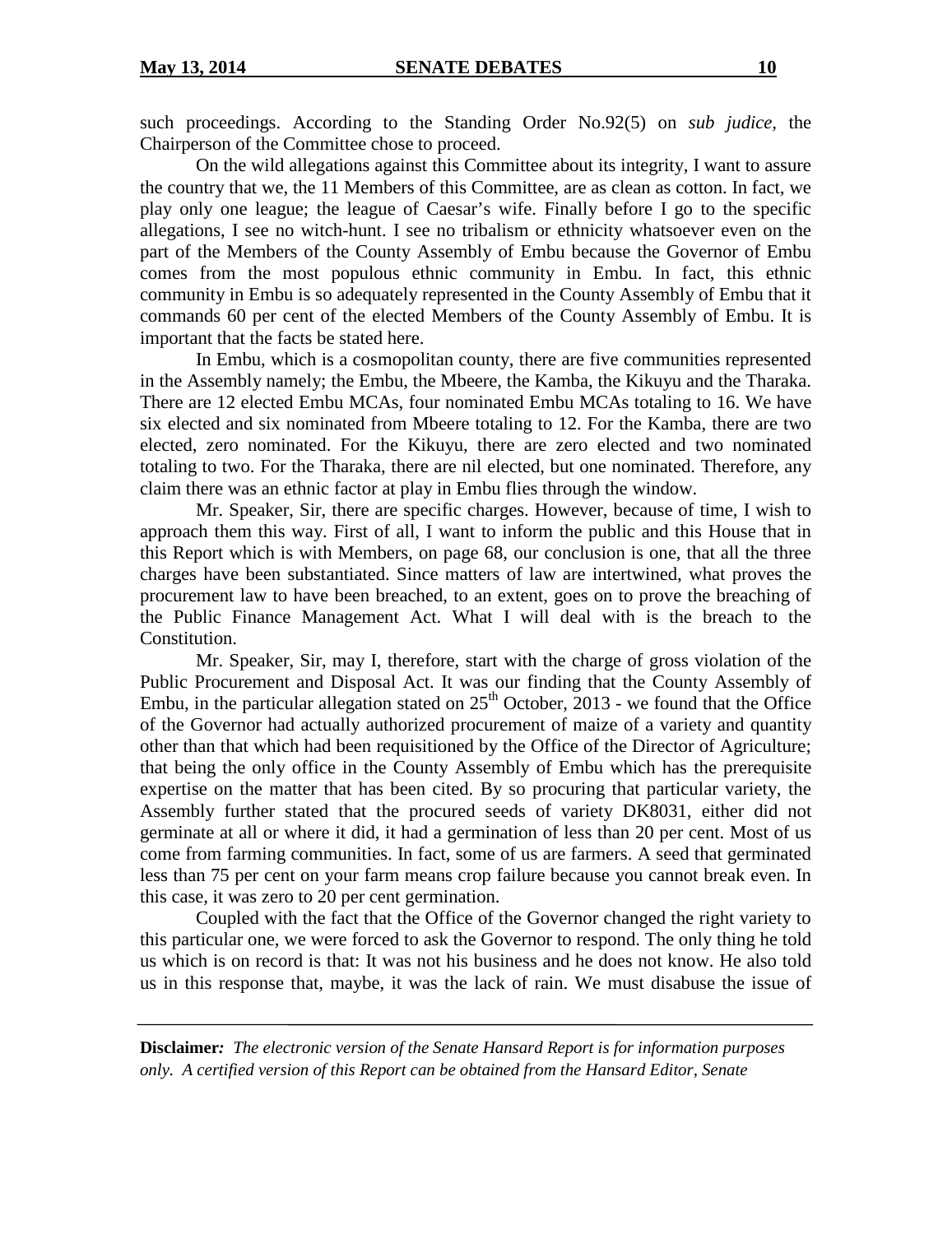such proceedings. According to the Standing Order No.92(5) on *sub judice*, the Chairperson of the Committee chose to proceed.

On the wild allegations against this Committee about its integrity, I want to assure the country that we, the 11 Members of this Committee, are as clean as cotton. In fact, we play only one league; the league of Caesar's wife. Finally before I go to the specific allegations, I see no witch-hunt. I see no tribalism or ethnicity whatsoever even on the part of the Members of the County Assembly of Embu because the Governor of Embu comes from the most populous ethnic community in Embu. In fact, this ethnic community in Embu is so adequately represented in the County Assembly of Embu that it commands 60 per cent of the elected Members of the County Assembly of Embu. It is important that the facts be stated here.

In Embu, which is a cosmopolitan county, there are five communities represented in the Assembly namely; the Embu, the Mbeere, the Kamba, the Kikuyu and the Tharaka. There are 12 elected Embu MCAs, four nominated Embu MCAs totaling to 16. We have six elected and six nominated from Mbeere totaling to 12. For the Kamba, there are two elected, zero nominated. For the Kikuyu, there are zero elected and two nominated totaling to two. For the Tharaka, there are nil elected, but one nominated. Therefore, any claim there was an ethnic factor at play in Embu flies through the window.

Mr. Speaker, Sir, there are specific charges. However, because of time, I wish to approach them this way. First of all, I want to inform the public and this House that in this Report which is with Members, on page 68, our conclusion is one, that all the three charges have been substantiated. Since matters of law are intertwined, what proves the procurement law to have been breached, to an extent, goes on to prove the breaching of the Public Finance Management Act. What I will deal with is the breach to the Constitution.

Mr. Speaker, Sir, may I, therefore, start with the charge of gross violation of the Public Procurement and Disposal Act. It was our finding that the County Assembly of Embu, in the particular allegation stated on 25th October, 2013 - we found that the Office of the Governor had actually authorized procurement of maize of a variety and quantity other than that which had been requisitioned by the Office of the Director of Agriculture; that being the only office in the County Assembly of Embu which has the prerequisite expertise on the matter that has been cited. By so procuring that particular variety, the Assembly further stated that the procured seeds of variety DK8031, either did not germinate at all or where it did, it had a germination of less than 20 per cent. Most of us come from farming communities. In fact, some of us are farmers. A seed that germinated less than 75 per cent on your farm means crop failure because you cannot break even. In this case, it was zero to 20 per cent germination.

Coupled with the fact that the Office of the Governor changed the right variety to this particular one, we were forced to ask the Governor to respond. The only thing he told us which is on record is that: It was not his business and he does not know. He also told us in this response that, maybe, it was the lack of rain. We must disabuse the issue of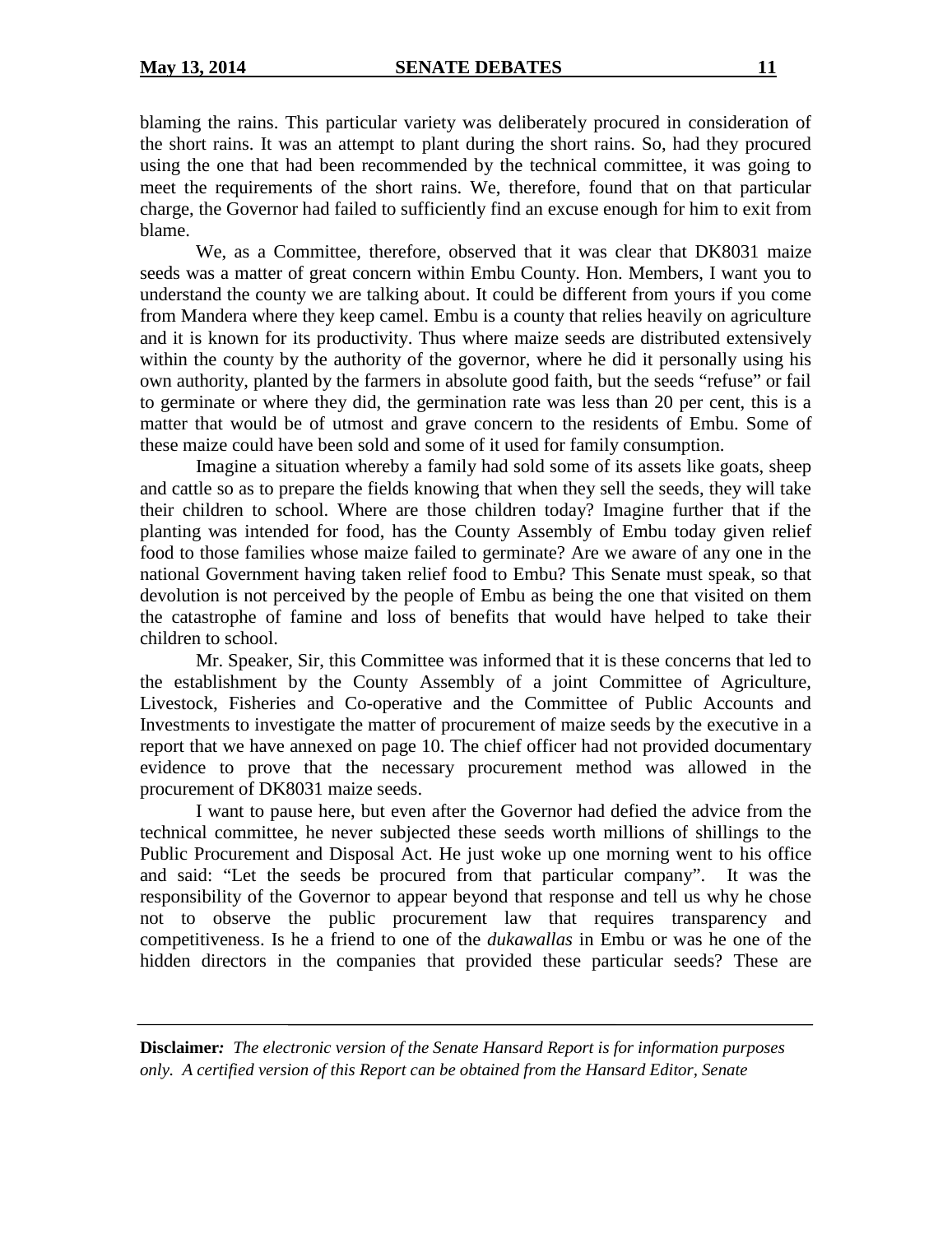blaming the rains. This particular variety was deliberately procured in consideration of the short rains. It was an attempt to plant during the short rains. So, had they procured using the one that had been recommended by the technical committee, it was going to meet the requirements of the short rains. We, therefore, found that on that particular charge, the Governor had failed to sufficiently find an excuse enough for him to exit from blame.

We, as a Committee, therefore, observed that it was clear that DK8031 maize seeds was a matter of great concern within Embu County. Hon. Members, I want you to understand the county we are talking about. It could be different from yours if you come from Mandera where they keep camel. Embu is a county that relies heavily on agriculture and it is known for its productivity. Thus where maize seeds are distributed extensively within the county by the authority of the governor, where he did it personally using his own authority, planted by the farmers in absolute good faith, but the seeds "refuse" or fail to germinate or where they did, the germination rate was less than 20 per cent, this is a matter that would be of utmost and grave concern to the residents of Embu. Some of these maize could have been sold and some of it used for family consumption.

Imagine a situation whereby a family had sold some of its assets like goats, sheep and cattle so as to prepare the fields knowing that when they sell the seeds, they will take their children to school. Where are those children today? Imagine further that if the planting was intended for food, has the County Assembly of Embu today given relief food to those families whose maize failed to germinate? Are we aware of any one in the national Government having taken relief food to Embu? This Senate must speak, so that devolution is not perceived by the people of Embu as being the one that visited on them the catastrophe of famine and loss of benefits that would have helped to take their children to school.

Mr. Speaker, Sir, this Committee was informed that it is these concerns that led to the establishment by the County Assembly of a joint Committee of Agriculture, Livestock, Fisheries and Co-operative and the Committee of Public Accounts and Investments to investigate the matter of procurement of maize seeds by the executive in a report that we have annexed on page 10. The chief officer had not provided documentary evidence to prove that the necessary procurement method was allowed in the procurement of DK8031 maize seeds.

I want to pause here, but even after the Governor had defied the advice from the technical committee, he never subjected these seeds worth millions of shillings to the Public Procurement and Disposal Act. He just woke up one morning went to his office and said: "Let the seeds be procured from that particular company". It was the responsibility of the Governor to appear beyond that response and tell us why he chose not to observe the public procurement law that requires transparency and competitiveness. Is he a friend to one of the *dukawallas* in Embu or was he one of the hidden directors in the companies that provided these particular seeds? These are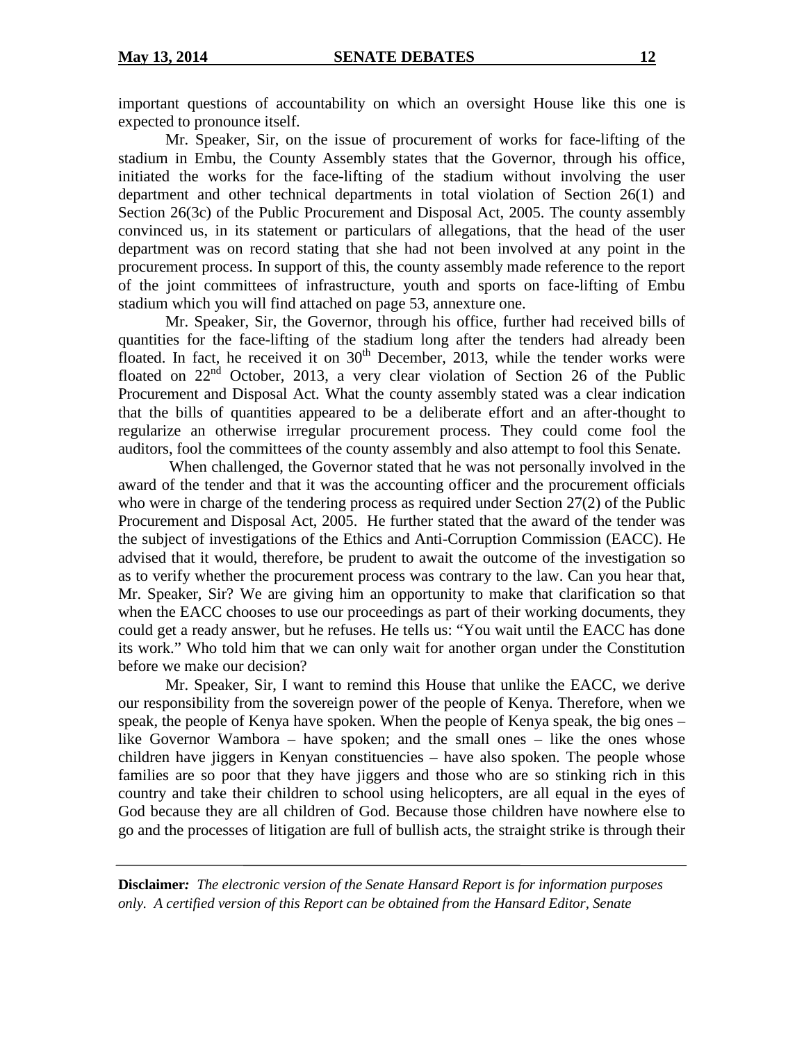important questions of accountability on which an oversight House like this one is expected to pronounce itself.

Mr. Speaker, Sir, on the issue of procurement of works for face-lifting of the stadium in Embu, the County Assembly states that the Governor, through his office, initiated the works for the face-lifting of the stadium without involving the user department and other technical departments in total violation of Section 26(1) and Section 26(3c) of the Public Procurement and Disposal Act, 2005. The county assembly convinced us, in its statement or particulars of allegations, that the head of the user department was on record stating that she had not been involved at any point in the procurement process. In support of this, the county assembly made reference to the report of the joint committees of infrastructure, youth and sports on face-lifting of Embu stadium which you will find attached on page 53, annexture one.

Mr. Speaker, Sir, the Governor, through his office, further had received bills of quantities for the face-lifting of the stadium long after the tenders had already been floated. In fact, he received it on 30th December, 2013, while the tender works were floated on 22nd October, 2013, a very clear violation of Section 26 of the Public Procurement and Disposal Act. What the county assembly stated was a clear indication that the bills of quantities appeared to be a deliberate effort and an after-thought to regularize an otherwise irregular procurement process. They could come fool the auditors, fool the committees of the county assembly and also attempt to fool this Senate.

When challenged, the Governor stated that he was not personally involved in the award of the tender and that it was the accounting officer and the procurement officials who were in charge of the tendering process as required under Section 27(2) of the Public Procurement and Disposal Act, 2005. He further stated that the award of the tender was the subject of investigations of the Ethics and Anti-Corruption Commission (EACC). He advised that it would, therefore, be prudent to await the outcome of the investigation so as to verify whether the procurement process was contrary to the law. Can you hear that, Mr. Speaker, Sir? We are giving him an opportunity to make that clarification so that when the EACC chooses to use our proceedings as part of their working documents, they could get a ready answer, but he refuses. He tells us: "You wait until the EACC has done its work." Who told him that we can only wait for another organ under the Constitution before we make our decision?

Mr. Speaker, Sir, I want to remind this House that unlike the EACC, we derive our responsibility from the sovereign power of the people of Kenya. Therefore, when we speak, the people of Kenya have spoken. When the people of Kenya speak, the big ones – like Governor Wambora – have spoken; and the small ones – like the ones whose children have jiggers in Kenyan constituencies – have also spoken. The people whose families are so poor that they have jiggers and those who are so stinking rich in this country and take their children to school using helicopters, are all equal in the eyes of God because they are all children of God. Because those children have nowhere else to go and the processes of litigation are full of bullish acts, the straight strike is through their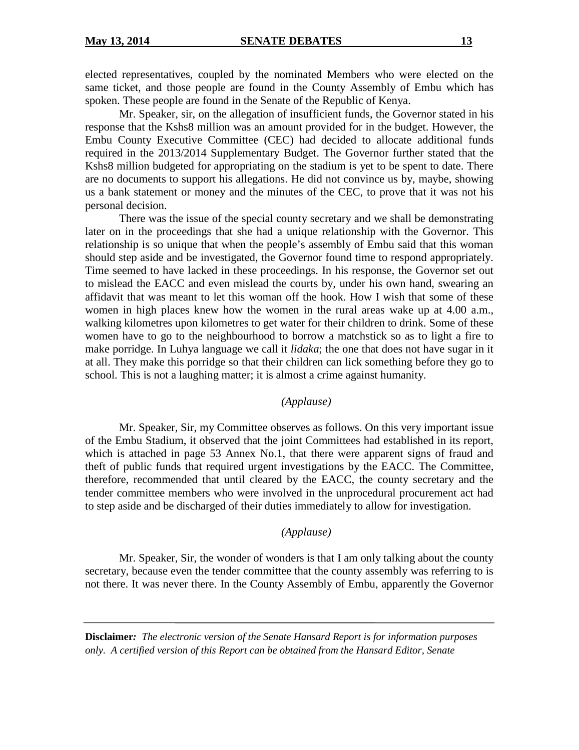elected representatives, coupled by the nominated Members who were elected on the same ticket, and those people are found in the County Assembly of Embu which has spoken. These people are found in the Senate of the Republic of Kenya.

Mr. Speaker, sir, on the allegation of insufficient funds, the Governor stated in his response that the Kshs8 million was an amount provided for in the budget. However, the Embu County Executive Committee (CEC) had decided to allocate additional funds required in the 2013/2014 Supplementary Budget. The Governor further stated that the Kshs8 million budgeted for appropriating on the stadium is yet to be spent to date. There are no documents to support his allegations. He did not convince us by, maybe, showing us a bank statement or money and the minutes of the CEC, to prove that it was not his personal decision.

There was the issue of the special county secretary and we shall be demonstrating later on in the proceedings that she had a unique relationship with the Governor. This relationship is so unique that when the people's assembly of Embu said that this woman should step aside and be investigated, the Governor found time to respond appropriately. Time seemed to have lacked in these proceedings. In his response, the Governor set out to mislead the EACC and even mislead the courts by, under his own hand, swearing an affidavit that was meant to let this woman off the hook. How I wish that some of these women in high places knew how the women in the rural areas wake up at 4.00 a.m., walking kilometres upon kilometres to get water for their children to drink. Some of these women have to go to the neighbourhood to borrow a matchstick so as to light a fire to make porridge. In Luhya language we call it *lidaka*; the one that does not have sugar in it at all. They make this porridge so that their children can lick something before they go to school. This is not a laughing matter; it is almost a crime against humanity.

*(Applause)*

Mr. Speaker, Sir, my Committee observes as follows. On this very important issue of the Embu Stadium, it observed that the joint Committees had established in its report, which is attached in page 53 Annex No.1, that there were apparent signs of fraud and theft of public funds that required urgent investigations by the EACC. The Committee, therefore, recommended that until cleared by the EACC, the county secretary and the tender committee members who were involved in the unprocedural procurement act had to step aside and be discharged of their duties immediately to allow for investigation.

*(Applause)*

Mr. Speaker, Sir, the wonder of wonders is that I am only talking about the county secretary, because even the tender committee that the county assembly was referring to is not there. It was never there. In the County Assembly of Embu, apparently the Governor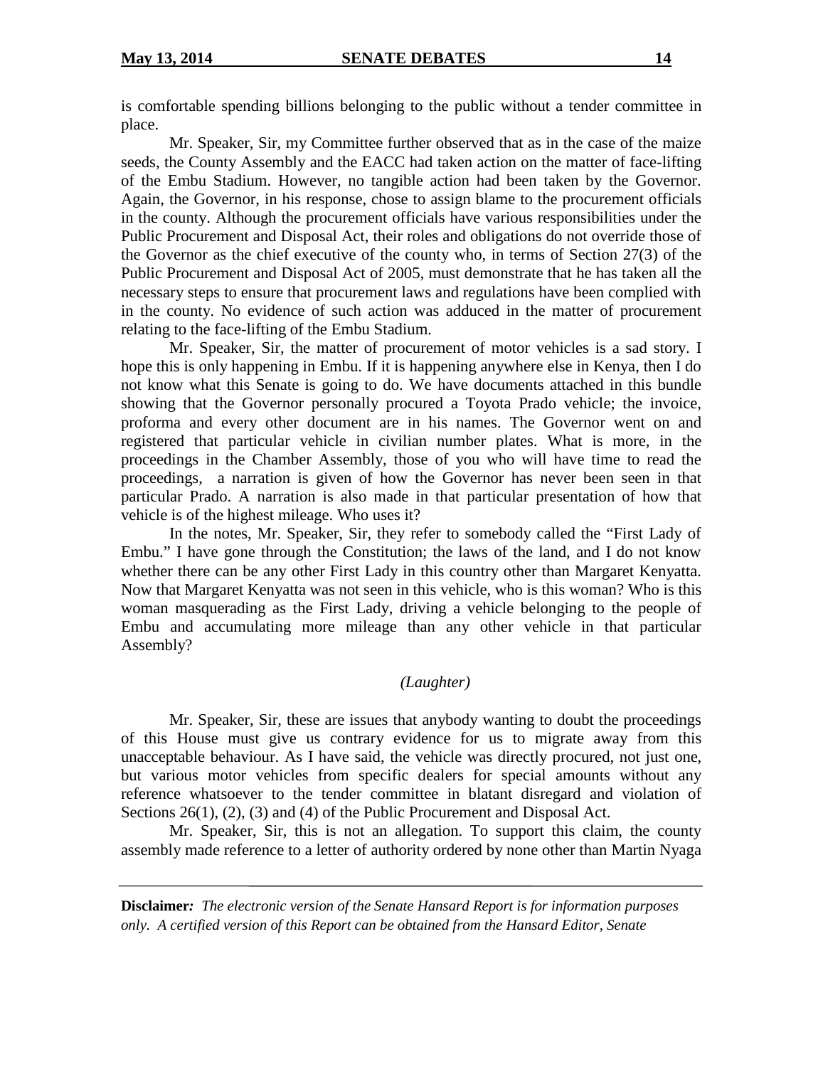is comfortable spending billions belonging to the public without a tender committee in place.

Mr. Speaker, Sir, my Committee further observed that as in the case of the maize seeds, the County Assembly and the EACC had taken action on the matter of face-lifting of the Embu Stadium. However, no tangible action had been taken by the Governor. Again, the Governor, in his response, chose to assign blame to the procurement officials in the county. Although the procurement officials have various responsibilities under the Public Procurement and Disposal Act, their roles and obligations do not override those of the Governor as the chief executive of the county who, in terms of Section 27(3) of the Public Procurement and Disposal Act of 2005, must demonstrate that he has taken all the necessary steps to ensure that procurement laws and regulations have been complied with in the county. No evidence of such action was adduced in the matter of procurement relating to the face-lifting of the Embu Stadium.

Mr. Speaker, Sir, the matter of procurement of motor vehicles is a sad story. I hope this is only happening in Embu. If it is happening anywhere else in Kenya, then I do not know what this Senate is going to do. We have documents attached in this bundle showing that the Governor personally procured a Toyota Prado vehicle; the invoice, proforma and every other document are in his names. The Governor went on and registered that particular vehicle in civilian number plates. What is more, in the proceedings in the Chamber Assembly, those of you who will have time to read the proceedings, a narration is given of how the Governor has never been seen in that particular Prado. A narration is also made in that particular presentation of how that vehicle is of the highest mileage. Who uses it?

In the notes, Mr. Speaker, Sir, they refer to somebody called the "First Lady of Embu." I have gone through the Constitution; the laws of the land, and I do not know whether there can be any other First Lady in this country other than Margaret Kenyatta. Now that Margaret Kenyatta was not seen in this vehicle, who is this woman? Who is this woman masquerading as the First Lady, driving a vehicle belonging to the people of Embu and accumulating more mileage than any other vehicle in that particular Assembly?

*(Laughter)*

Mr. Speaker, Sir, these are issues that anybody wanting to doubt the proceedings of this House must give us contrary evidence for us to migrate away from this unacceptable behaviour. As I have said, the vehicle was directly procured, not just one, but various motor vehicles from specific dealers for special amounts without any reference whatsoever to the tender committee in blatant disregard and violation of Sections 26(1), (2), (3) and (4) of the Public Procurement and Disposal Act.

Mr. Speaker, Sir, this is not an allegation. To support this claim, the county assembly made reference to a letter of authority ordered by none other than Martin Nyaga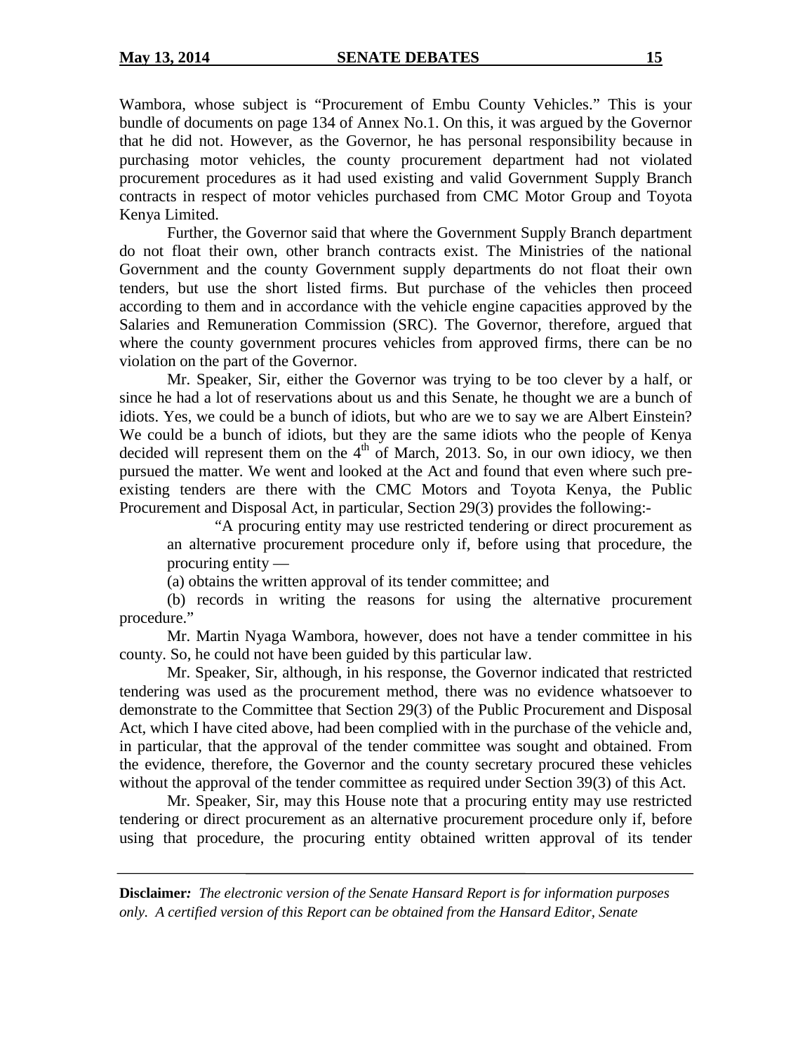Wambora, whose subject is "Procurement of Embu County Vehicles." This is your bundle of documents on page 134 of Annex No.1. On this, it was argued by the Governor that he did not. However, as the Governor, he has personal responsibility because in purchasing motor vehicles, the county procurement department had not violated procurement procedures as it had used existing and valid Government Supply Branch contracts in respect of motor vehicles purchased from CMC Motor Group and Toyota Kenya Limited.

Further, the Governor said that where the Government Supply Branch department do not float their own, other branch contracts exist. The Ministries of the national Government and the county Government supply departments do not float their own tenders, but use the short listed firms. But purchase of the vehicles then proceed according to them and in accordance with the vehicle engine capacities approved by the Salaries and Remuneration Commission (SRC). The Governor, therefore, argued that where the county government procures vehicles from approved firms, there can be no violation on the part of the Governor.

Mr. Speaker, Sir, either the Governor was trying to be too clever by a half, or since he had a lot of reservations about us and this Senate, he thought we are a bunch of idiots. Yes, we could be a bunch of idiots, but who are we to say we are Albert Einstein? We could be a bunch of idiots, but they are the same idiots who the people of Kenya decided will represent them on the 4th of March, 2013. So, in our own idiocy, we then pursued the matter. We went and looked at the Act and found that even where such pre-existing tenders are there with the CMC Motors and Toyota Kenya, the Public Procurement and Disposal Act, in particular, Section 29(3) provides the following:-

> "A procuring entity may use restricted tendering or direct procurement as an alternative procurement procedure only if, before using that procedure, the procuring entity —
>
> (a) obtains the written approval of its tender committee; and
>
> (b) records in writing the reasons for using the alternative procurement procedure."

Mr. Martin Nyaga Wambora, however, does not have a tender committee in his county. So, he could not have been guided by this particular law.

Mr. Speaker, Sir, although, in his response, the Governor indicated that restricted tendering was used as the procurement method, there was no evidence whatsoever to demonstrate to the Committee that Section 29(3) of the Public Procurement and Disposal Act, which I have cited above, had been complied with in the purchase of the vehicle and, in particular, that the approval of the tender committee was sought and obtained. From the evidence, therefore, the Governor and the county secretary procured these vehicles without the approval of the tender committee as required under Section 39(3) of this Act.

Mr. Speaker, Sir, may this House note that a procuring entity may use restricted tendering or direct procurement as an alternative procurement procedure only if, before using that procedure, the procuring entity obtained written approval of its tender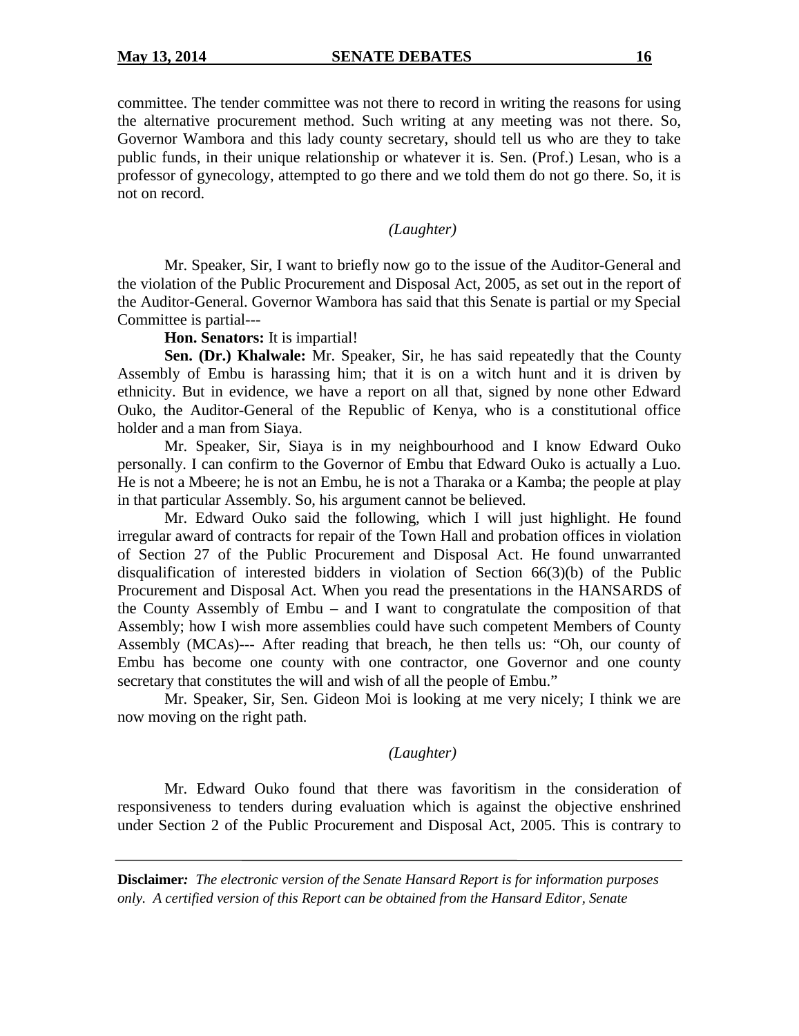committee. The tender committee was not there to record in writing the reasons for using the alternative procurement method. Such writing at any meeting was not there. So, Governor Wambora and this lady county secretary, should tell us who are they to take public funds, in their unique relationship or whatever it is. Sen. (Prof.) Lesan, who is a professor of gynecology, attempted to go there and we told them do not go there. So, it is not on record.

*(Laughter)*

Mr. Speaker, Sir, I want to briefly now go to the issue of the Auditor-General and the violation of the Public Procurement and Disposal Act, 2005, as set out in the report of the Auditor-General. Governor Wambora has said that this Senate is partial or my Special Committee is partial---

**Hon. Senators:** It is impartial!

**Sen. (Dr.) Khalwale:** Mr. Speaker, Sir, he has said repeatedly that the County Assembly of Embu is harassing him; that it is on a witch hunt and it is driven by ethnicity. But in evidence, we have a report on all that, signed by none other Edward Ouko, the Auditor-General of the Republic of Kenya, who is a constitutional office holder and a man from Siaya.

Mr. Speaker, Sir, Siaya is in my neighbourhood and I know Edward Ouko personally. I can confirm to the Governor of Embu that Edward Ouko is actually a Luo. He is not a Mbeere; he is not an Embu, he is not a Tharaka or a Kamba; the people at play in that particular Assembly. So, his argument cannot be believed.

Mr. Edward Ouko said the following, which I will just highlight. He found irregular award of contracts for repair of the Town Hall and probation offices in violation of Section 27 of the Public Procurement and Disposal Act. He found unwarranted disqualification of interested bidders in violation of Section 66(3)(b) of the Public Procurement and Disposal Act. When you read the presentations in the HANSARDS of the County Assembly of Embu – and I want to congratulate the composition of that Assembly; how I wish more assemblies could have such competent Members of County Assembly (MCAs)--- After reading that breach, he then tells us: "Oh, our county of Embu has become one county with one contractor, one Governor and one county secretary that constitutes the will and wish of all the people of Embu."

Mr. Speaker, Sir, Sen. Gideon Moi is looking at me very nicely; I think we are now moving on the right path.

*(Laughter)*

Mr. Edward Ouko found that there was favoritism in the consideration of responsiveness to tenders during evaluation which is against the objective enshrined under Section 2 of the Public Procurement and Disposal Act, 2005. This is contrary to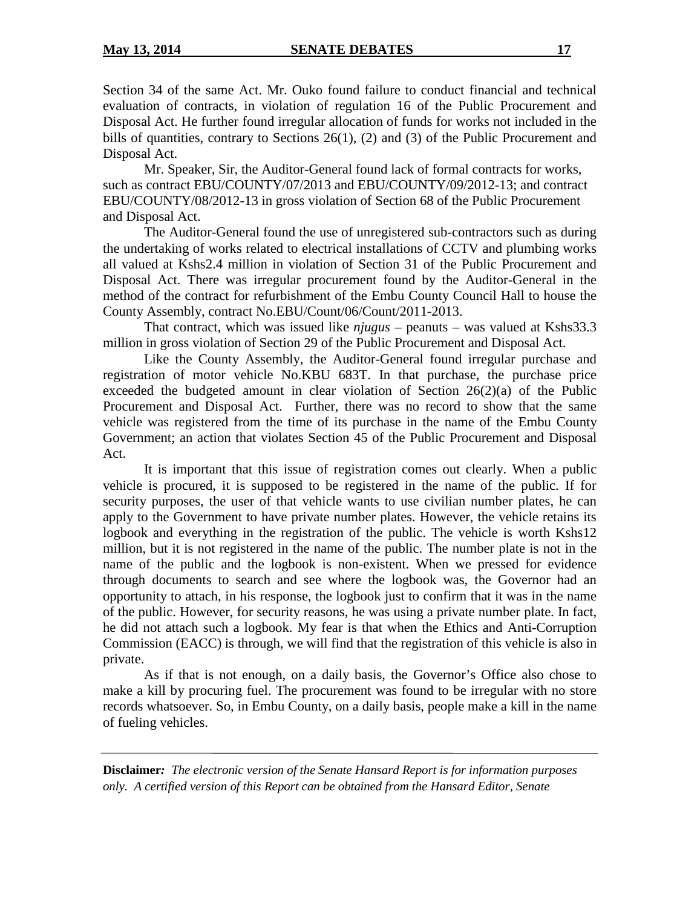Section 34 of the same Act. Mr. Ouko found failure to conduct financial and technical evaluation of contracts, in violation of regulation 16 of the Public Procurement and Disposal Act. He further found irregular allocation of funds for works not included in the bills of quantities, contrary to Sections 26(1), (2) and (3) of the Public Procurement and Disposal Act.

Mr. Speaker, Sir, the Auditor-General found lack of formal contracts for works, such as contract EBU/COUNTY/07/2013 and EBU/COUNTY/09/2012-13; and contract EBU/COUNTY/08/2012-13 in gross violation of Section 68 of the Public Procurement and Disposal Act.

The Auditor-General found the use of unregistered sub-contractors such as during the undertaking of works related to electrical installations of CCTV and plumbing works all valued at Kshs2.4 million in violation of Section 31 of the Public Procurement and Disposal Act. There was irregular procurement found by the Auditor-General in the method of the contract for refurbishment of the Embu County Council Hall to house the County Assembly, contract No.EBU/Count/06/Count/2011-2013.

That contract, which was issued like *njugus* – peanuts – was valued at Kshs33.3 million in gross violation of Section 29 of the Public Procurement and Disposal Act.

Like the County Assembly, the Auditor-General found irregular purchase and registration of motor vehicle No.KBU 683T. In that purchase, the purchase price exceeded the budgeted amount in clear violation of Section 26(2)(a) of the Public Procurement and Disposal Act. Further, there was no record to show that the same vehicle was registered from the time of its purchase in the name of the Embu County Government; an action that violates Section 45 of the Public Procurement and Disposal Act.

It is important that this issue of registration comes out clearly. When a public vehicle is procured, it is supposed to be registered in the name of the public. If for security purposes, the user of that vehicle wants to use civilian number plates, he can apply to the Government to have private number plates. However, the vehicle retains its logbook and everything in the registration of the public. The vehicle is worth Kshs12 million, but it is not registered in the name of the public. The number plate is not in the name of the public and the logbook is non-existent. When we pressed for evidence through documents to search and see where the logbook was, the Governor had an opportunity to attach, in his response, the logbook just to confirm that it was in the name of the public. However, for security reasons, he was using a private number plate. In fact, he did not attach such a logbook. My fear is that when the Ethics and Anti-Corruption Commission (EACC) is through, we will find that the registration of this vehicle is also in private.

As if that is not enough, on a daily basis, the Governor's Office also chose to make a kill by procuring fuel. The procurement was found to be irregular with no store records whatsoever. So, in Embu County, on a daily basis, people make a kill in the name of fueling vehicles.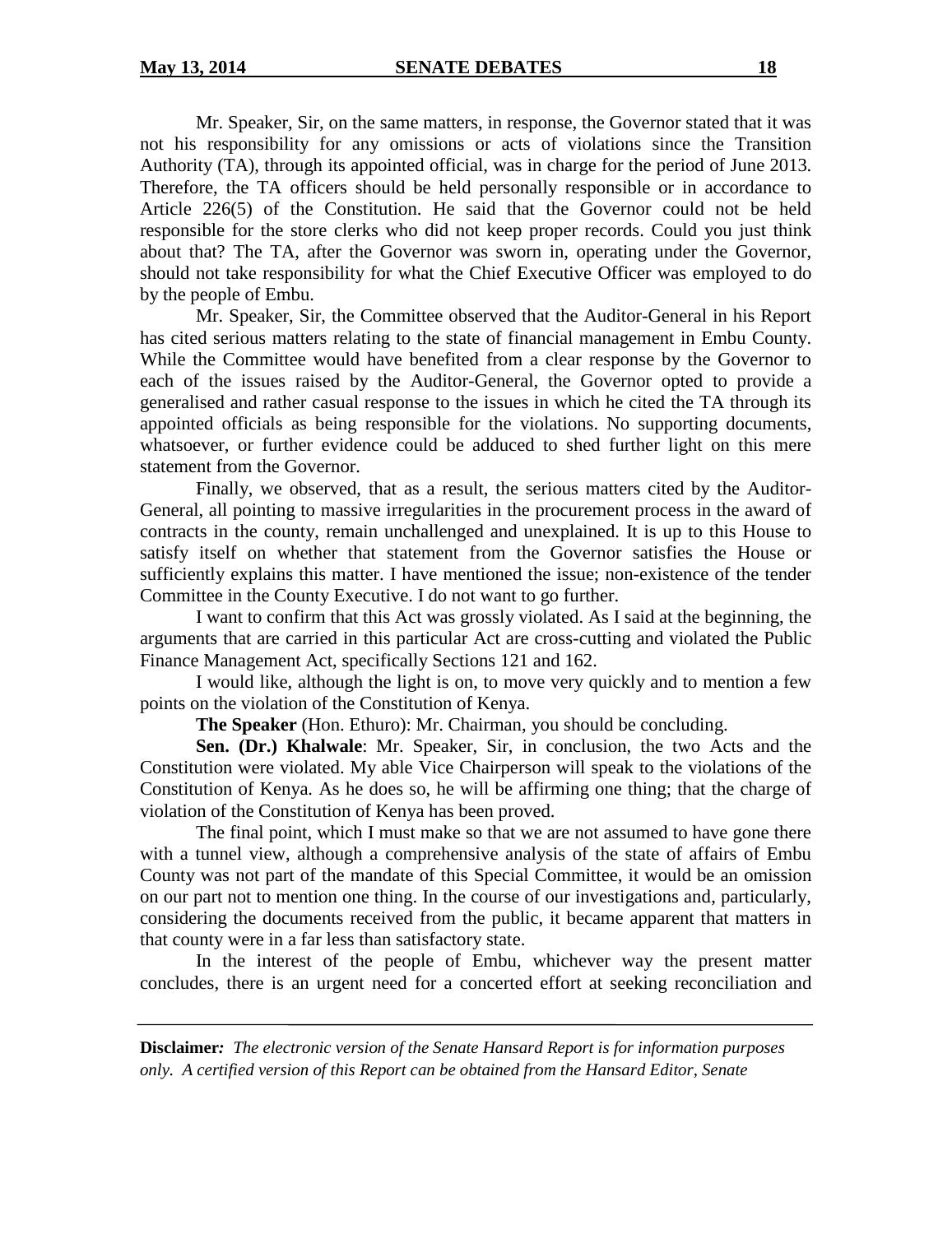Mr. Speaker, Sir, on the same matters, in response, the Governor stated that it was not his responsibility for any omissions or acts of violations since the Transition Authority (TA), through its appointed official, was in charge for the period of June 2013. Therefore, the TA officers should be held personally responsible or in accordance to Article 226(5) of the Constitution. He said that the Governor could not be held responsible for the store clerks who did not keep proper records. Could you just think about that? The TA, after the Governor was sworn in, operating under the Governor, should not take responsibility for what the Chief Executive Officer was employed to do by the people of Embu.

Mr. Speaker, Sir, the Committee observed that the Auditor-General in his Report has cited serious matters relating to the state of financial management in Embu County. While the Committee would have benefited from a clear response by the Governor to each of the issues raised by the Auditor-General, the Governor opted to provide a generalised and rather casual response to the issues in which he cited the TA through its appointed officials as being responsible for the violations. No supporting documents, whatsoever, or further evidence could be adduced to shed further light on this mere statement from the Governor.

Finally, we observed, that as a result, the serious matters cited by the Auditor-General, all pointing to massive irregularities in the procurement process in the award of contracts in the county, remain unchallenged and unexplained. It is up to this House to satisfy itself on whether that statement from the Governor satisfies the House or sufficiently explains this matter. I have mentioned the issue; non-existence of the tender Committee in the County Executive. I do not want to go further.

I want to confirm that this Act was grossly violated. As I said at the beginning, the arguments that are carried in this particular Act are cross-cutting and violated the Public Finance Management Act, specifically Sections 121 and 162.

I would like, although the light is on, to move very quickly and to mention a few points on the violation of the Constitution of Kenya.

**The Speaker** (Hon. Ethuro): Mr. Chairman, you should be concluding.

**Sen. (Dr.) Khalwale**: Mr. Speaker, Sir, in conclusion, the two Acts and the Constitution were violated. My able Vice Chairperson will speak to the violations of the Constitution of Kenya. As he does so, he will be affirming one thing; that the charge of violation of the Constitution of Kenya has been proved.

The final point, which I must make so that we are not assumed to have gone there with a tunnel view, although a comprehensive analysis of the state of affairs of Embu County was not part of the mandate of this Special Committee, it would be an omission on our part not to mention one thing. In the course of our investigations and, particularly, considering the documents received from the public, it became apparent that matters in that county were in a far less than satisfactory state.

In the interest of the people of Embu, whichever way the present matter concludes, there is an urgent need for a concerted effort at seeking reconciliation and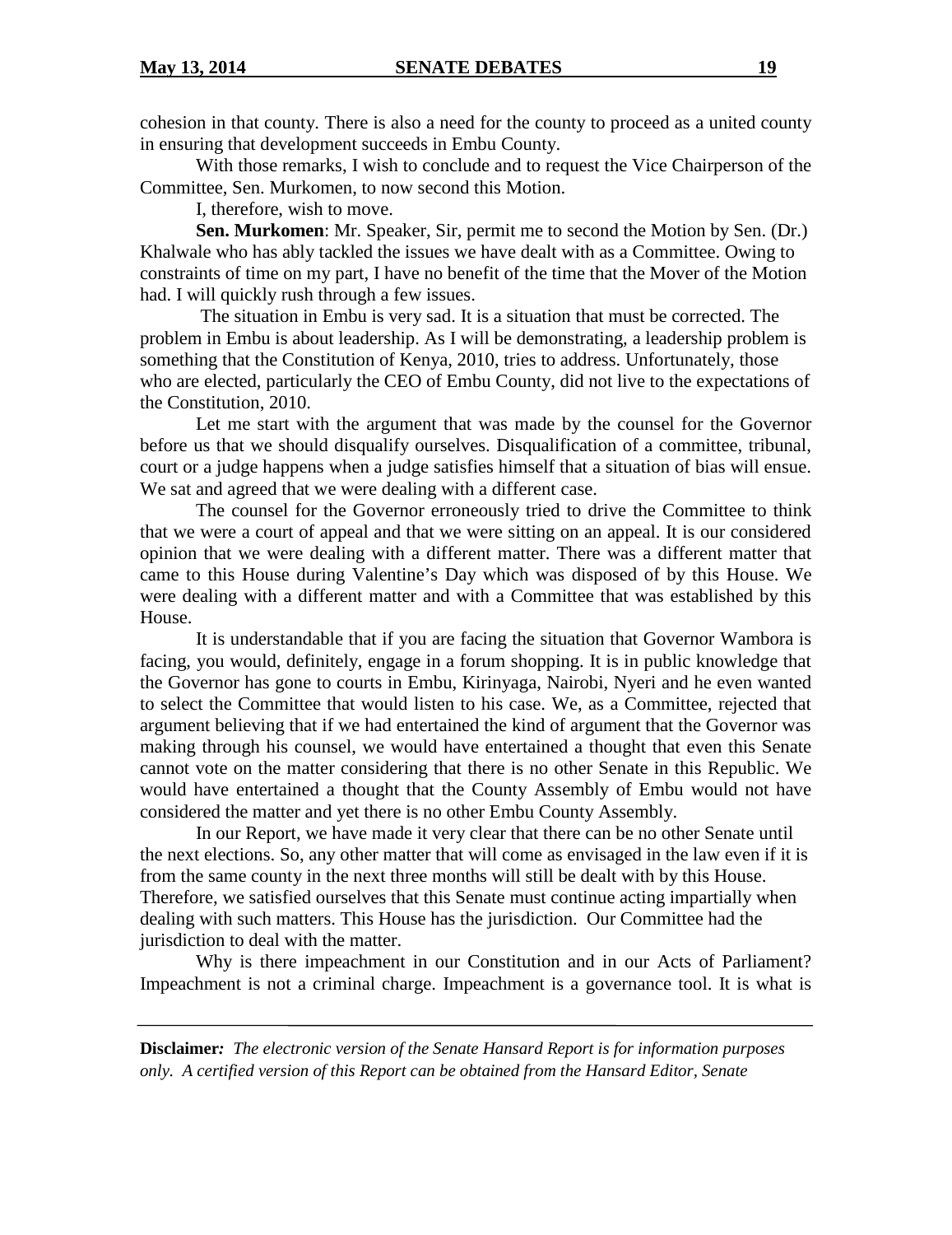cohesion in that county. There is also a need for the county to proceed as a united county in ensuring that development succeeds in Embu County.

With those remarks, I wish to conclude and to request the Vice Chairperson of the Committee, Sen. Murkomen, to now second this Motion.

I, therefore, wish to move.

**Sen. Murkomen**: Mr. Speaker, Sir, permit me to second the Motion by Sen. (Dr.) Khalwale who has ably tackled the issues we have dealt with as a Committee. Owing to constraints of time on my part, I have no benefit of the time that the Mover of the Motion had. I will quickly rush through a few issues.

The situation in Embu is very sad. It is a situation that must be corrected. The problem in Embu is about leadership. As I will be demonstrating, a leadership problem is something that the Constitution of Kenya, 2010, tries to address. Unfortunately, those who are elected, particularly the CEO of Embu County, did not live to the expectations of the Constitution, 2010.

Let me start with the argument that was made by the counsel for the Governor before us that we should disqualify ourselves. Disqualification of a committee, tribunal, court or a judge happens when a judge satisfies himself that a situation of bias will ensue. We sat and agreed that we were dealing with a different case.

The counsel for the Governor erroneously tried to drive the Committee to think that we were a court of appeal and that we were sitting on an appeal. It is our considered opinion that we were dealing with a different matter. There was a different matter that came to this House during Valentine's Day which was disposed of by this House. We were dealing with a different matter and with a Committee that was established by this House.

It is understandable that if you are facing the situation that Governor Wambora is facing, you would, definitely, engage in a forum shopping. It is in public knowledge that the Governor has gone to courts in Embu, Kirinyaga, Nairobi, Nyeri and he even wanted to select the Committee that would listen to his case. We, as a Committee, rejected that argument believing that if we had entertained the kind of argument that the Governor was making through his counsel, we would have entertained a thought that even this Senate cannot vote on the matter considering that there is no other Senate in this Republic. We would have entertained a thought that the County Assembly of Embu would not have considered the matter and yet there is no other Embu County Assembly.

In our Report, we have made it very clear that there can be no other Senate until the next elections. So, any other matter that will come as envisaged in the law even if it is from the same county in the next three months will still be dealt with by this House. Therefore, we satisfied ourselves that this Senate must continue acting impartially when dealing with such matters. This House has the jurisdiction. Our Committee had the jurisdiction to deal with the matter.

Why is there impeachment in our Constitution and in our Acts of Parliament? Impeachment is not a criminal charge. Impeachment is a governance tool. It is what is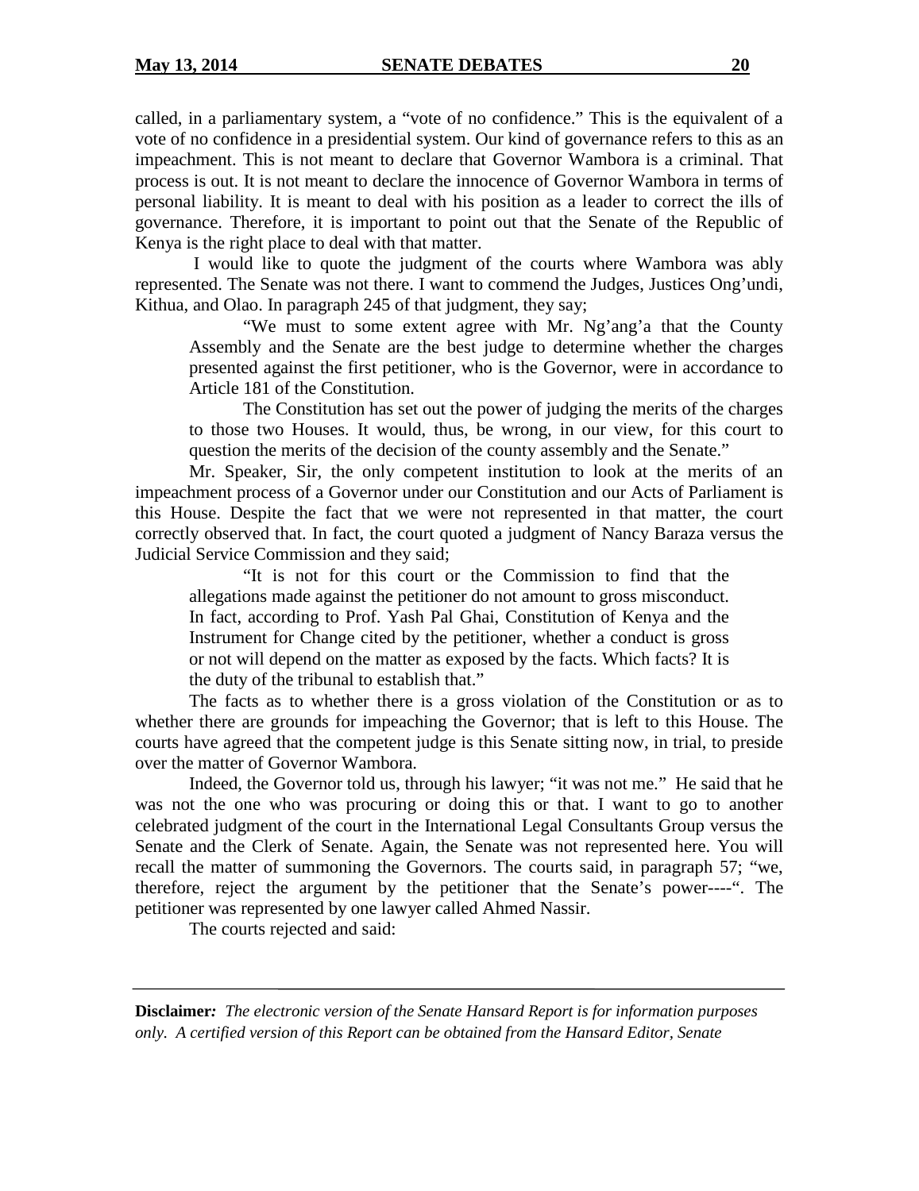called, in a parliamentary system, a "vote of no confidence." This is the equivalent of a vote of no confidence in a presidential system. Our kind of governance refers to this as an impeachment. This is not meant to declare that Governor Wambora is a criminal. That process is out. It is not meant to declare the innocence of Governor Wambora in terms of personal liability. It is meant to deal with his position as a leader to correct the ills of governance. Therefore, it is important to point out that the Senate of the Republic of Kenya is the right place to deal with that matter.

I would like to quote the judgment of the courts where Wambora was ably represented. The Senate was not there. I want to commend the Judges, Justices Ong'undi, Kithua, and Olao. In paragraph 245 of that judgment, they say;

> "We must to some extent agree with Mr. Ng'ang'a that the County Assembly and the Senate are the best judge to determine whether the charges presented against the first petitioner, who is the Governor, were in accordance to Article 181 of the Constitution.
>
> The Constitution has set out the power of judging the merits of the charges to those two Houses. It would, thus, be wrong, in our view, for this court to question the merits of the decision of the county assembly and the Senate."

Mr. Speaker, Sir, the only competent institution to look at the merits of an impeachment process of a Governor under our Constitution and our Acts of Parliament is this House. Despite the fact that we were not represented in that matter, the court correctly observed that. In fact, the court quoted a judgment of Nancy Baraza versus the Judicial Service Commission and they said;

> "It is not for this court or the Commission to find that the allegations made against the petitioner do not amount to gross misconduct. In fact, according to Prof. Yash Pal Ghai, Constitution of Kenya and the Instrument for Change cited by the petitioner, whether a conduct is gross or not will depend on the matter as exposed by the facts. Which facts? It is the duty of the tribunal to establish that."

The facts as to whether there is a gross violation of the Constitution or as to whether there are grounds for impeaching the Governor; that is left to this House. The courts have agreed that the competent judge is this Senate sitting now, in trial, to preside over the matter of Governor Wambora.

Indeed, the Governor told us, through his lawyer; "it was not me." He said that he was not the one who was procuring or doing this or that. I want to go to another celebrated judgment of the court in the International Legal Consultants Group versus the Senate and the Clerk of Senate. Again, the Senate was not represented here. You will recall the matter of summoning the Governors. The courts said, in paragraph 57; "we, therefore, reject the argument by the petitioner that the Senate's power----". The petitioner was represented by one lawyer called Ahmed Nassir.

The courts rejected and said: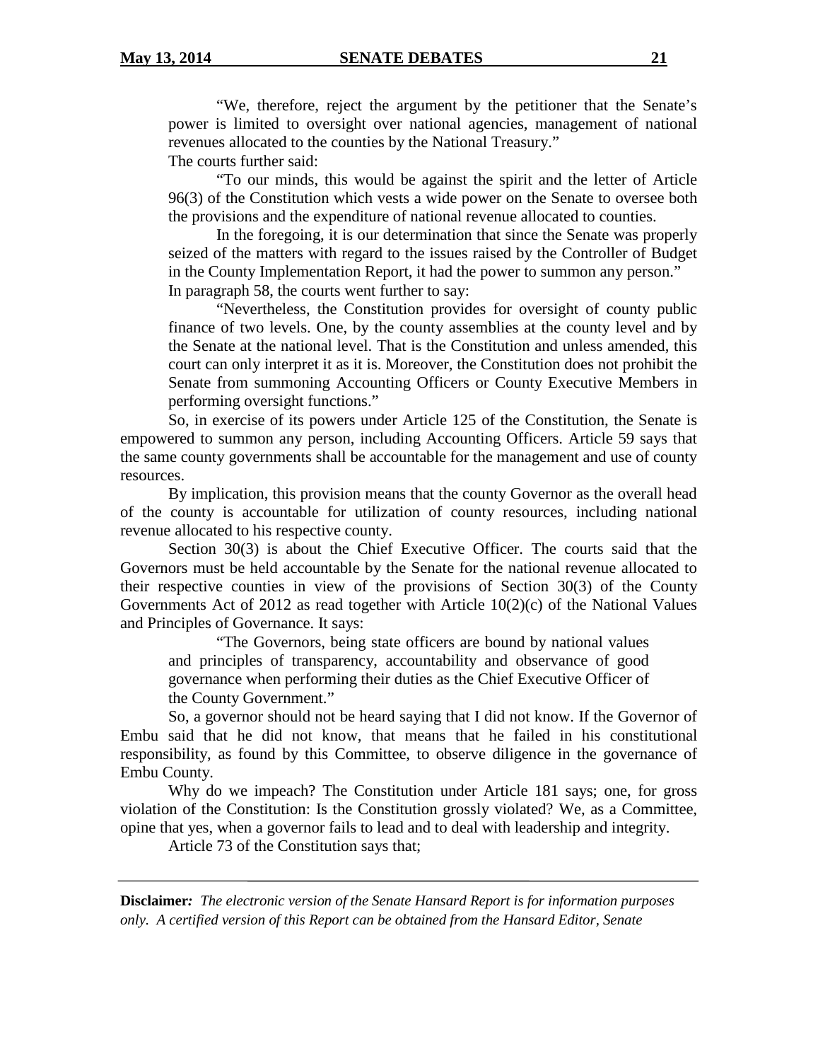"We, therefore, reject the argument by the petitioner that the Senate's power is limited to oversight over national agencies, management of national revenues allocated to the counties by the National Treasury."

The courts further said:

"To our minds, this would be against the spirit and the letter of Article 96(3) of the Constitution which vests a wide power on the Senate to oversee both the provisions and the expenditure of national revenue allocated to counties.

In the foregoing, it is our determination that since the Senate was properly seized of the matters with regard to the issues raised by the Controller of Budget in the County Implementation Report, it had the power to summon any person."

In paragraph 58, the courts went further to say:

"Nevertheless, the Constitution provides for oversight of county public finance of two levels. One, by the county assemblies at the county level and by the Senate at the national level. That is the Constitution and unless amended, this court can only interpret it as it is. Moreover, the Constitution does not prohibit the Senate from summoning Accounting Officers or County Executive Members in performing oversight functions."

So, in exercise of its powers under Article 125 of the Constitution, the Senate is empowered to summon any person, including Accounting Officers. Article 59 says that the same county governments shall be accountable for the management and use of county resources.

By implication, this provision means that the county Governor as the overall head of the county is accountable for utilization of county resources, including national revenue allocated to his respective county.

Section 30(3) is about the Chief Executive Officer. The courts said that the Governors must be held accountable by the Senate for the national revenue allocated to their respective counties in view of the provisions of Section 30(3) of the County Governments Act of 2012 as read together with Article 10(2)(c) of the National Values and Principles of Governance. It says:

"The Governors, being state officers are bound by national values and principles of transparency, accountability and observance of good governance when performing their duties as the Chief Executive Officer of the County Government."

So, a governor should not be heard saying that I did not know. If the Governor of Embu said that he did not know, that means that he failed in his constitutional responsibility, as found by this Committee, to observe diligence in the governance of Embu County.

Why do we impeach? The Constitution under Article 181 says; one, for gross violation of the Constitution: Is the Constitution grossly violated? We, as a Committee, opine that yes, when a governor fails to lead and to deal with leadership and integrity.

Article 73 of the Constitution says that;

**Disclaimer:** *The electronic version of the Senate Hansard Report is for information purposes only. A certified version of this Report can be obtained from the Hansard Editor, Senate*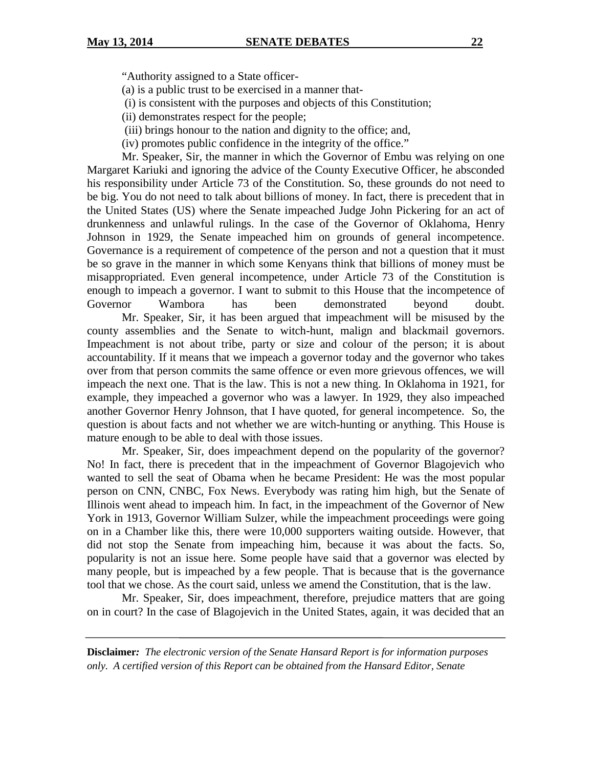"Authority assigned to a State officer-

(a) is a public trust to be exercised in a manner that-

(i) is consistent with the purposes and objects of this Constitution;

(ii) demonstrates respect for the people;

(iii) brings honour to the nation and dignity to the office; and,

(iv) promotes public confidence in the integrity of the office."

Mr. Speaker, Sir, the manner in which the Governor of Embu was relying on one Margaret Kariuki and ignoring the advice of the County Executive Officer, he absconded his responsibility under Article 73 of the Constitution. So, these grounds do not need to be big. You do not need to talk about billions of money. In fact, there is precedent that in the United States (US) where the Senate impeached Judge John Pickering for an act of drunkenness and unlawful rulings. In the case of the Governor of Oklahoma, Henry Johnson in 1929, the Senate impeached him on grounds of general incompetence. Governance is a requirement of competence of the person and not a question that it must be so grave in the manner in which some Kenyans think that billions of money must be misappropriated. Even general incompetence, under Article 73 of the Constitution is enough to impeach a governor. I want to submit to this House that the incompetence of Governor Wambora has been demonstrated beyond doubt.

Mr. Speaker, Sir, it has been argued that impeachment will be misused by the county assemblies and the Senate to witch-hunt, malign and blackmail governors. Impeachment is not about tribe, party or size and colour of the person; it is about accountability. If it means that we impeach a governor today and the governor who takes over from that person commits the same offence or even more grievous offences, we will impeach the next one. That is the law. This is not a new thing. In Oklahoma in 1921, for example, they impeached a governor who was a lawyer. In 1929, they also impeached another Governor Henry Johnson, that I have quoted, for general incompetence. So, the question is about facts and not whether we are witch-hunting or anything. This House is mature enough to be able to deal with those issues.

Mr. Speaker, Sir, does impeachment depend on the popularity of the governor? No! In fact, there is precedent that in the impeachment of Governor Blagojevich who wanted to sell the seat of Obama when he became President: He was the most popular person on CNN, CNBC, Fox News. Everybody was rating him high, but the Senate of Illinois went ahead to impeach him. In fact, in the impeachment of the Governor of New York in 1913, Governor William Sulzer, while the impeachment proceedings were going on in a Chamber like this, there were 10,000 supporters waiting outside. However, that did not stop the Senate from impeaching him, because it was about the facts. So, popularity is not an issue here. Some people have said that a governor was elected by many people, but is impeached by a few people. That is because that is the governance tool that we chose. As the court said, unless we amend the Constitution, that is the law.

Mr. Speaker, Sir, does impeachment, therefore, prejudice matters that are going on in court? In the case of Blagojevich in the United States, again, it was decided that an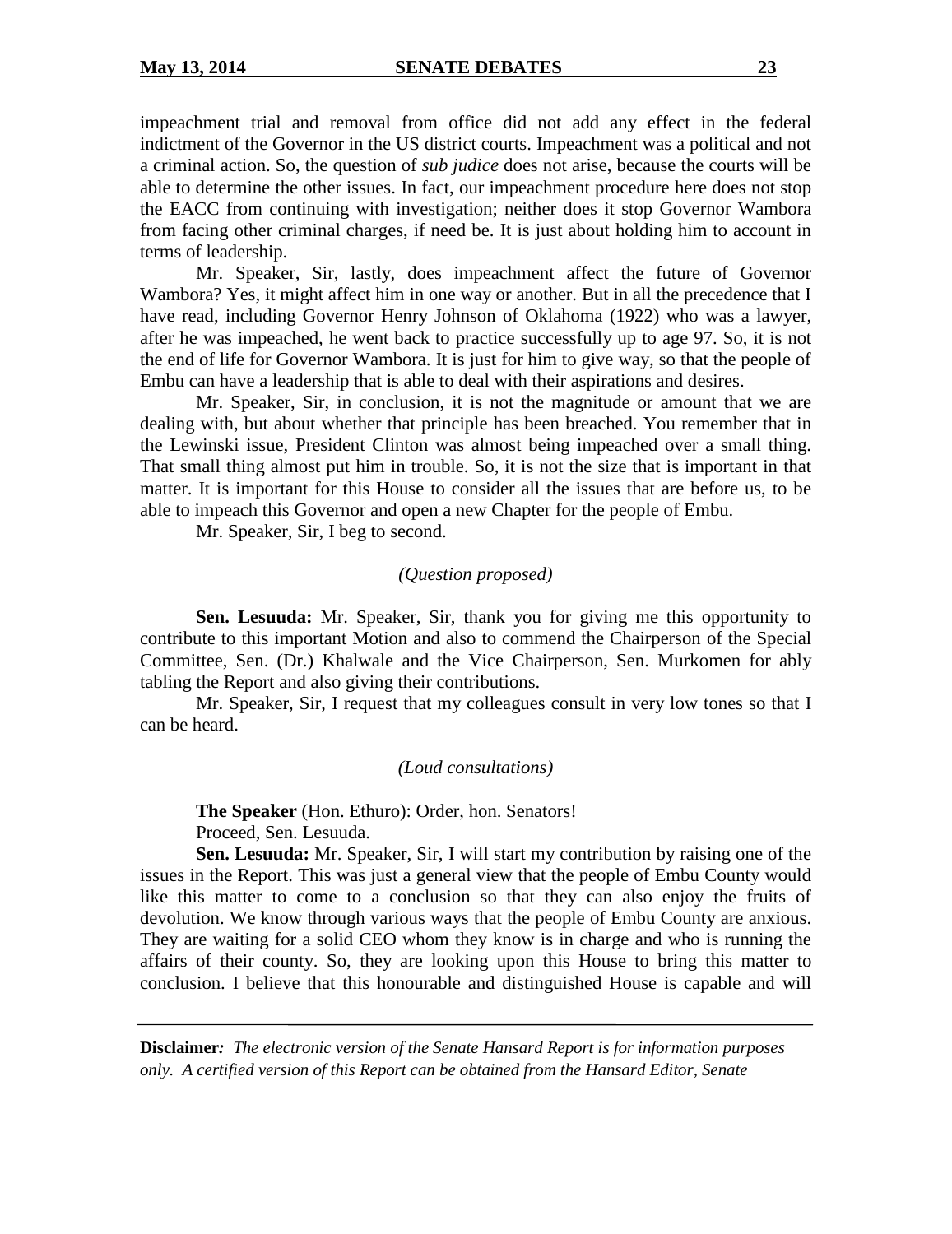impeachment trial and removal from office did not add any effect in the federal indictment of the Governor in the US district courts. Impeachment was a political and not a criminal action. So, the question of *sub judice* does not arise, because the courts will be able to determine the other issues. In fact, our impeachment procedure here does not stop the EACC from continuing with investigation; neither does it stop Governor Wambora from facing other criminal charges, if need be. It is just about holding him to account in terms of leadership.

Mr. Speaker, Sir, lastly, does impeachment affect the future of Governor Wambora? Yes, it might affect him in one way or another. But in all the precedence that I have read, including Governor Henry Johnson of Oklahoma (1922) who was a lawyer, after he was impeached, he went back to practice successfully up to age 97. So, it is not the end of life for Governor Wambora. It is just for him to give way, so that the people of Embu can have a leadership that is able to deal with their aspirations and desires.

Mr. Speaker, Sir, in conclusion, it is not the magnitude or amount that we are dealing with, but about whether that principle has been breached. You remember that in the Lewinski issue, President Clinton was almost being impeached over a small thing. That small thing almost put him in trouble. So, it is not the size that is important in that matter. It is important for this House to consider all the issues that are before us, to be able to impeach this Governor and open a new Chapter for the people of Embu.

Mr. Speaker, Sir, I beg to second.

*(Question proposed)*

**Sen. Lesuuda:** Mr. Speaker, Sir, thank you for giving me this opportunity to contribute to this important Motion and also to commend the Chairperson of the Special Committee, Sen. (Dr.) Khalwale and the Vice Chairperson, Sen. Murkomen for ably tabling the Report and also giving their contributions.

Mr. Speaker, Sir, I request that my colleagues consult in very low tones so that I can be heard.

*(Loud consultations)*

**The Speaker** (Hon. Ethuro): Order, hon. Senators!

Proceed, Sen. Lesuuda.

**Sen. Lesuuda:** Mr. Speaker, Sir, I will start my contribution by raising one of the issues in the Report. This was just a general view that the people of Embu County would like this matter to come to a conclusion so that they can also enjoy the fruits of devolution. We know through various ways that the people of Embu County are anxious. They are waiting for a solid CEO whom they know is in charge and who is running the affairs of their county. So, they are looking upon this House to bring this matter to conclusion. I believe that this honourable and distinguished House is capable and will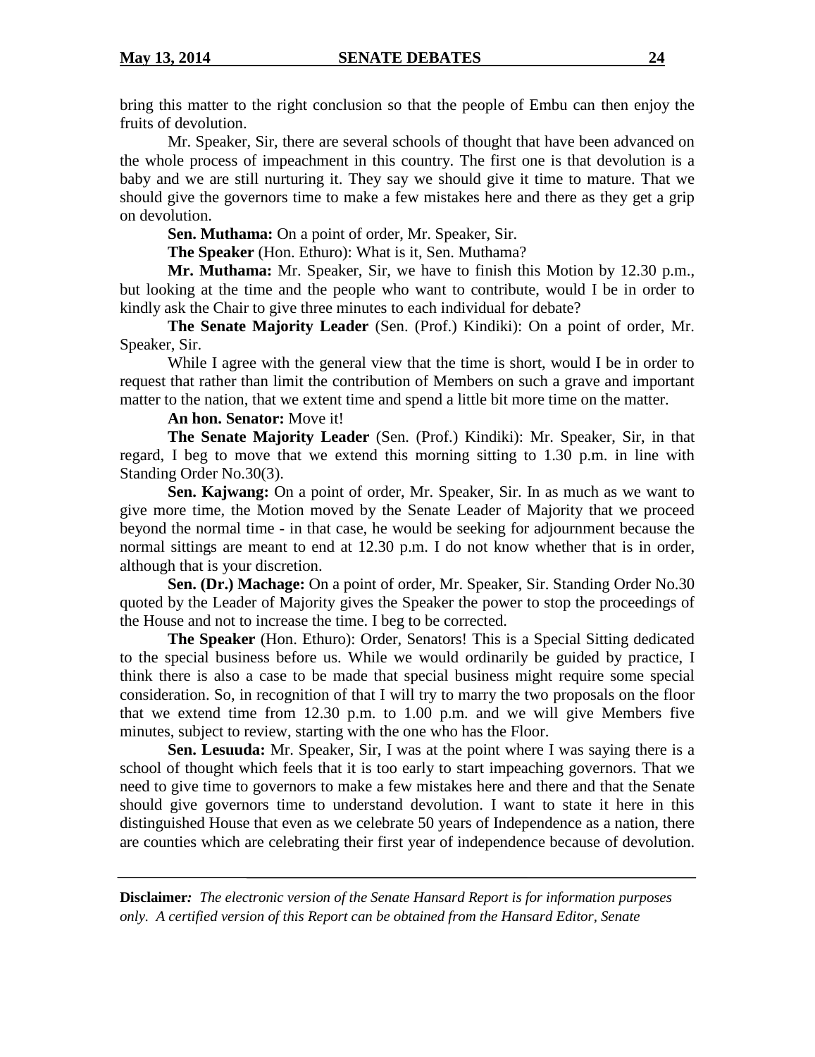bring this matter to the right conclusion so that the people of Embu can then enjoy the fruits of devolution.

Mr. Speaker, Sir, there are several schools of thought that have been advanced on the whole process of impeachment in this country. The first one is that devolution is a baby and we are still nurturing it. They say we should give it time to mature. That we should give the governors time to make a few mistakes here and there as they get a grip on devolution.

**Sen. Muthama:** On a point of order, Mr. Speaker, Sir.

**The Speaker** (Hon. Ethuro): What is it, Sen. Muthama?

**Mr. Muthama:** Mr. Speaker, Sir, we have to finish this Motion by 12.30 p.m., but looking at the time and the people who want to contribute, would I be in order to kindly ask the Chair to give three minutes to each individual for debate?

**The Senate Majority Leader** (Sen. (Prof.) Kindiki): On a point of order, Mr. Speaker, Sir.

While I agree with the general view that the time is short, would I be in order to request that rather than limit the contribution of Members on such a grave and important matter to the nation, that we extent time and spend a little bit more time on the matter.

**An hon. Senator:** Move it!

**The Senate Majority Leader** (Sen. (Prof.) Kindiki): Mr. Speaker, Sir, in that regard, I beg to move that we extend this morning sitting to 1.30 p.m. in line with Standing Order No.30(3).

**Sen. Kajwang:** On a point of order, Mr. Speaker, Sir. In as much as we want to give more time, the Motion moved by the Senate Leader of Majority that we proceed beyond the normal time - in that case, he would be seeking for adjournment because the normal sittings are meant to end at 12.30 p.m. I do not know whether that is in order, although that is your discretion.

**Sen. (Dr.) Machage:** On a point of order, Mr. Speaker, Sir. Standing Order No.30 quoted by the Leader of Majority gives the Speaker the power to stop the proceedings of the House and not to increase the time. I beg to be corrected.

**The Speaker** (Hon. Ethuro): Order, Senators! This is a Special Sitting dedicated to the special business before us. While we would ordinarily be guided by practice, I think there is also a case to be made that special business might require some special consideration. So, in recognition of that I will try to marry the two proposals on the floor that we extend time from 12.30 p.m. to 1.00 p.m. and we will give Members five minutes, subject to review, starting with the one who has the Floor.

**Sen. Lesuuda:** Mr. Speaker, Sir, I was at the point where I was saying there is a school of thought which feels that it is too early to start impeaching governors. That we need to give time to governors to make a few mistakes here and there and that the Senate should give governors time to understand devolution. I want to state it here in this distinguished House that even as we celebrate 50 years of Independence as a nation, there are counties which are celebrating their first year of independence because of devolution.

**Disclaimer:** *The electronic version of the Senate Hansard Report is for information purposes only. A certified version of this Report can be obtained from the Hansard Editor, Senate*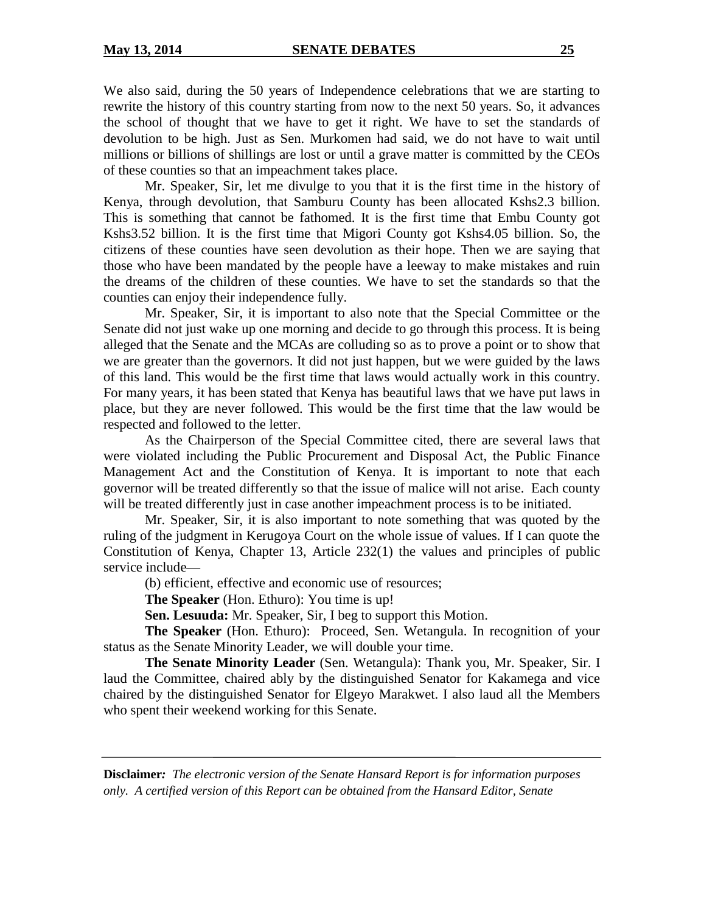We also said, during the 50 years of Independence celebrations that we are starting to rewrite the history of this country starting from now to the next 50 years. So, it advances the school of thought that we have to get it right. We have to set the standards of devolution to be high. Just as Sen. Murkomen had said, we do not have to wait until millions or billions of shillings are lost or until a grave matter is committed by the CEOs of these counties so that an impeachment takes place.

Mr. Speaker, Sir, let me divulge to you that it is the first time in the history of Kenya, through devolution, that Samburu County has been allocated Kshs2.3 billion. This is something that cannot be fathomed. It is the first time that Embu County got Kshs3.52 billion. It is the first time that Migori County got Kshs4.05 billion. So, the citizens of these counties have seen devolution as their hope. Then we are saying that those who have been mandated by the people have a leeway to make mistakes and ruin the dreams of the children of these counties. We have to set the standards so that the counties can enjoy their independence fully.

Mr. Speaker, Sir, it is important to also note that the Special Committee or the Senate did not just wake up one morning and decide to go through this process. It is being alleged that the Senate and the MCAs are colluding so as to prove a point or to show that we are greater than the governors. It did not just happen, but we were guided by the laws of this land. This would be the first time that laws would actually work in this country. For many years, it has been stated that Kenya has beautiful laws that we have put laws in place, but they are never followed. This would be the first time that the law would be respected and followed to the letter.

As the Chairperson of the Special Committee cited, there are several laws that were violated including the Public Procurement and Disposal Act, the Public Finance Management Act and the Constitution of Kenya. It is important to note that each governor will be treated differently so that the issue of malice will not arise. Each county will be treated differently just in case another impeachment process is to be initiated.

Mr. Speaker, Sir, it is also important to note something that was quoted by the ruling of the judgment in Kerugoya Court on the whole issue of values. If I can quote the Constitution of Kenya, Chapter 13, Article 232(1) the values and principles of public service include—

(b) efficient, effective and economic use of resources;

**The Speaker** (Hon. Ethuro): You time is up!

**Sen. Lesuuda:** Mr. Speaker, Sir, I beg to support this Motion.

**The Speaker** (Hon. Ethuro): Proceed, Sen. Wetangula. In recognition of your status as the Senate Minority Leader, we will double your time.

**The Senate Minority Leader** (Sen. Wetangula): Thank you, Mr. Speaker, Sir. I laud the Committee, chaired ably by the distinguished Senator for Kakamega and vice chaired by the distinguished Senator for Elgeyo Marakwet. I also laud all the Members who spent their weekend working for this Senate.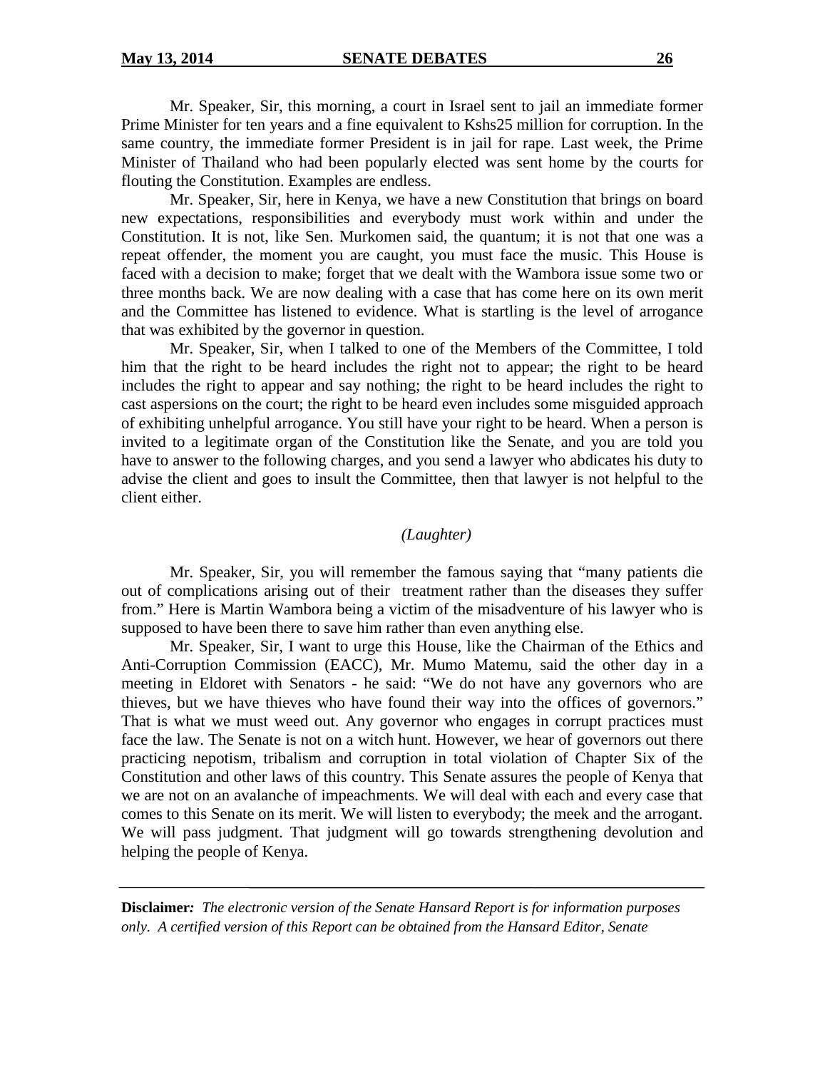Mr. Speaker, Sir, this morning, a court in Israel sent to jail an immediate former Prime Minister for ten years and a fine equivalent to Kshs25 million for corruption. In the same country, the immediate former President is in jail for rape. Last week, the Prime Minister of Thailand who had been popularly elected was sent home by the courts for flouting the Constitution. Examples are endless.

Mr. Speaker, Sir, here in Kenya, we have a new Constitution that brings on board new expectations, responsibilities and everybody must work within and under the Constitution. It is not, like Sen. Murkomen said, the quantum; it is not that one was a repeat offender, the moment you are caught, you must face the music. This House is faced with a decision to make; forget that we dealt with the Wambora issue some two or three months back. We are now dealing with a case that has come here on its own merit and the Committee has listened to evidence. What is startling is the level of arrogance that was exhibited by the governor in question.

Mr. Speaker, Sir, when I talked to one of the Members of the Committee, I told him that the right to be heard includes the right not to appear; the right to be heard includes the right to appear and say nothing; the right to be heard includes the right to cast aspersions on the court; the right to be heard even includes some misguided approach of exhibiting unhelpful arrogance. You still have your right to be heard. When a person is invited to a legitimate organ of the Constitution like the Senate, and you are told you have to answer to the following charges, and you send a lawyer who abdicates his duty to advise the client and goes to insult the Committee, then that lawyer is not helpful to the client either.

*(Laughter)*

Mr. Speaker, Sir, you will remember the famous saying that "many patients die out of complications arising out of their treatment rather than the diseases they suffer from." Here is Martin Wambora being a victim of the misadventure of his lawyer who is supposed to have been there to save him rather than even anything else.

Mr. Speaker, Sir, I want to urge this House, like the Chairman of the Ethics and Anti-Corruption Commission (EACC), Mr. Mumo Matemu, said the other day in a meeting in Eldoret with Senators - he said: "We do not have any governors who are thieves, but we have thieves who have found their way into the offices of governors." That is what we must weed out. Any governor who engages in corrupt practices must face the law. The Senate is not on a witch hunt. However, we hear of governors out there practicing nepotism, tribalism and corruption in total violation of Chapter Six of the Constitution and other laws of this country. This Senate assures the people of Kenya that we are not on an avalanche of impeachments. We will deal with each and every case that comes to this Senate on its merit. We will listen to everybody; the meek and the arrogant. We will pass judgment. That judgment will go towards strengthening devolution and helping the people of Kenya.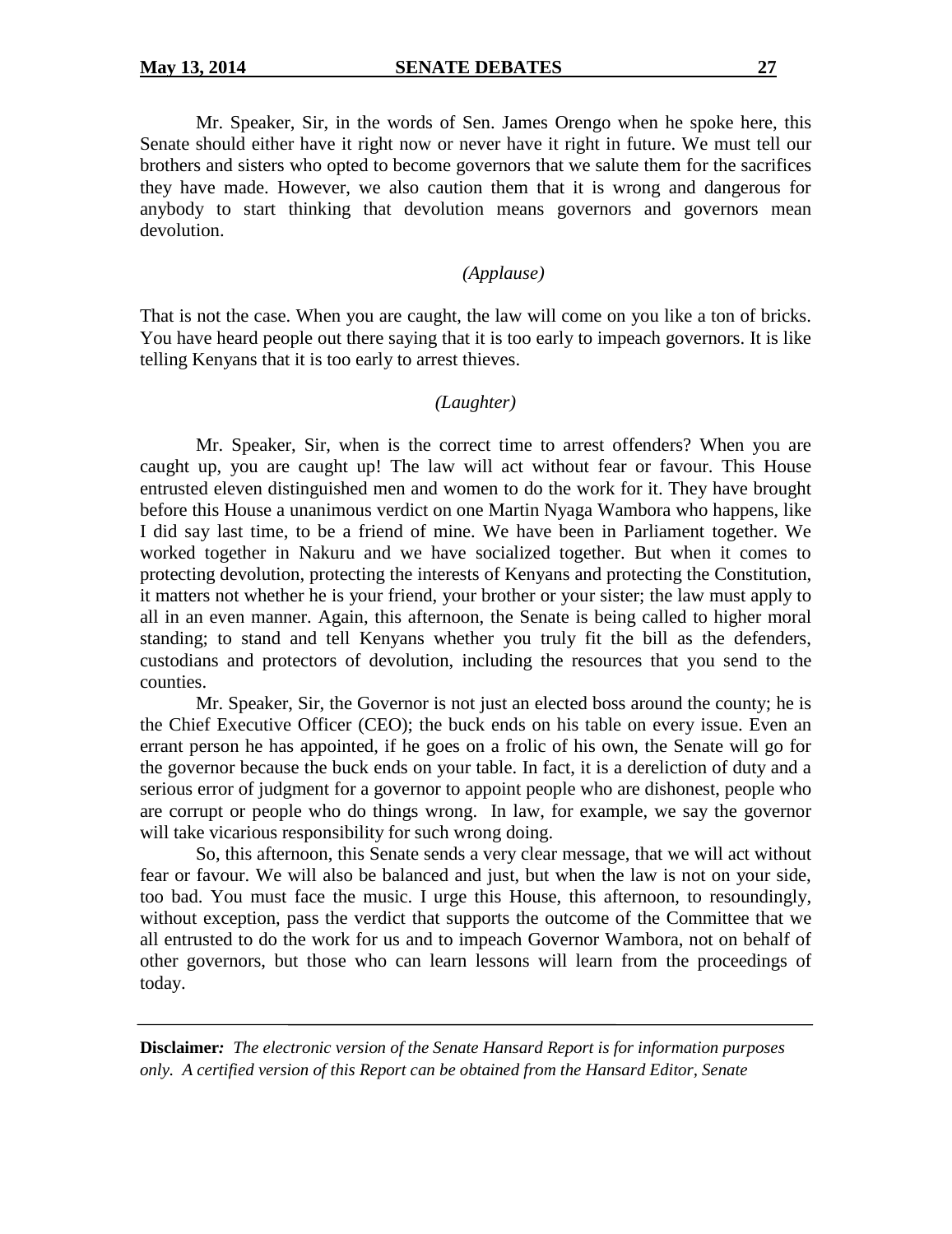Mr. Speaker, Sir, in the words of Sen. James Orengo when he spoke here, this Senate should either have it right now or never have it right in future. We must tell our brothers and sisters who opted to become governors that we salute them for the sacrifices they have made. However, we also caution them that it is wrong and dangerous for anybody to start thinking that devolution means governors and governors mean devolution.

*(Applause)*

That is not the case. When you are caught, the law will come on you like a ton of bricks. You have heard people out there saying that it is too early to impeach governors. It is like telling Kenyans that it is too early to arrest thieves.

*(Laughter)*

Mr. Speaker, Sir, when is the correct time to arrest offenders? When you are caught up, you are caught up! The law will act without fear or favour. This House entrusted eleven distinguished men and women to do the work for it. They have brought before this House a unanimous verdict on one Martin Nyaga Wambora who happens, like I did say last time, to be a friend of mine. We have been in Parliament together. We worked together in Nakuru and we have socialized together. But when it comes to protecting devolution, protecting the interests of Kenyans and protecting the Constitution, it matters not whether he is your friend, your brother or your sister; the law must apply to all in an even manner. Again, this afternoon, the Senate is being called to higher moral standing; to stand and tell Kenyans whether you truly fit the bill as the defenders, custodians and protectors of devolution, including the resources that you send to the counties.

Mr. Speaker, Sir, the Governor is not just an elected boss around the county; he is the Chief Executive Officer (CEO); the buck ends on his table on every issue. Even an errant person he has appointed, if he goes on a frolic of his own, the Senate will go for the governor because the buck ends on your table. In fact, it is a dereliction of duty and a serious error of judgment for a governor to appoint people who are dishonest, people who are corrupt or people who do things wrong. In law, for example, we say the governor will take vicarious responsibility for such wrong doing.

So, this afternoon, this Senate sends a very clear message, that we will act without fear or favour. We will also be balanced and just, but when the law is not on your side, too bad. You must face the music. I urge this House, this afternoon, to resoundingly, without exception, pass the verdict that supports the outcome of the Committee that we all entrusted to do the work for us and to impeach Governor Wambora, not on behalf of other governors, but those who can learn lessons will learn from the proceedings of today.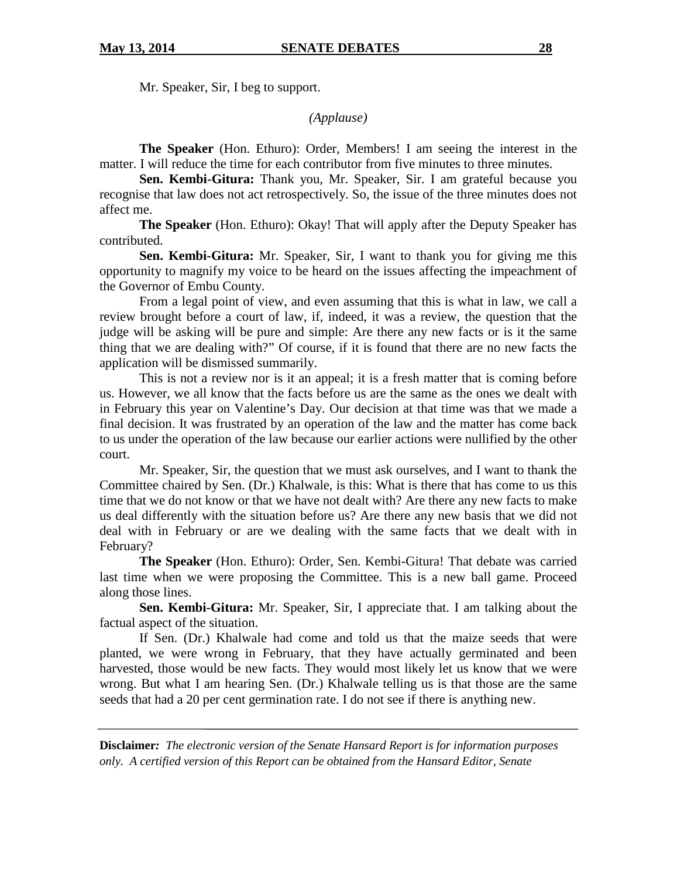Mr. Speaker, Sir, I beg to support.

*(Applause)*

**The Speaker** (Hon. Ethuro): Order, Members! I am seeing the interest in the matter. I will reduce the time for each contributor from five minutes to three minutes.

**Sen. Kembi-Gitura:** Thank you, Mr. Speaker, Sir. I am grateful because you recognise that law does not act retrospectively. So, the issue of the three minutes does not affect me.

**The Speaker** (Hon. Ethuro): Okay! That will apply after the Deputy Speaker has contributed.

**Sen. Kembi-Gitura:** Mr. Speaker, Sir, I want to thank you for giving me this opportunity to magnify my voice to be heard on the issues affecting the impeachment of the Governor of Embu County.

From a legal point of view, and even assuming that this is what in law, we call a review brought before a court of law, if, indeed, it was a review, the question that the judge will be asking will be pure and simple: Are there any new facts or is it the same thing that we are dealing with?" Of course, if it is found that there are no new facts the application will be dismissed summarily.

This is not a review nor is it an appeal; it is a fresh matter that is coming before us. However, we all know that the facts before us are the same as the ones we dealt with in February this year on Valentine's Day. Our decision at that time was that we made a final decision. It was frustrated by an operation of the law and the matter has come back to us under the operation of the law because our earlier actions were nullified by the other court.

Mr. Speaker, Sir, the question that we must ask ourselves, and I want to thank the Committee chaired by Sen. (Dr.) Khalwale, is this: What is there that has come to us this time that we do not know or that we have not dealt with? Are there any new facts to make us deal differently with the situation before us? Are there any new basis that we did not deal with in February or are we dealing with the same facts that we dealt with in February?

**The Speaker** (Hon. Ethuro): Order, Sen. Kembi-Gitura! That debate was carried last time when we were proposing the Committee. This is a new ball game. Proceed along those lines.

**Sen. Kembi-Gitura:** Mr. Speaker, Sir, I appreciate that. I am talking about the factual aspect of the situation.

If Sen. (Dr.) Khalwale had come and told us that the maize seeds that were planted, we were wrong in February, that they have actually germinated and been harvested, those would be new facts. They would most likely let us know that we were wrong. But what I am hearing Sen. (Dr.) Khalwale telling us is that those are the same seeds that had a 20 per cent germination rate. I do not see if there is anything new.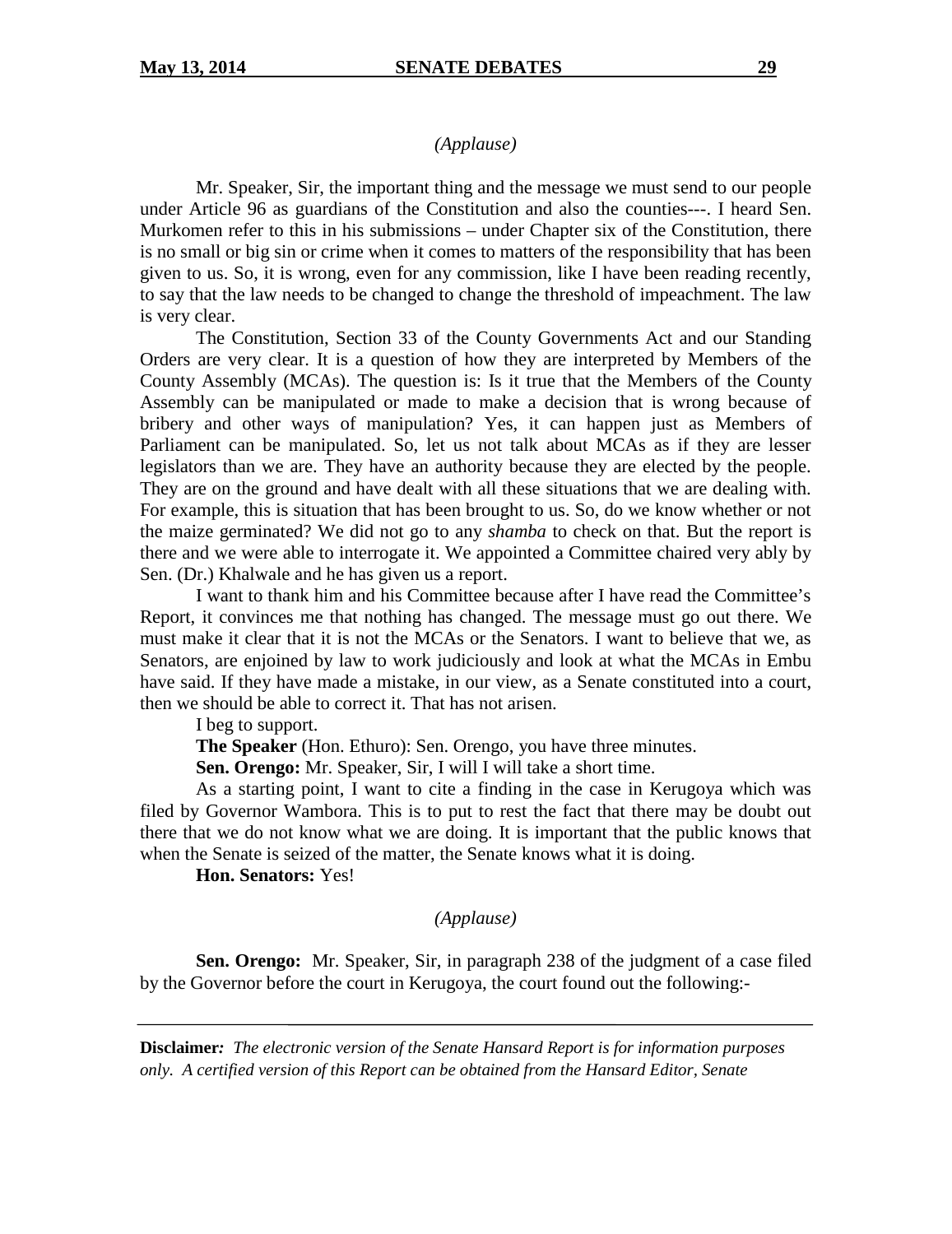*(Applause)*

Mr. Speaker, Sir, the important thing and the message we must send to our people under Article 96 as guardians of the Constitution and also the counties---. I heard Sen. Murkomen refer to this in his submissions – under Chapter six of the Constitution, there is no small or big sin or crime when it comes to matters of the responsibility that has been given to us. So, it is wrong, even for any commission, like I have been reading recently, to say that the law needs to be changed to change the threshold of impeachment. The law is very clear.

The Constitution, Section 33 of the County Governments Act and our Standing Orders are very clear. It is a question of how they are interpreted by Members of the County Assembly (MCAs). The question is: Is it true that the Members of the County Assembly can be manipulated or made to make a decision that is wrong because of bribery and other ways of manipulation? Yes, it can happen just as Members of Parliament can be manipulated. So, let us not talk about MCAs as if they are lesser legislators than we are. They have an authority because they are elected by the people. They are on the ground and have dealt with all these situations that we are dealing with. For example, this is situation that has been brought to us. So, do we know whether or not the maize germinated? We did not go to any *shamba* to check on that. But the report is there and we were able to interrogate it. We appointed a Committee chaired very ably by Sen. (Dr.) Khalwale and he has given us a report.

I want to thank him and his Committee because after I have read the Committee's Report, it convinces me that nothing has changed. The message must go out there. We must make it clear that it is not the MCAs or the Senators. I want to believe that we, as Senators, are enjoined by law to work judiciously and look at what the MCAs in Embu have said. If they have made a mistake, in our view, as a Senate constituted into a court, then we should be able to correct it. That has not arisen.

I beg to support.

**The Speaker** (Hon. Ethuro): Sen. Orengo, you have three minutes.

**Sen. Orengo:** Mr. Speaker, Sir, I will I will take a short time.

As a starting point, I want to cite a finding in the case in Kerugoya which was filed by Governor Wambora. This is to put to rest the fact that there may be doubt out there that we do not know what we are doing. It is important that the public knows that when the Senate is seized of the matter, the Senate knows what it is doing.

**Hon. Senators:** Yes!

*(Applause)*

**Sen. Orengo:** Mr. Speaker, Sir, in paragraph 238 of the judgment of a case filed by the Governor before the court in Kerugoya, the court found out the following:-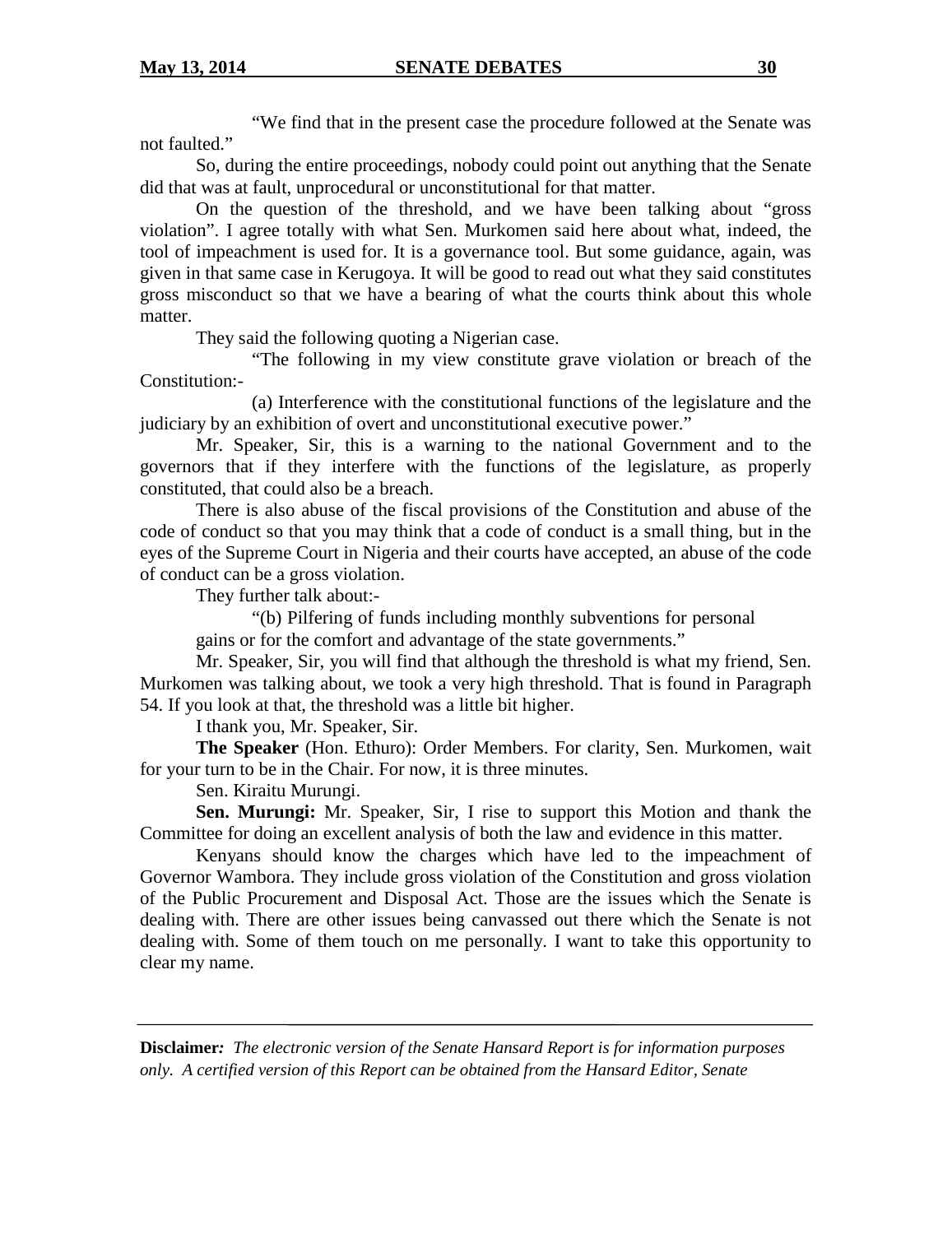"We find that in the present case the procedure followed at the Senate was not faulted."

So, during the entire proceedings, nobody could point out anything that the Senate did that was at fault, unprocedural or unconstitutional for that matter.

On the question of the threshold, and we have been talking about "gross violation". I agree totally with what Sen. Murkomen said here about what, indeed, the tool of impeachment is used for. It is a governance tool. But some guidance, again, was given in that same case in Kerugoya. It will be good to read out what they said constitutes gross misconduct so that we have a bearing of what the courts think about this whole matter.

They said the following quoting a Nigerian case.

"The following in my view constitute grave violation or breach of the Constitution:-

(a) Interference with the constitutional functions of the legislature and the judiciary by an exhibition of overt and unconstitutional executive power."

Mr. Speaker, Sir, this is a warning to the national Government and to the governors that if they interfere with the functions of the legislature, as properly constituted, that could also be a breach.

There is also abuse of the fiscal provisions of the Constitution and abuse of the code of conduct so that you may think that a code of conduct is a small thing, but in the eyes of the Supreme Court in Nigeria and their courts have accepted, an abuse of the code of conduct can be a gross violation.

They further talk about:-

"(b) Pilfering of funds including monthly subventions for personal gains or for the comfort and advantage of the state governments."

Mr. Speaker, Sir, you will find that although the threshold is what my friend, Sen. Murkomen was talking about, we took a very high threshold. That is found in Paragraph 54. If you look at that, the threshold was a little bit higher.

I thank you, Mr. Speaker, Sir.

**The Speaker** (Hon. Ethuro): Order Members. For clarity, Sen. Murkomen, wait for your turn to be in the Chair. For now, it is three minutes.

Sen. Kiraitu Murungi.

**Sen. Murungi:** Mr. Speaker, Sir, I rise to support this Motion and thank the Committee for doing an excellent analysis of both the law and evidence in this matter.

Kenyans should know the charges which have led to the impeachment of Governor Wambora. They include gross violation of the Constitution and gross violation of the Public Procurement and Disposal Act. Those are the issues which the Senate is dealing with. There are other issues being canvassed out there which the Senate is not dealing with. Some of them touch on me personally. I want to take this opportunity to clear my name.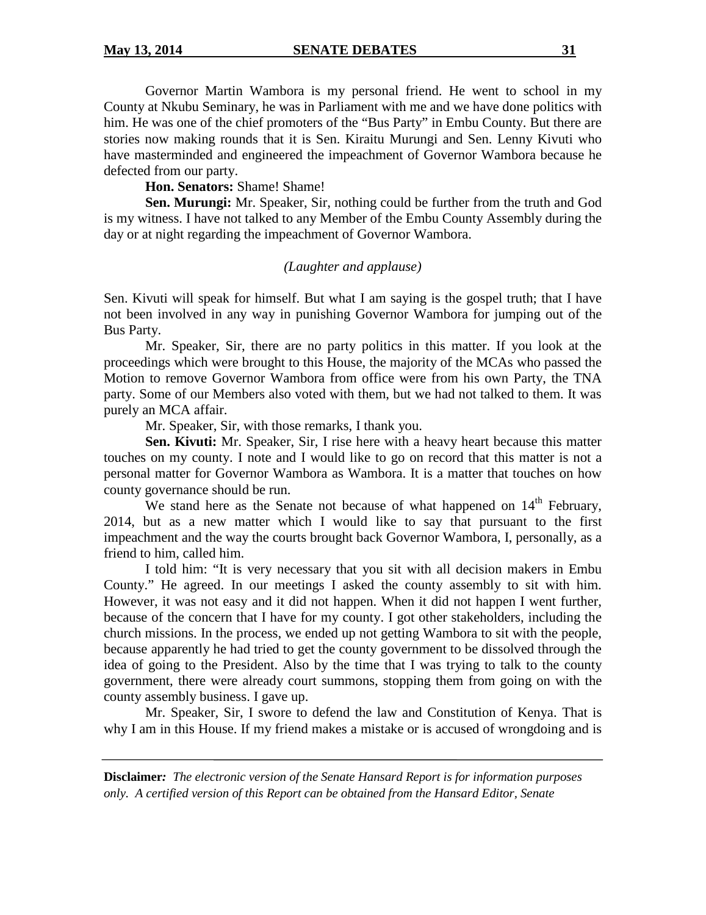Governor Martin Wambora is my personal friend. He went to school in my County at Nkubu Seminary, he was in Parliament with me and we have done politics with him. He was one of the chief promoters of the "Bus Party" in Embu County. But there are stories now making rounds that it is Sen. Kiraitu Murungi and Sen. Lenny Kivuti who have masterminded and engineered the impeachment of Governor Wambora because he defected from our party.

**Hon. Senators:** Shame! Shame!

**Sen. Murungi:** Mr. Speaker, Sir, nothing could be further from the truth and God is my witness. I have not talked to any Member of the Embu County Assembly during the day or at night regarding the impeachment of Governor Wambora.

*(Laughter and applause)*

Sen. Kivuti will speak for himself. But what I am saying is the gospel truth; that I have not been involved in any way in punishing Governor Wambora for jumping out of the Bus Party.

Mr. Speaker, Sir, there are no party politics in this matter. If you look at the proceedings which were brought to this House, the majority of the MCAs who passed the Motion to remove Governor Wambora from office were from his own Party, the TNA party. Some of our Members also voted with them, but we had not talked to them. It was purely an MCA affair.

Mr. Speaker, Sir, with those remarks, I thank you.

**Sen. Kivuti:** Mr. Speaker, Sir, I rise here with a heavy heart because this matter touches on my county. I note and I would like to go on record that this matter is not a personal matter for Governor Wambora as Wambora. It is a matter that touches on how county governance should be run.

We stand here as the Senate not because of what happened on 14th February, 2014, but as a new matter which I would like to say that pursuant to the first impeachment and the way the courts brought back Governor Wambora, I, personally, as a friend to him, called him.

I told him: "It is very necessary that you sit with all decision makers in Embu County." He agreed. In our meetings I asked the county assembly to sit with him. However, it was not easy and it did not happen. When it did not happen I went further, because of the concern that I have for my county. I got other stakeholders, including the church missions. In the process, we ended up not getting Wambora to sit with the people, because apparently he had tried to get the county government to be dissolved through the idea of going to the President. Also by the time that I was trying to talk to the county government, there were already court summons, stopping them from going on with the county assembly business. I gave up.

Mr. Speaker, Sir, I swore to defend the law and Constitution of Kenya. That is why I am in this House. If my friend makes a mistake or is accused of wrongdoing and is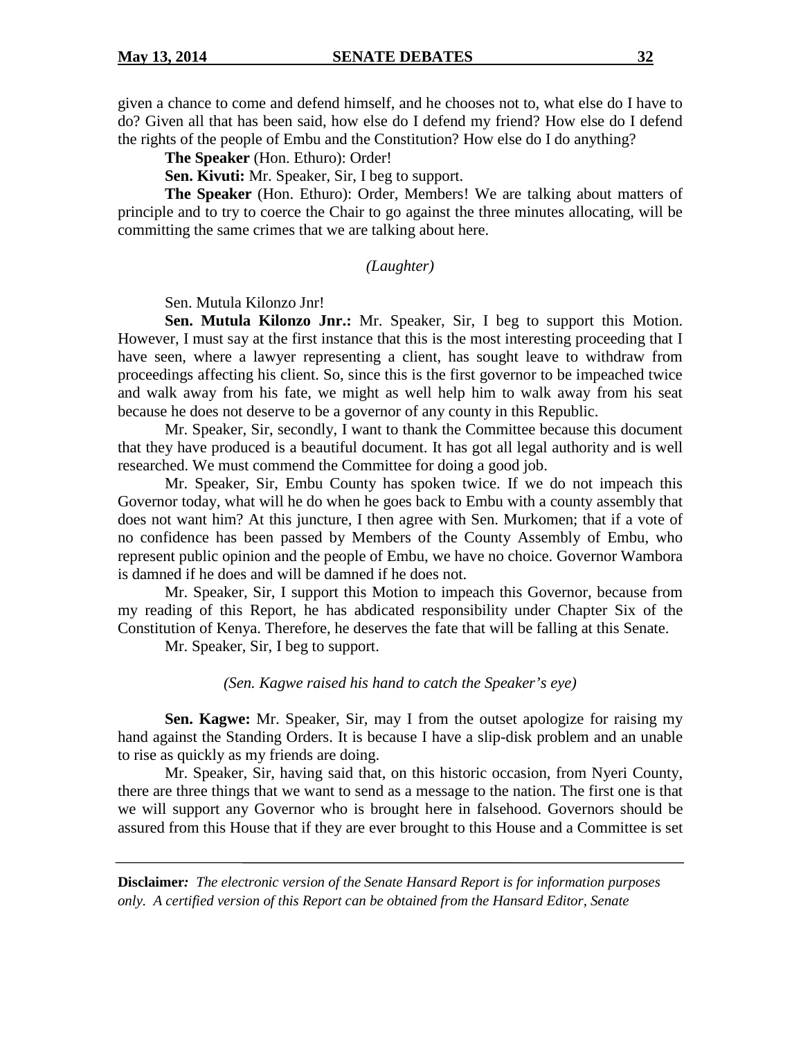given a chance to come and defend himself, and he chooses not to, what else do I have to do? Given all that has been said, how else do I defend my friend? How else do I defend the rights of the people of Embu and the Constitution? How else do I do anything?

**The Speaker** (Hon. Ethuro): Order!

**Sen. Kivuti:** Mr. Speaker, Sir, I beg to support.

**The Speaker** (Hon. Ethuro): Order, Members! We are talking about matters of principle and to try to coerce the Chair to go against the three minutes allocating, will be committing the same crimes that we are talking about here.

*(Laughter)*

Sen. Mutula Kilonzo Jnr!

**Sen. Mutula Kilonzo Jnr.:** Mr. Speaker, Sir, I beg to support this Motion. However, I must say at the first instance that this is the most interesting proceeding that I have seen, where a lawyer representing a client, has sought leave to withdraw from proceedings affecting his client. So, since this is the first governor to be impeached twice and walk away from his fate, we might as well help him to walk away from his seat because he does not deserve to be a governor of any county in this Republic.

Mr. Speaker, Sir, secondly, I want to thank the Committee because this document that they have produced is a beautiful document. It has got all legal authority and is well researched. We must commend the Committee for doing a good job.

Mr. Speaker, Sir, Embu County has spoken twice. If we do not impeach this Governor today, what will he do when he goes back to Embu with a county assembly that does not want him? At this juncture, I then agree with Sen. Murkomen; that if a vote of no confidence has been passed by Members of the County Assembly of Embu, who represent public opinion and the people of Embu, we have no choice. Governor Wambora is damned if he does and will be damned if he does not.

Mr. Speaker, Sir, I support this Motion to impeach this Governor, because from my reading of this Report, he has abdicated responsibility under Chapter Six of the Constitution of Kenya. Therefore, he deserves the fate that will be falling at this Senate.

Mr. Speaker, Sir, I beg to support.

*(Sen. Kagwe raised his hand to catch the Speaker's eye)*

**Sen. Kagwe:** Mr. Speaker, Sir, may I from the outset apologize for raising my hand against the Standing Orders. It is because I have a slip-disk problem and an unable to rise as quickly as my friends are doing.

Mr. Speaker, Sir, having said that, on this historic occasion, from Nyeri County, there are three things that we want to send as a message to the nation. The first one is that we will support any Governor who is brought here in falsehood. Governors should be assured from this House that if they are ever brought to this House and a Committee is set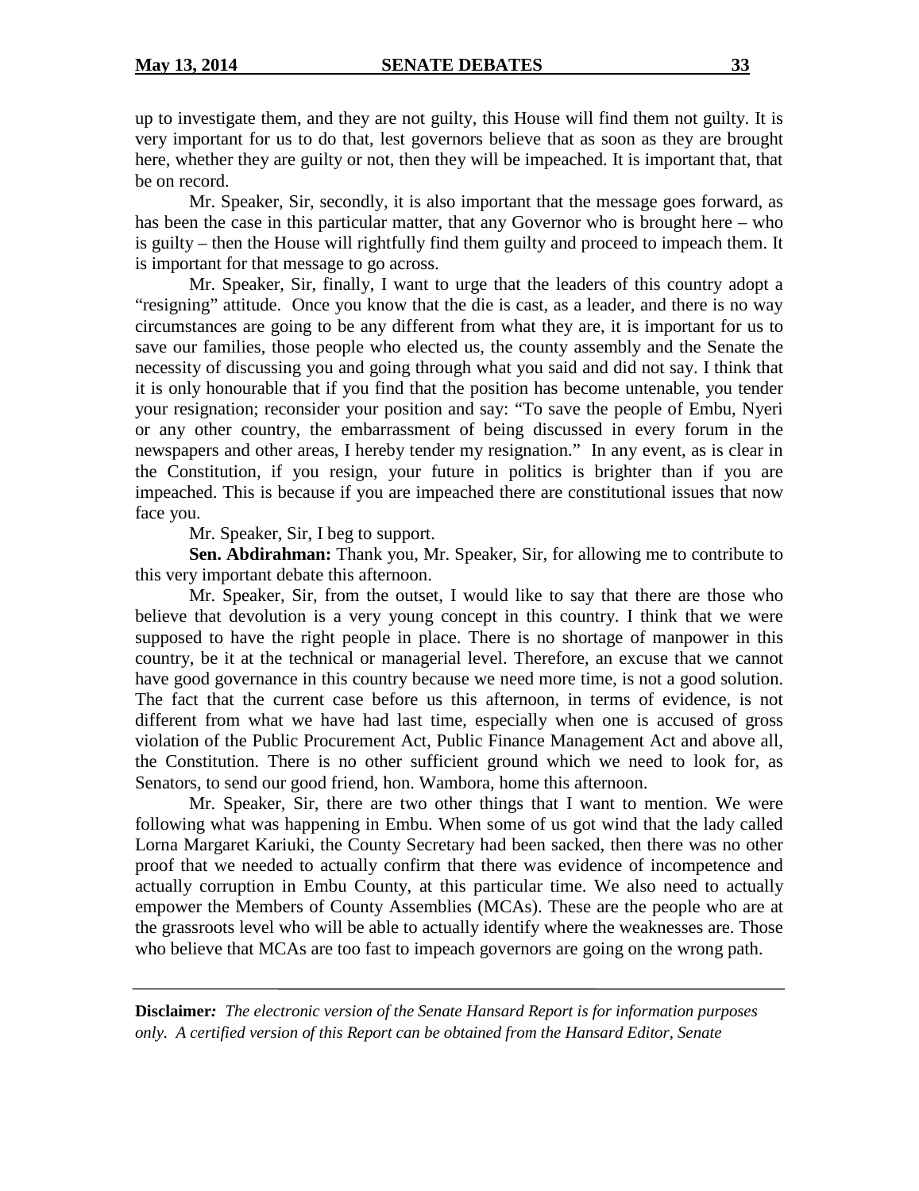up to investigate them, and they are not guilty, this House will find them not guilty. It is very important for us to do that, lest governors believe that as soon as they are brought here, whether they are guilty or not, then they will be impeached. It is important that, that be on record.

Mr. Speaker, Sir, secondly, it is also important that the message goes forward, as has been the case in this particular matter, that any Governor who is brought here – who is guilty – then the House will rightfully find them guilty and proceed to impeach them. It is important for that message to go across.

Mr. Speaker, Sir, finally, I want to urge that the leaders of this country adopt a "resigning" attitude. Once you know that the die is cast, as a leader, and there is no way circumstances are going to be any different from what they are, it is important for us to save our families, those people who elected us, the county assembly and the Senate the necessity of discussing you and going through what you said and did not say. I think that it is only honourable that if you find that the position has become untenable, you tender your resignation; reconsider your position and say: "To save the people of Embu, Nyeri or any other country, the embarrassment of being discussed in every forum in the newspapers and other areas, I hereby tender my resignation." In any event, as is clear in the Constitution, if you resign, your future in politics is brighter than if you are impeached. This is because if you are impeached there are constitutional issues that now face you.

Mr. Speaker, Sir, I beg to support.

**Sen. Abdirahman:** Thank you, Mr. Speaker, Sir, for allowing me to contribute to this very important debate this afternoon.

Mr. Speaker, Sir, from the outset, I would like to say that there are those who believe that devolution is a very young concept in this country. I think that we were supposed to have the right people in place. There is no shortage of manpower in this country, be it at the technical or managerial level. Therefore, an excuse that we cannot have good governance in this country because we need more time, is not a good solution. The fact that the current case before us this afternoon, in terms of evidence, is not different from what we have had last time, especially when one is accused of gross violation of the Public Procurement Act, Public Finance Management Act and above all, the Constitution. There is no other sufficient ground which we need to look for, as Senators, to send our good friend, hon. Wambora, home this afternoon.

Mr. Speaker, Sir, there are two other things that I want to mention. We were following what was happening in Embu. When some of us got wind that the lady called Lorna Margaret Kariuki, the County Secretary had been sacked, then there was no other proof that we needed to actually confirm that there was evidence of incompetence and actually corruption in Embu County, at this particular time. We also need to actually empower the Members of County Assemblies (MCAs). These are the people who are at the grassroots level who will be able to actually identify where the weaknesses are. Those who believe that MCAs are too fast to impeach governors are going on the wrong path.

---

**Disclaimer:** *The electronic version of the Senate Hansard Report is for information purposes only. A certified version of this Report can be obtained from the Hansard Editor, Senate*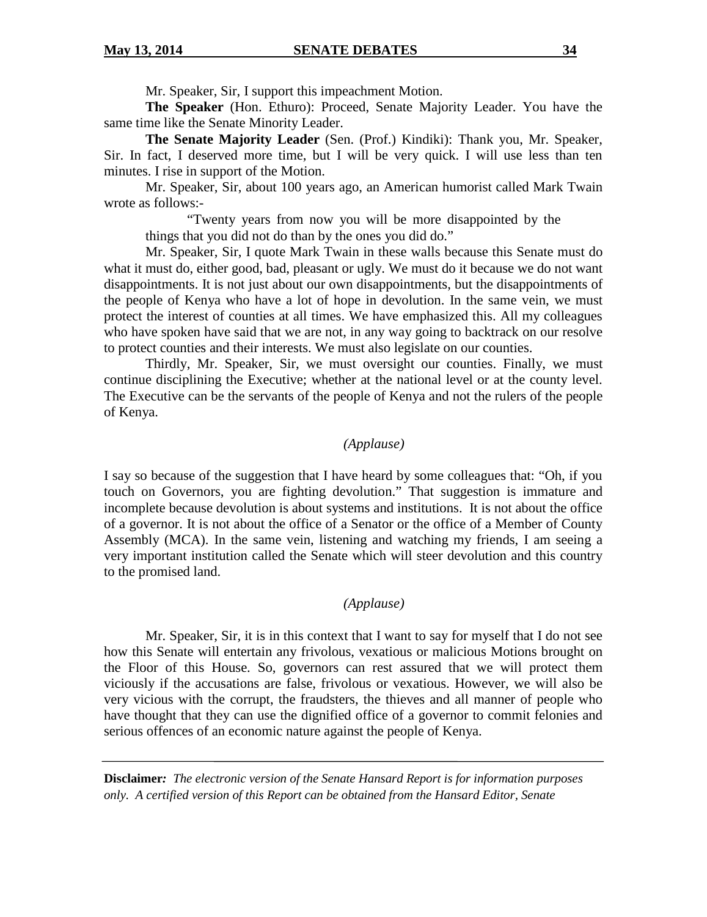Mr. Speaker, Sir, I support this impeachment Motion.

**The Speaker** (Hon. Ethuro): Proceed, Senate Majority Leader. You have the same time like the Senate Minority Leader.

**The Senate Majority Leader** (Sen. (Prof.) Kindiki): Thank you, Mr. Speaker, Sir. In fact, I deserved more time, but I will be very quick. I will use less than ten minutes. I rise in support of the Motion.

Mr. Speaker, Sir, about 100 years ago, an American humorist called Mark Twain wrote as follows:-

> "Twenty years from now you will be more disappointed by the things that you did not do than by the ones you did do."

Mr. Speaker, Sir, I quote Mark Twain in these walls because this Senate must do what it must do, either good, bad, pleasant or ugly. We must do it because we do not want disappointments. It is not just about our own disappointments, but the disappointments of the people of Kenya who have a lot of hope in devolution. In the same vein, we must protect the interest of counties at all times. We have emphasized this. All my colleagues who have spoken have said that we are not, in any way going to backtrack on our resolve to protect counties and their interests. We must also legislate on our counties.

Thirdly, Mr. Speaker, Sir, we must oversight our counties. Finally, we must continue disciplining the Executive; whether at the national level or at the county level. The Executive can be the servants of the people of Kenya and not the rulers of the people of Kenya.

*(Applause)*

I say so because of the suggestion that I have heard by some colleagues that: "Oh, if you touch on Governors, you are fighting devolution." That suggestion is immature and incomplete because devolution is about systems and institutions. It is not about the office of a governor. It is not about the office of a Senator or the office of a Member of County Assembly (MCA). In the same vein, listening and watching my friends, I am seeing a very important institution called the Senate which will steer devolution and this country to the promised land.

*(Applause)*

Mr. Speaker, Sir, it is in this context that I want to say for myself that I do not see how this Senate will entertain any frivolous, vexatious or malicious Motions brought on the Floor of this House. So, governors can rest assured that we will protect them viciously if the accusations are false, frivolous or vexatious. However, we will also be very vicious with the corrupt, the fraudsters, the thieves and all manner of people who have thought that they can use the dignified office of a governor to commit felonies and serious offences of an economic nature against the people of Kenya.

**Disclaimer:** *The electronic version of the Senate Hansard Report is for information purposes only. A certified version of this Report can be obtained from the Hansard Editor, Senate*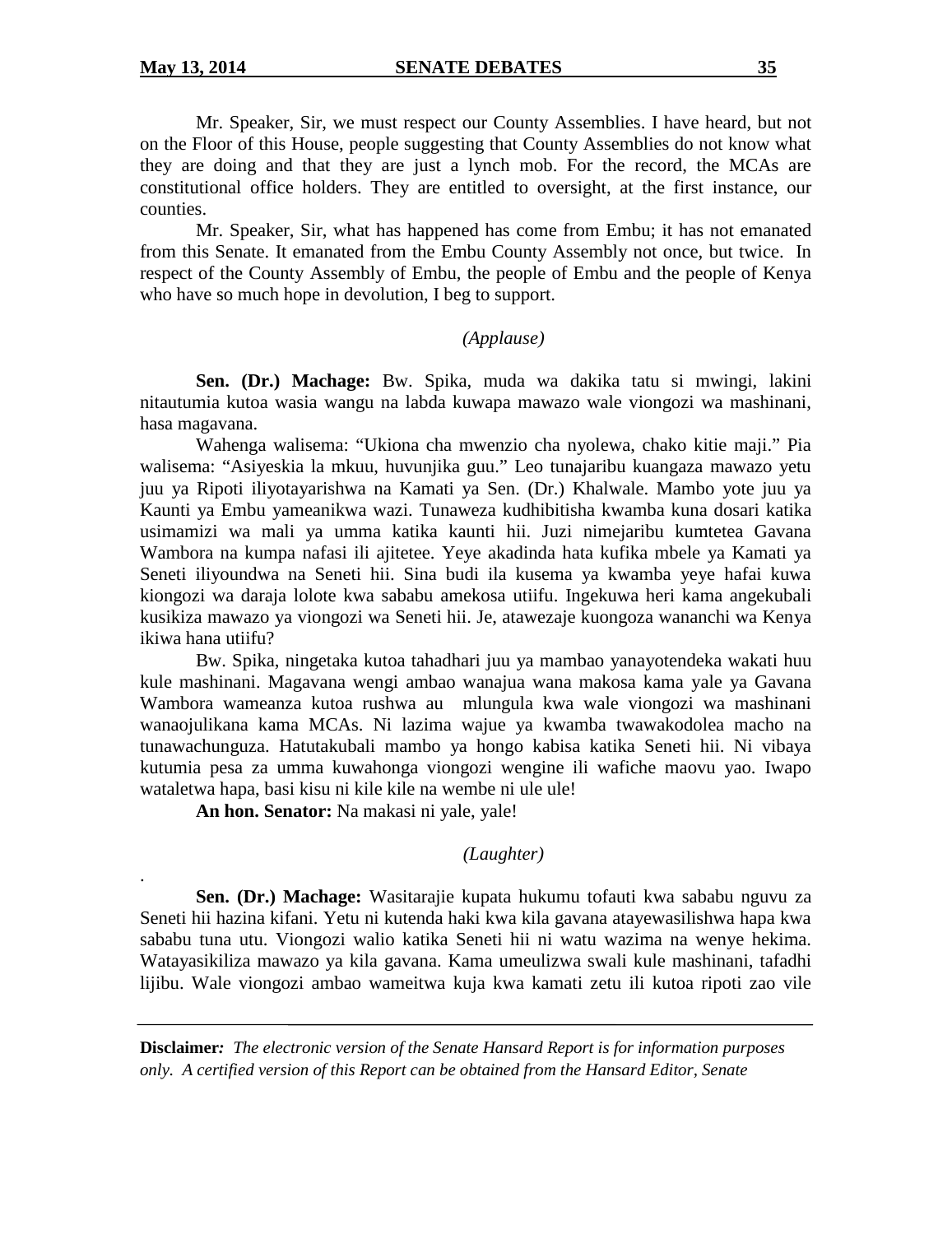Mr. Speaker, Sir, we must respect our County Assemblies. I have heard, but not on the Floor of this House, people suggesting that County Assemblies do not know what they are doing and that they are just a lynch mob. For the record, the MCAs are constitutional office holders. They are entitled to oversight, at the first instance, our counties.

Mr. Speaker, Sir, what has happened has come from Embu; it has not emanated from this Senate. It emanated from the Embu County Assembly not once, but twice. In respect of the County Assembly of Embu, the people of Embu and the people of Kenya who have so much hope in devolution, I beg to support.

*(Applause)*

**Sen. (Dr.) Machage:** Bw. Spika, muda wa dakika tatu si mwingi, lakini nitautumia kutoa wasia wangu na labda kuwapa mawazo wale viongozi wa mashinani, hasa magavana.

Wahenga walisema: "Ukiona cha mwenzio cha nyolewa, chako kitie maji." Pia walisema: "Asiyeskia la mkuu, huvunjika guu." Leo tunajaribu kuangaza mawazo yetu juu ya Ripoti iliyotayarishwa na Kamati ya Sen. (Dr.) Khalwale. Mambo yote juu ya Kaunti ya Embu yameanikwa wazi. Tunaweza kudhibitisha kwamba kuna dosari katika usimamizi wa mali ya umma katika kaunti hii. Juzi nimejaribu kumtetea Gavana Wambora na kumpa nafasi ili ajitetee. Yeye akadinda hata kufika mbele ya Kamati ya Seneti iliyoundwa na Seneti hii. Sina budi ila kusema ya kwamba yeye hafai kuwa kiongozi wa daraja lolote kwa sababu amekosa utiifu. Ingekuwa heri kama angekubali kusikiza mawazo ya viongozi wa Seneti hii. Je, atawezaje kuongoza wananchi wa Kenya ikiwa hana utiifu?

Bw. Spika, ningetaka kutoa tahadhari juu ya mambao yanayotendeka wakati huu kule mashinani. Magavana wengi ambao wanajua wana makosa kama yale ya Gavana Wambora wameanza kutoa rushwa au mlungula kwa wale viongozi wa mashinani wanaojulikana kama MCAs. Ni lazima wajue ya kwamba twawakodolea macho na tunawachunguza. Hatutakubali mambo ya hongo kabisa katika Seneti hii. Ni vibaya kutumia pesa za umma kuwahonga viongozi wengine ili wafiche maovu yao. Iwapo wataletwa hapa, basi kisu ni kile kile na wembe ni ule ule!

**An hon. Senator:** Na makasi ni yale, yale!

*(Laughter)*

**Sen. (Dr.) Machage:** Wasitarajie kupata hukumu tofauti kwa sababu nguvu za Seneti hii hazina kifani. Yetu ni kutenda haki kwa kila gavana atayewasilishwa hapa kwa sababu tuna utu. Viongozi walio katika Seneti hii ni watu wazima na wenye hekima. Watayasikiliza mawazo ya kila gavana. Kama umeulizwa swali kule mashinani, tafadhi lijibu. Wale viongozi ambao wameitwa kuja kwa kamati zetu ili kutoa ripoti zao vile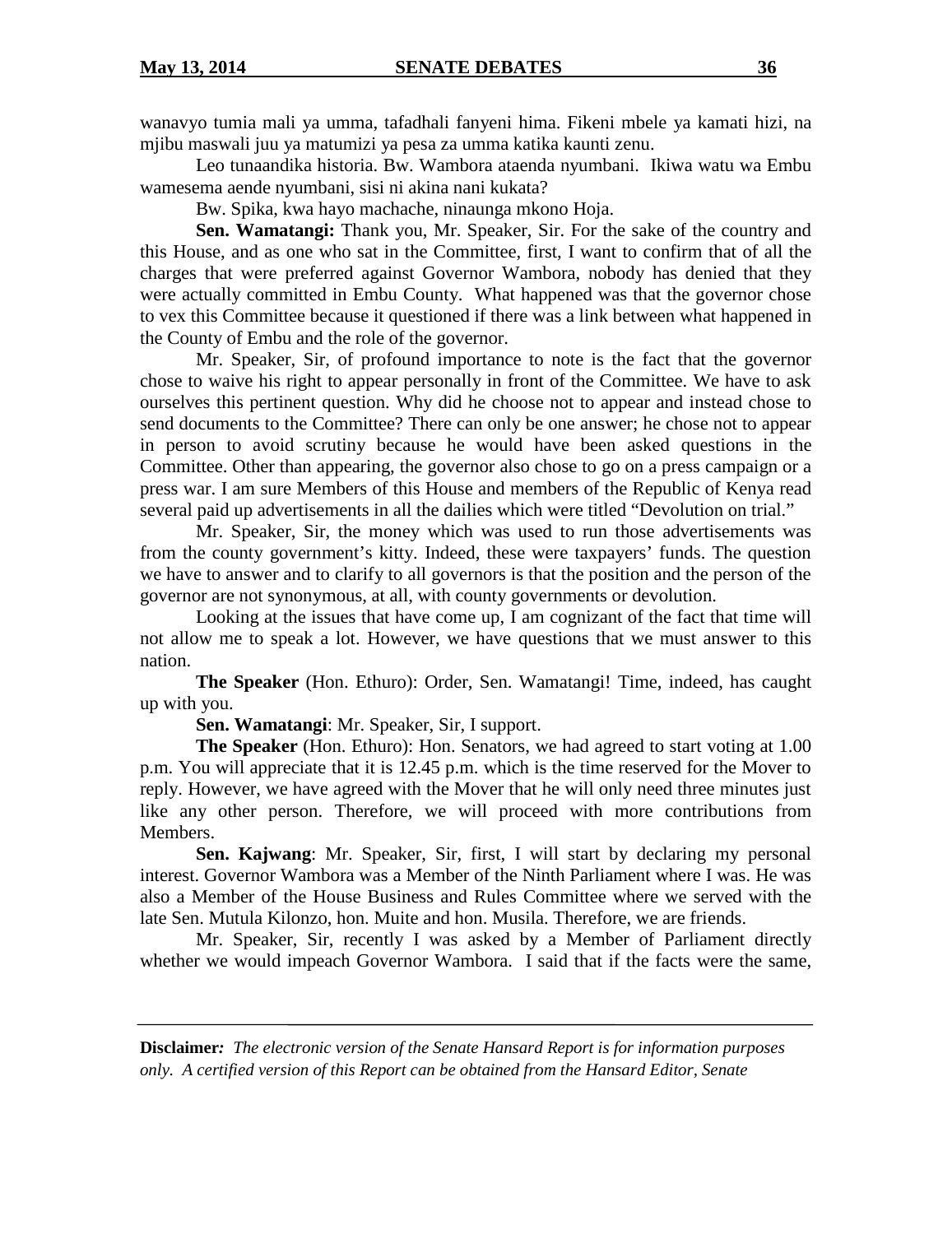wanavyo tumia mali ya umma, tafadhali fanyeni hima. Fikeni mbele ya kamati hizi, na mjibu maswali juu ya matumizi ya pesa za umma katika kaunti zenu.

Leo tunaandika historia. Bw. Wambora ataenda nyumbani. Ikiwa watu wa Embu wamesema aende nyumbani, sisi ni akina nani kukata?

Bw. Spika, kwa hayo machache, ninaunga mkono Hoja.

**Sen. Wamatangi:** Thank you, Mr. Speaker, Sir. For the sake of the country and this House, and as one who sat in the Committee, first, I want to confirm that of all the charges that were preferred against Governor Wambora, nobody has denied that they were actually committed in Embu County. What happened was that the governor chose to vex this Committee because it questioned if there was a link between what happened in the County of Embu and the role of the governor.

Mr. Speaker, Sir, of profound importance to note is the fact that the governor chose to waive his right to appear personally in front of the Committee. We have to ask ourselves this pertinent question. Why did he choose not to appear and instead chose to send documents to the Committee? There can only be one answer; he chose not to appear in person to avoid scrutiny because he would have been asked questions in the Committee. Other than appearing, the governor also chose to go on a press campaign or a press war. I am sure Members of this House and members of the Republic of Kenya read several paid up advertisements in all the dailies which were titled "Devolution on trial."

Mr. Speaker, Sir, the money which was used to run those advertisements was from the county government's kitty. Indeed, these were taxpayers' funds. The question we have to answer and to clarify to all governors is that the position and the person of the governor are not synonymous, at all, with county governments or devolution.

Looking at the issues that have come up, I am cognizant of the fact that time will not allow me to speak a lot. However, we have questions that we must answer to this nation.

**The Speaker** (Hon. Ethuro): Order, Sen. Wamatangi! Time, indeed, has caught up with you.

**Sen. Wamatangi**: Mr. Speaker, Sir, I support.

**The Speaker** (Hon. Ethuro): Hon. Senators, we had agreed to start voting at 1.00 p.m. You will appreciate that it is 12.45 p.m. which is the time reserved for the Mover to reply. However, we have agreed with the Mover that he will only need three minutes just like any other person. Therefore, we will proceed with more contributions from Members.

**Sen. Kajwang**: Mr. Speaker, Sir, first, I will start by declaring my personal interest. Governor Wambora was a Member of the Ninth Parliament where I was. He was also a Member of the House Business and Rules Committee where we served with the late Sen. Mutula Kilonzo, hon. Muite and hon. Musila. Therefore, we are friends.

Mr. Speaker, Sir, recently I was asked by a Member of Parliament directly whether we would impeach Governor Wambora. I said that if the facts were the same,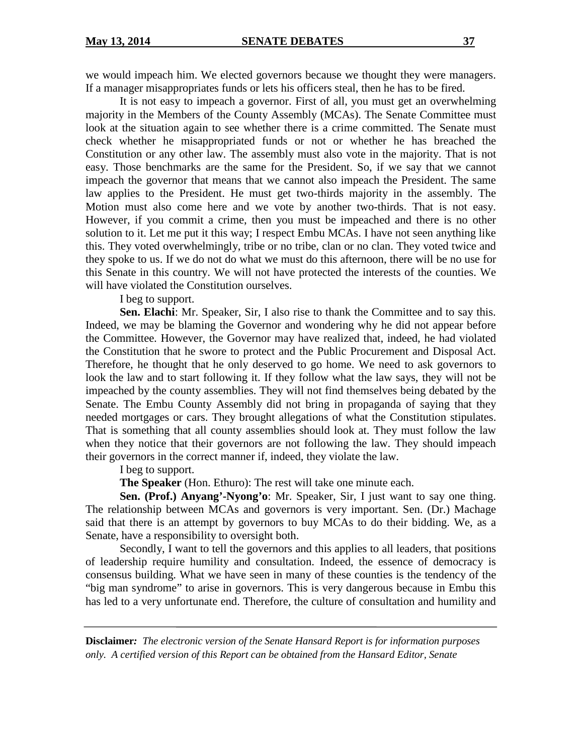we would impeach him. We elected governors because we thought they were managers. If a manager misappropriates funds or lets his officers steal, then he has to be fired.

It is not easy to impeach a governor. First of all, you must get an overwhelming majority in the Members of the County Assembly (MCAs). The Senate Committee must look at the situation again to see whether there is a crime committed. The Senate must check whether he misappropriated funds or not or whether he has breached the Constitution or any other law. The assembly must also vote in the majority. That is not easy. Those benchmarks are the same for the President. So, if we say that we cannot impeach the governor that means that we cannot also impeach the President. The same law applies to the President. He must get two-thirds majority in the assembly. The Motion must also come here and we vote by another two-thirds. That is not easy. However, if you commit a crime, then you must be impeached and there is no other solution to it. Let me put it this way; I respect Embu MCAs. I have not seen anything like this. They voted overwhelmingly, tribe or no tribe, clan or no clan. They voted twice and they spoke to us. If we do not do what we must do this afternoon, there will be no use for this Senate in this country. We will not have protected the interests of the counties. We will have violated the Constitution ourselves.

I beg to support.

**Sen. Elachi**: Mr. Speaker, Sir, I also rise to thank the Committee and to say this. Indeed, we may be blaming the Governor and wondering why he did not appear before the Committee. However, the Governor may have realized that, indeed, he had violated the Constitution that he swore to protect and the Public Procurement and Disposal Act. Therefore, he thought that he only deserved to go home. We need to ask governors to look the law and to start following it. If they follow what the law says, they will not be impeached by the county assemblies. They will not find themselves being debated by the Senate. The Embu County Assembly did not bring in propaganda of saying that they needed mortgages or cars. They brought allegations of what the Constitution stipulates. That is something that all county assemblies should look at. They must follow the law when they notice that their governors are not following the law. They should impeach their governors in the correct manner if, indeed, they violate the law.

I beg to support.

**The Speaker** (Hon. Ethuro): The rest will take one minute each.

**Sen. (Prof.) Anyang'-Nyong'o**: Mr. Speaker, Sir, I just want to say one thing. The relationship between MCAs and governors is very important. Sen. (Dr.) Machage said that there is an attempt by governors to buy MCAs to do their bidding. We, as a Senate, have a responsibility to oversight both.

Secondly, I want to tell the governors and this applies to all leaders, that positions of leadership require humility and consultation. Indeed, the essence of democracy is consensus building. What we have seen in many of these counties is the tendency of the "big man syndrome" to arise in governors. This is very dangerous because in Embu this has led to a very unfortunate end. Therefore, the culture of consultation and humility and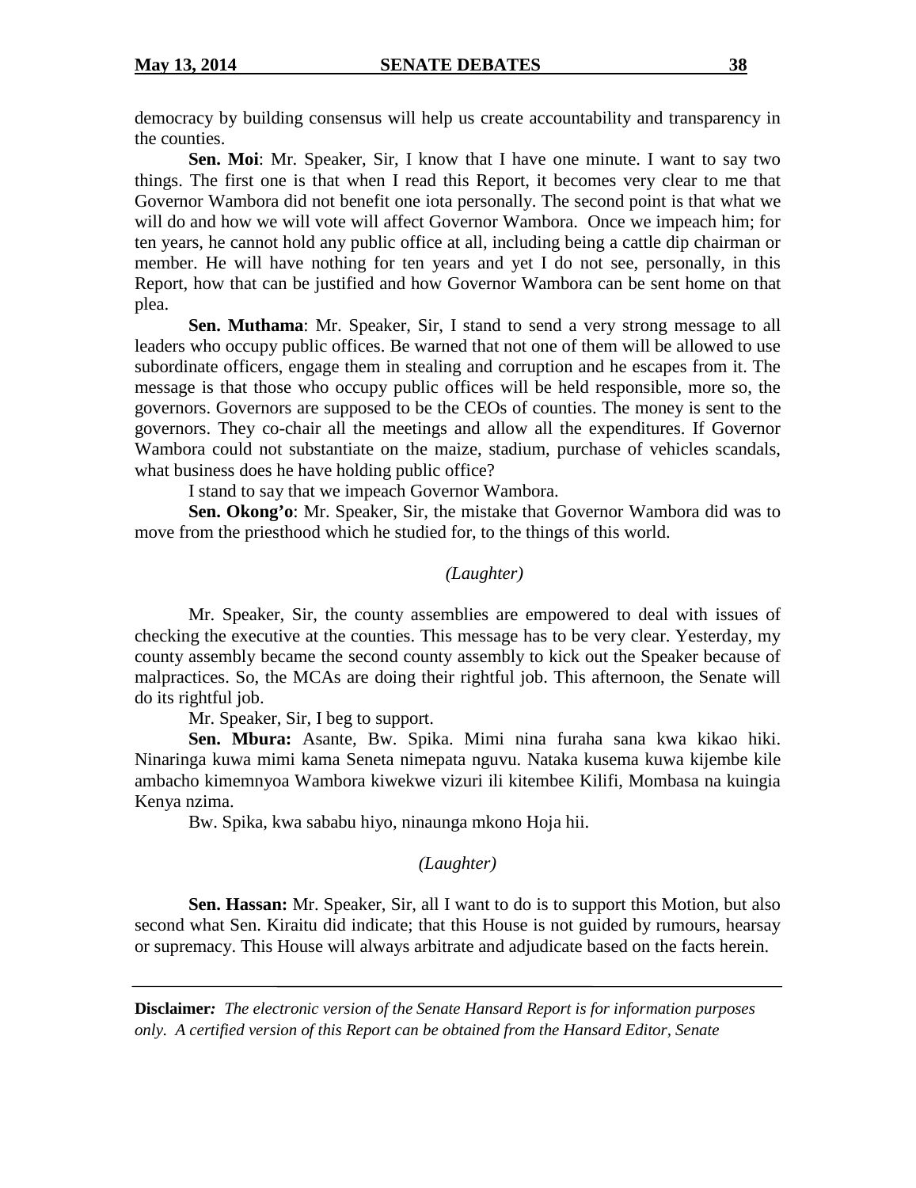democracy by building consensus will help us create accountability and transparency in the counties.

**Sen. Moi**: Mr. Speaker, Sir, I know that I have one minute. I want to say two things. The first one is that when I read this Report, it becomes very clear to me that Governor Wambora did not benefit one iota personally. The second point is that what we will do and how we will vote will affect Governor Wambora. Once we impeach him; for ten years, he cannot hold any public office at all, including being a cattle dip chairman or member. He will have nothing for ten years and yet I do not see, personally, in this Report, how that can be justified and how Governor Wambora can be sent home on that plea.

**Sen. Muthama**: Mr. Speaker, Sir, I stand to send a very strong message to all leaders who occupy public offices. Be warned that not one of them will be allowed to use subordinate officers, engage them in stealing and corruption and he escapes from it. The message is that those who occupy public offices will be held responsible, more so, the governors. Governors are supposed to be the CEOs of counties. The money is sent to the governors. They co-chair all the meetings and allow all the expenditures. If Governor Wambora could not substantiate on the maize, stadium, purchase of vehicles scandals, what business does he have holding public office?

I stand to say that we impeach Governor Wambora.

**Sen. Okong'o**: Mr. Speaker, Sir, the mistake that Governor Wambora did was to move from the priesthood which he studied for, to the things of this world.

*(Laughter)*

Mr. Speaker, Sir, the county assemblies are empowered to deal with issues of checking the executive at the counties. This message has to be very clear. Yesterday, my county assembly became the second county assembly to kick out the Speaker because of malpractices. So, the MCAs are doing their rightful job. This afternoon, the Senate will do its rightful job.

Mr. Speaker, Sir, I beg to support.

**Sen. Mbura:** Asante, Bw. Spika. Mimi nina furaha sana kwa kikao hiki. Ninaringa kuwa mimi kama Seneta nimepata nguvu. Nataka kusema kuwa kijembe kile ambacho kimemnyoa Wambora kiwekwe vizuri ili kitembee Kilifi, Mombasa na kuingia Kenya nzima.

Bw. Spika, kwa sababu hiyo, ninaunga mkono Hoja hii.

*(Laughter)*

**Sen. Hassan:** Mr. Speaker, Sir, all I want to do is to support this Motion, but also second what Sen. Kiraitu did indicate; that this House is not guided by rumours, hearsay or supremacy. This House will always arbitrate and adjudicate based on the facts herein.

**Disclaimer:** *The electronic version of the Senate Hansard Report is for information purposes only. A certified version of this Report can be obtained from the Hansard Editor, Senate*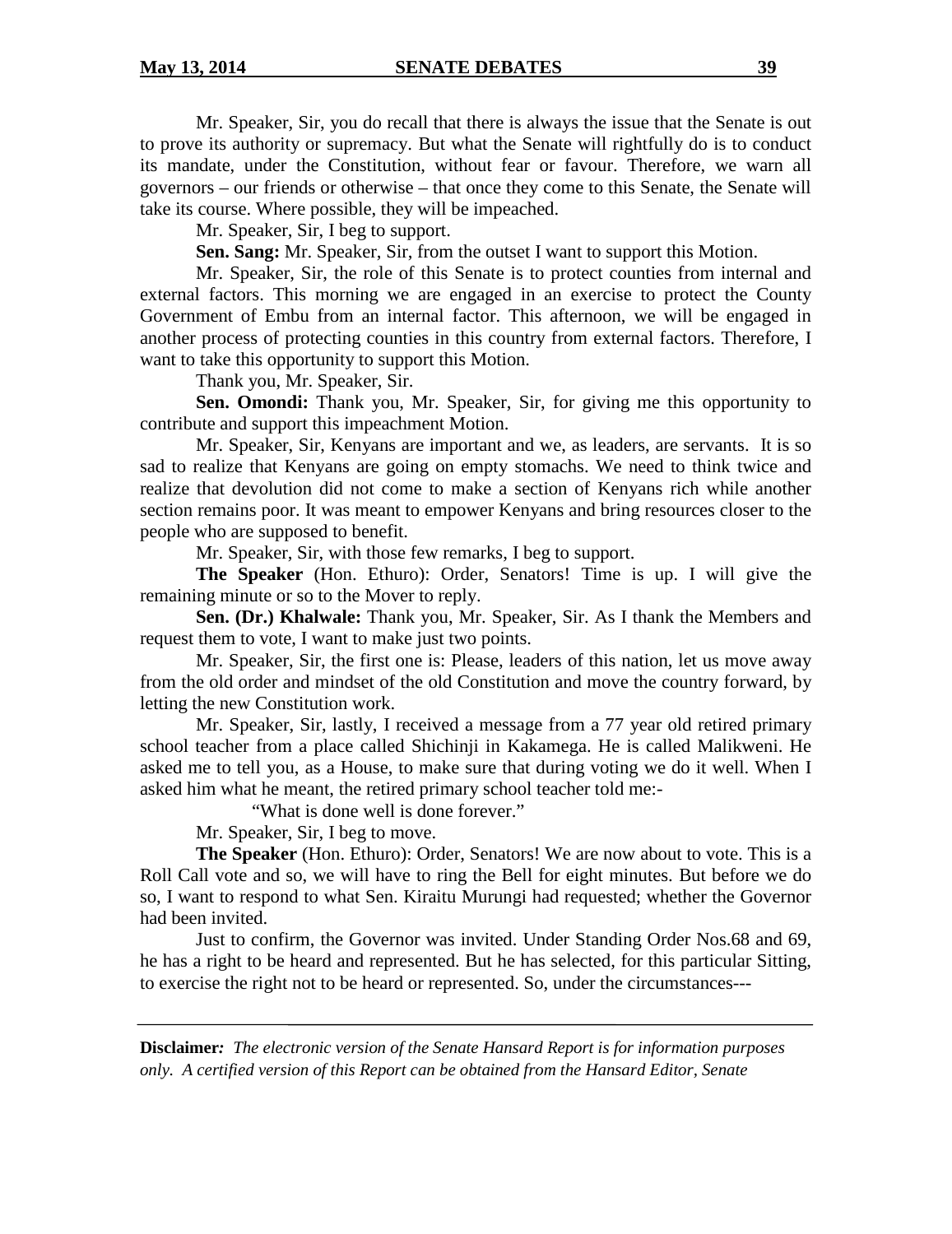Mr. Speaker, Sir, you do recall that there is always the issue that the Senate is out to prove its authority or supremacy. But what the Senate will rightfully do is to conduct its mandate, under the Constitution, without fear or favour. Therefore, we warn all governors – our friends or otherwise – that once they come to this Senate, the Senate will take its course. Where possible, they will be impeached.

Mr. Speaker, Sir, I beg to support.

**Sen. Sang:** Mr. Speaker, Sir, from the outset I want to support this Motion.

Mr. Speaker, Sir, the role of this Senate is to protect counties from internal and external factors. This morning we are engaged in an exercise to protect the County Government of Embu from an internal factor. This afternoon, we will be engaged in another process of protecting counties in this country from external factors. Therefore, I want to take this opportunity to support this Motion.

Thank you, Mr. Speaker, Sir.

**Sen. Omondi:** Thank you, Mr. Speaker, Sir, for giving me this opportunity to contribute and support this impeachment Motion.

Mr. Speaker, Sir, Kenyans are important and we, as leaders, are servants. It is so sad to realize that Kenyans are going on empty stomachs. We need to think twice and realize that devolution did not come to make a section of Kenyans rich while another section remains poor. It was meant to empower Kenyans and bring resources closer to the people who are supposed to benefit.

Mr. Speaker, Sir, with those few remarks, I beg to support.

**The Speaker** (Hon. Ethuro): Order, Senators! Time is up. I will give the remaining minute or so to the Mover to reply.

**Sen. (Dr.) Khalwale:** Thank you, Mr. Speaker, Sir. As I thank the Members and request them to vote, I want to make just two points.

Mr. Speaker, Sir, the first one is: Please, leaders of this nation, let us move away from the old order and mindset of the old Constitution and move the country forward, by letting the new Constitution work.

Mr. Speaker, Sir, lastly, I received a message from a 77 year old retired primary school teacher from a place called Shichinji in Kakamega. He is called Malikweni. He asked me to tell you, as a House, to make sure that during voting we do it well. When I asked him what he meant, the retired primary school teacher told me:-

"What is done well is done forever."

Mr. Speaker, Sir, I beg to move.

**The Speaker** (Hon. Ethuro): Order, Senators! We are now about to vote. This is a Roll Call vote and so, we will have to ring the Bell for eight minutes. But before we do so, I want to respond to what Sen. Kiraitu Murungi had requested; whether the Governor had been invited.

Just to confirm, the Governor was invited. Under Standing Order Nos.68 and 69, he has a right to be heard and represented. But he has selected, for this particular Sitting, to exercise the right not to be heard or represented. So, under the circumstances---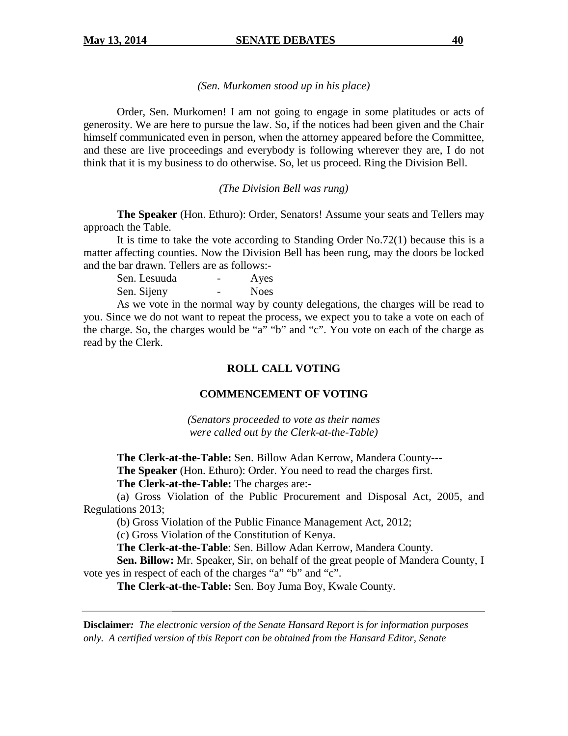*(Sen. Murkomen stood up in his place)*

Order, Sen. Murkomen! I am not going to engage in some platitudes or acts of generosity. We are here to pursue the law. So, if the notices had been given and the Chair himself communicated even in person, when the attorney appeared before the Committee, and these are live proceedings and everybody is following wherever they are, I do not think that it is my business to do otherwise. So, let us proceed. Ring the Division Bell.

*(The Division Bell was rung)*

**The Speaker** (Hon. Ethuro): Order, Senators! Assume your seats and Tellers may approach the Table.

It is time to take the vote according to Standing Order No.72(1) because this is a matter affecting counties. Now the Division Bell has been rung, may the doors be locked and the bar drawn. Tellers are as follows:-

Sen. Lesuuda - Ayes

Sen. Sijeny - Noes

As we vote in the normal way by county delegations, the charges will be read to you. Since we do not want to repeat the process, we expect you to take a vote on each of the charge. So, the charges would be "a" "b" and "c". You vote on each of the charge as read by the Clerk.

## ROLL CALL VOTING

## COMMENCEMENT OF VOTING

*(Senators proceeded to vote as their names were called out by the Clerk-at-the-Table)*

**The Clerk-at-the-Table:** Sen. Billow Adan Kerrow, Mandera County---

**The Speaker** (Hon. Ethuro): Order. You need to read the charges first.

**The Clerk-at-the-Table:** The charges are:-

(a) Gross Violation of the Public Procurement and Disposal Act, 2005, and Regulations 2013;

(b) Gross Violation of the Public Finance Management Act, 2012;

(c) Gross Violation of the Constitution of Kenya.

**The Clerk-at-the-Table**: Sen. Billow Adan Kerrow, Mandera County.

**Sen. Billow:** Mr. Speaker, Sir, on behalf of the great people of Mandera County, I vote yes in respect of each of the charges "a" "b" and "c".

**The Clerk-at-the-Table:** Sen. Boy Juma Boy, Kwale County.

**Disclaimer***: The electronic version of the Senate Hansard Report is for information purposes only. A certified version of this Report can be obtained from the Hansard Editor, Senate*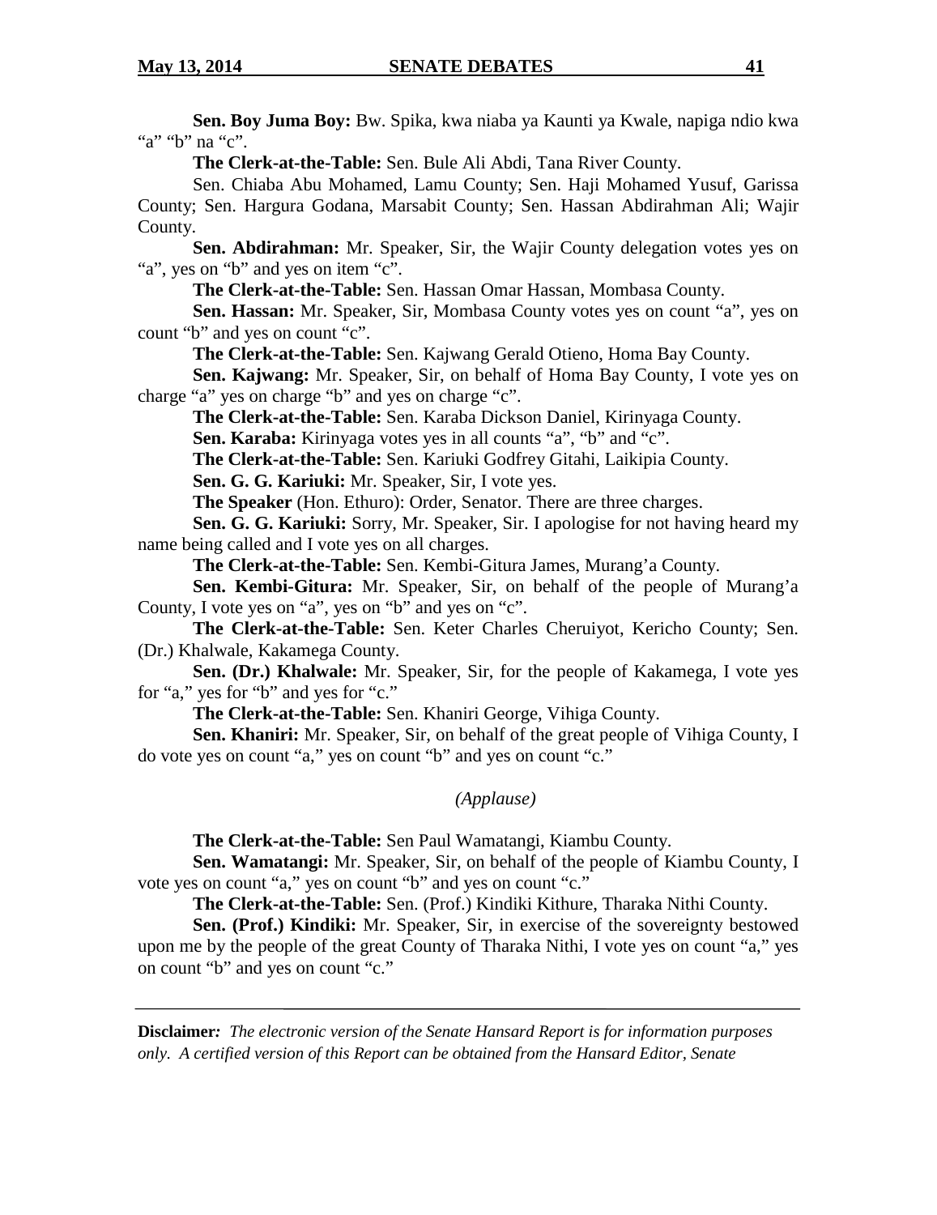**Sen. Boy Juma Boy:** Bw. Spika, kwa niaba ya Kaunti ya Kwale, napiga ndio kwa "a" "b" na "c".

**The Clerk-at-the-Table:** Sen. Bule Ali Abdi, Tana River County.

Sen. Chiaba Abu Mohamed, Lamu County; Sen. Haji Mohamed Yusuf, Garissa County; Sen. Hargura Godana, Marsabit County; Sen. Hassan Abdirahman Ali; Wajir County.

**Sen. Abdirahman:** Mr. Speaker, Sir, the Wajir County delegation votes yes on "a", yes on "b" and yes on item "c".

**The Clerk-at-the-Table:** Sen. Hassan Omar Hassan, Mombasa County.

**Sen. Hassan:** Mr. Speaker, Sir, Mombasa County votes yes on count "a", yes on count "b" and yes on count "c".

**The Clerk-at-the-Table:** Sen. Kajwang Gerald Otieno, Homa Bay County.

**Sen. Kajwang:** Mr. Speaker, Sir, on behalf of Homa Bay County, I vote yes on charge "a" yes on charge "b" and yes on charge "c".

**The Clerk-at-the-Table:** Sen. Karaba Dickson Daniel, Kirinyaga County.

**Sen. Karaba:** Kirinyaga votes yes in all counts "a", "b" and "c".

**The Clerk-at-the-Table:** Sen. Kariuki Godfrey Gitahi, Laikipia County.

**Sen. G. G. Kariuki:** Mr. Speaker, Sir, I vote yes.

**The Speaker** (Hon. Ethuro): Order, Senator. There are three charges.

**Sen. G. G. Kariuki:** Sorry, Mr. Speaker, Sir. I apologise for not having heard my name being called and I vote yes on all charges.

**The Clerk-at-the-Table:** Sen. Kembi-Gitura James, Murang'a County.

**Sen. Kembi-Gitura:** Mr. Speaker, Sir, on behalf of the people of Murang'a County, I vote yes on "a", yes on "b" and yes on "c".

**The Clerk-at-the-Table:** Sen. Keter Charles Cheruiyot, Kericho County; Sen. (Dr.) Khalwale, Kakamega County.

**Sen. (Dr.) Khalwale:** Mr. Speaker, Sir, for the people of Kakamega, I vote yes for "a," yes for "b" and yes for "c."

**The Clerk-at-the-Table:** Sen. Khaniri George, Vihiga County.

**Sen. Khaniri:** Mr. Speaker, Sir, on behalf of the great people of Vihiga County, I do vote yes on count "a," yes on count "b" and yes on count "c."

*(Applause)*

**The Clerk-at-the-Table:** Sen Paul Wamatangi, Kiambu County.

**Sen. Wamatangi:** Mr. Speaker, Sir, on behalf of the people of Kiambu County, I vote yes on count "a," yes on count "b" and yes on count "c."

**The Clerk-at-the-Table:** Sen. (Prof.) Kindiki Kithure, Tharaka Nithi County.

**Sen. (Prof.) Kindiki:** Mr. Speaker, Sir, in exercise of the sovereignty bestowed upon me by the people of the great County of Tharaka Nithi, I vote yes on count "a," yes on count "b" and yes on count "c."

---

**Disclaimer:** *The electronic version of the Senate Hansard Report is for information purposes only. A certified version of this Report can be obtained from the Hansard Editor, Senate*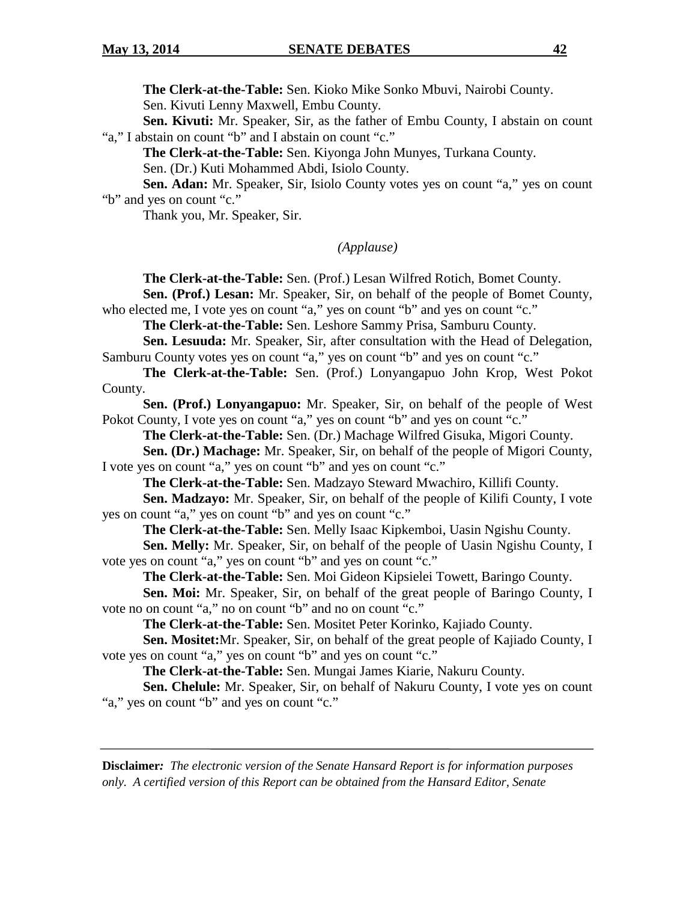**The Clerk-at-the-Table:** Sen. Kioko Mike Sonko Mbuvi, Nairobi County.

Sen. Kivuti Lenny Maxwell, Embu County.

**Sen. Kivuti:** Mr. Speaker, Sir, as the father of Embu County, I abstain on count "a," I abstain on count "b" and I abstain on count "c."

**The Clerk-at-the-Table:** Sen. Kiyonga John Munyes, Turkana County.

Sen. (Dr.) Kuti Mohammed Abdi, Isiolo County.

**Sen. Adan:** Mr. Speaker, Sir, Isiolo County votes yes on count "a," yes on count "b" and yes on count "c."

Thank you, Mr. Speaker, Sir.

*(Applause)*

**The Clerk-at-the-Table:** Sen. (Prof.) Lesan Wilfred Rotich, Bomet County.

**Sen. (Prof.) Lesan:** Mr. Speaker, Sir, on behalf of the people of Bomet County, who elected me, I vote yes on count "a," yes on count "b" and yes on count "c."

**The Clerk-at-the-Table:** Sen. Leshore Sammy Prisa, Samburu County.

**Sen. Lesuuda:** Mr. Speaker, Sir, after consultation with the Head of Delegation, Samburu County votes yes on count "a," yes on count "b" and yes on count "c."

**The Clerk-at-the-Table:** Sen. (Prof.) Lonyangapuo John Krop, West Pokot County.

**Sen. (Prof.) Lonyangapuo:** Mr. Speaker, Sir, on behalf of the people of West Pokot County, I vote yes on count "a," yes on count "b" and yes on count "c."

**The Clerk-at-the-Table:** Sen. (Dr.) Machage Wilfred Gisuka, Migori County.

**Sen. (Dr.) Machage:** Mr. Speaker, Sir, on behalf of the people of Migori County, I vote yes on count "a," yes on count "b" and yes on count "c."

**The Clerk-at-the-Table:** Sen. Madzayo Steward Mwachiro, Killifi County.

**Sen. Madzayo:** Mr. Speaker, Sir, on behalf of the people of Kilifi County, I vote yes on count "a," yes on count "b" and yes on count "c."

**The Clerk-at-the-Table:** Sen. Melly Isaac Kipkemboi, Uasin Ngishu County.

**Sen. Melly:** Mr. Speaker, Sir, on behalf of the people of Uasin Ngishu County, I vote yes on count "a," yes on count "b" and yes on count "c."

**The Clerk-at-the-Table:** Sen. Moi Gideon Kipsielei Towett, Baringo County.

**Sen. Moi:** Mr. Speaker, Sir, on behalf of the great people of Baringo County, I vote no on count "a," no on count "b" and no on count "c."

**The Clerk-at-the-Table:** Sen. Mositet Peter Korinko, Kajiado County.

**Sen. Mositet:**Mr. Speaker, Sir, on behalf of the great people of Kajiado County, I vote yes on count "a," yes on count "b" and yes on count "c."

**The Clerk-at-the-Table:** Sen. Mungai James Kiarie, Nakuru County.

**Sen. Chelule:** Mr. Speaker, Sir, on behalf of Nakuru County, I vote yes on count "a," yes on count "b" and yes on count "c."

---

**Disclaimer***: The electronic version of the Senate Hansard Report is for information purposes only. A certified version of this Report can be obtained from the Hansard Editor, Senate*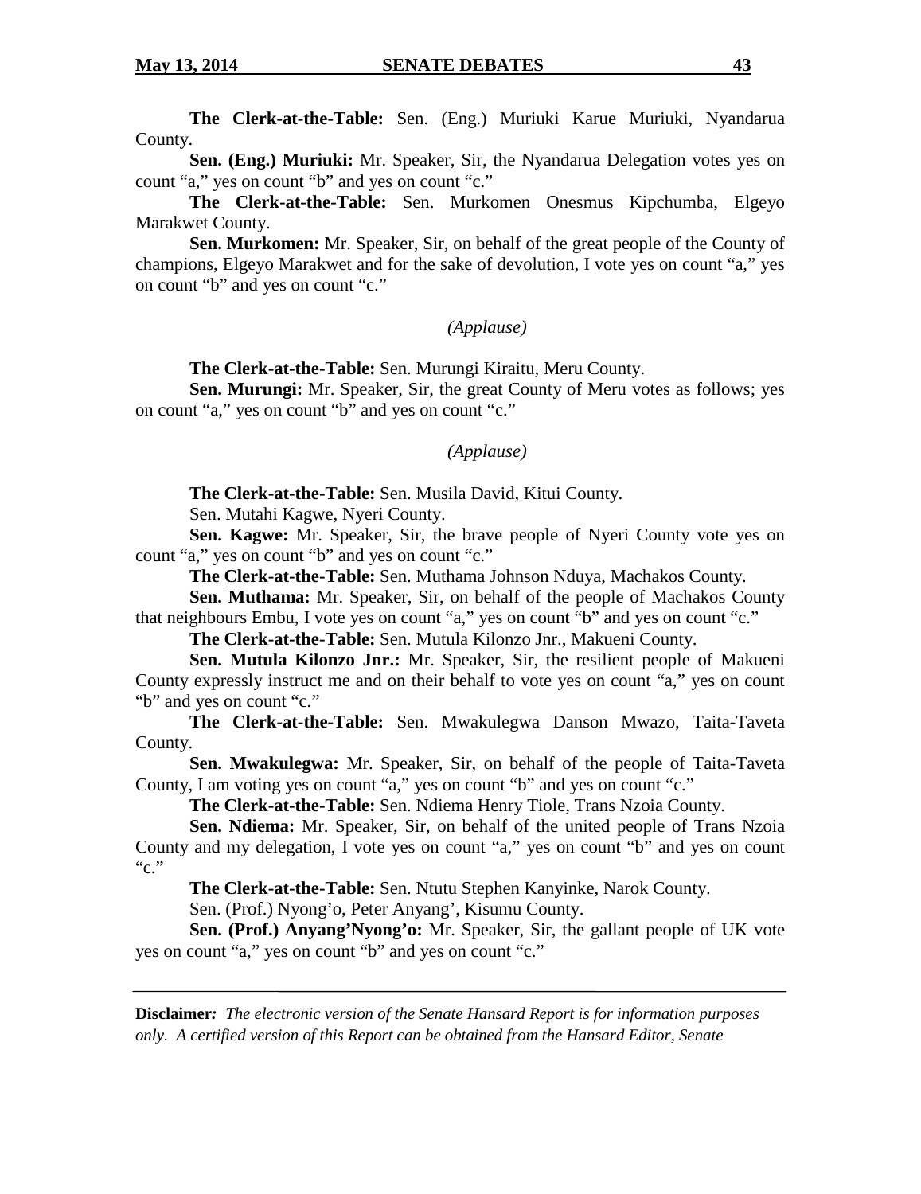**The Clerk-at-the-Table:** Sen. (Eng.) Muriuki Karue Muriuki, Nyandarua County.

**Sen. (Eng.) Muriuki:** Mr. Speaker, Sir, the Nyandarua Delegation votes yes on count "a," yes on count "b" and yes on count "c."

**The Clerk-at-the-Table:** Sen. Murkomen Onesmus Kipchumba, Elgeyo Marakwet County.

**Sen. Murkomen:** Mr. Speaker, Sir, on behalf of the great people of the County of champions, Elgeyo Marakwet and for the sake of devolution, I vote yes on count "a," yes on count "b" and yes on count "c."

*(Applause)*

**The Clerk-at-the-Table:** Sen. Murungi Kiraitu, Meru County.

**Sen. Murungi:** Mr. Speaker, Sir, the great County of Meru votes as follows; yes on count "a," yes on count "b" and yes on count "c."

*(Applause)*

**The Clerk-at-the-Table:** Sen. Musila David, Kitui County.

Sen. Mutahi Kagwe, Nyeri County.

**Sen. Kagwe:** Mr. Speaker, Sir, the brave people of Nyeri County vote yes on count "a," yes on count "b" and yes on count "c."

**The Clerk-at-the-Table:** Sen. Muthama Johnson Nduya, Machakos County.

**Sen. Muthama:** Mr. Speaker, Sir, on behalf of the people of Machakos County that neighbours Embu, I vote yes on count "a," yes on count "b" and yes on count "c."

**The Clerk-at-the-Table:** Sen. Mutula Kilonzo Jnr., Makueni County.

**Sen. Mutula Kilonzo Jnr.:** Mr. Speaker, Sir, the resilient people of Makueni County expressly instruct me and on their behalf to vote yes on count "a," yes on count "b" and yes on count "c."

**The Clerk-at-the-Table:** Sen. Mwakulegwa Danson Mwazo, Taita-Taveta County.

**Sen. Mwakulegwa:** Mr. Speaker, Sir, on behalf of the people of Taita-Taveta County, I am voting yes on count "a," yes on count "b" and yes on count "c."

**The Clerk-at-the-Table:** Sen. Ndiema Henry Tiole, Trans Nzoia County.

**Sen. Ndiema:** Mr. Speaker, Sir, on behalf of the united people of Trans Nzoia County and my delegation, I vote yes on count "a," yes on count "b" and yes on count "c."

**The Clerk-at-the-Table:** Sen. Ntutu Stephen Kanyinke, Narok County.

Sen. (Prof.) Nyong'o, Peter Anyang', Kisumu County.

**Sen. (Prof.) Anyang'Nyong'o:** Mr. Speaker, Sir, the gallant people of UK vote yes on count "a," yes on count "b" and yes on count "c."

---

**Disclaimer:** *The electronic version of the Senate Hansard Report is for information purposes only. A certified version of this Report can be obtained from the Hansard Editor, Senate*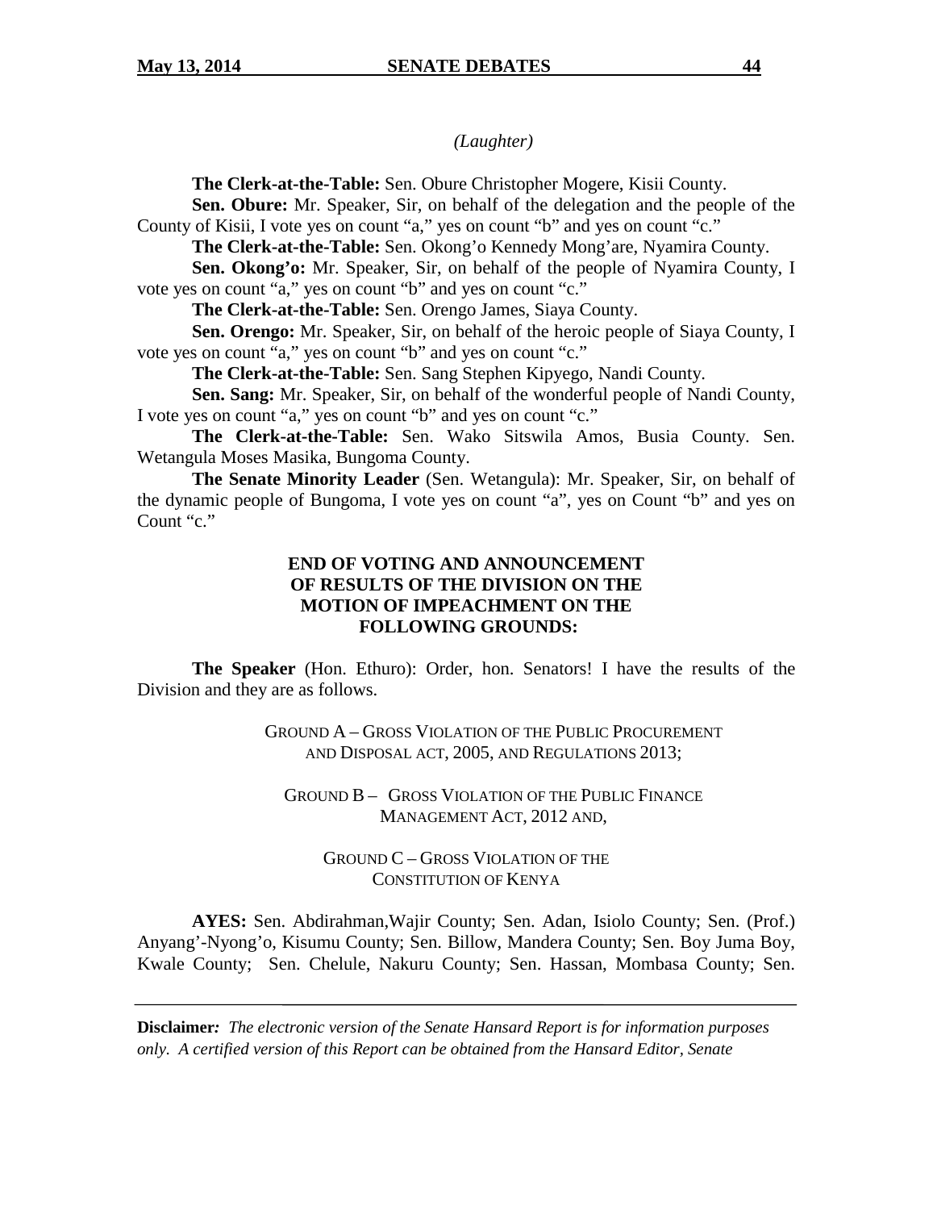*(Laughter)*

**The Clerk-at-the-Table:** Sen. Obure Christopher Mogere, Kisii County.

**Sen. Obure:** Mr. Speaker, Sir, on behalf of the delegation and the people of the County of Kisii, I vote yes on count "a," yes on count "b" and yes on count "c."

**The Clerk-at-the-Table:** Sen. Okong'o Kennedy Mong'are, Nyamira County.

**Sen. Okong'o:** Mr. Speaker, Sir, on behalf of the people of Nyamira County, I vote yes on count "a," yes on count "b" and yes on count "c."

**The Clerk-at-the-Table:** Sen. Orengo James, Siaya County.

**Sen. Orengo:** Mr. Speaker, Sir, on behalf of the heroic people of Siaya County, I vote yes on count "a," yes on count "b" and yes on count "c."

**The Clerk-at-the-Table:** Sen. Sang Stephen Kipyego, Nandi County.

**Sen. Sang:** Mr. Speaker, Sir, on behalf of the wonderful people of Nandi County, I vote yes on count "a," yes on count "b" and yes on count "c."

**The Clerk-at-the-Table:** Sen. Wako Sitswila Amos, Busia County. Sen. Wetangula Moses Masika, Bungoma County.

**The Senate Minority Leader** (Sen. Wetangula): Mr. Speaker, Sir, on behalf of the dynamic people of Bungoma, I vote yes on count "a", yes on Count "b" and yes on Count "c."

## END OF VOTING AND ANNOUNCEMENT OF RESULTS OF THE DIVISION ON THE MOTION OF IMPEACHMENT ON THE FOLLOWING GROUNDS:

**The Speaker** (Hon. Ethuro): Order, hon. Senators! I have the results of the Division and they are as follows.

GROUND A – GROSS VIOLATION OF THE PUBLIC PROCUREMENT AND DISPOSAL ACT, 2005, AND REGULATIONS 2013;

GROUND B – GROSS VIOLATION OF THE PUBLIC FINANCE MANAGEMENT ACT, 2012 AND,

GROUND C – GROSS VIOLATION OF THE CONSTITUTION OF KENYA

**AYES:** Sen. Abdirahman,Wajir County; Sen. Adan, Isiolo County; Sen. (Prof.) Anyang'-Nyong'o, Kisumu County; Sen. Billow, Mandera County; Sen. Boy Juma Boy, Kwale County; Sen. Chelule, Nakuru County; Sen. Hassan, Mombasa County; Sen.

**Disclaimer***:* *The electronic version of the Senate Hansard Report is for information purposes only. A certified version of this Report can be obtained from the Hansard Editor, Senate*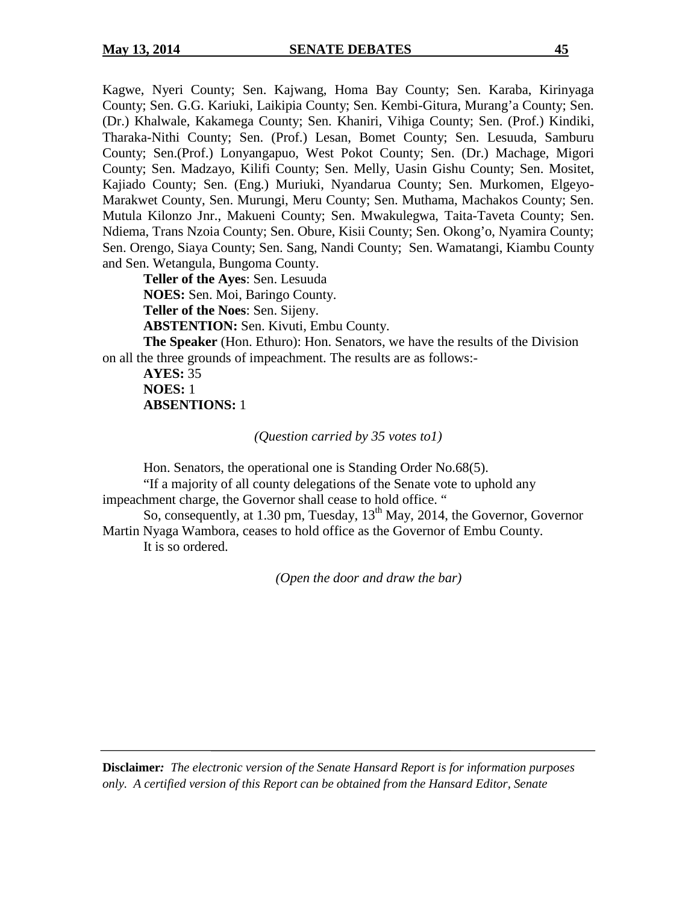Kagwe, Nyeri County; Sen. Kajwang, Homa Bay County; Sen. Karaba, Kirinyaga County; Sen. G.G. Kariuki, Laikipia County; Sen. Kembi-Gitura, Murang'a County; Sen. (Dr.) Khalwale, Kakamega County; Sen. Khaniri, Vihiga County; Sen. (Prof.) Kindiki, Tharaka-Nithi County; Sen. (Prof.) Lesan, Bomet County; Sen. Lesuuda, Samburu County; Sen.(Prof.) Lonyangapuo, West Pokot County; Sen. (Dr.) Machage, Migori County; Sen. Madzayo, Kilifi County; Sen. Melly, Uasin Gishu County; Sen. Mositet, Kajiado County; Sen. (Eng.) Muriuki, Nyandarua County; Sen. Murkomen, Elgeyo-Marakwet County, Sen. Murungi, Meru County; Sen. Muthama, Machakos County; Sen. Mutula Kilonzo Jnr., Makueni County; Sen. Mwakulegwa, Taita-Taveta County; Sen. Ndiema, Trans Nzoia County; Sen. Obure, Kisii County; Sen. Okong'o, Nyamira County; Sen. Orengo, Siaya County; Sen. Sang, Nandi County; Sen. Wamatangi, Kiambu County and Sen. Wetangula, Bungoma County.

**Teller of the Ayes**: Sen. Lesuuda

**NOES:** Sen. Moi, Baringo County.

**Teller of the Noes**: Sen. Sijeny.

**ABSTENTION:** Sen. Kivuti, Embu County.

**The Speaker** (Hon. Ethuro): Hon. Senators, we have the results of the Division on all the three grounds of impeachment. The results are as follows:-

**AYES:** 35

**NOES:** 1

**ABSENTIONS:** 1

*(Question carried by 35 votes to1)*

Hon. Senators, the operational one is Standing Order No.68(5).

"If a majority of all county delegations of the Senate vote to uphold any impeachment charge, the Governor shall cease to hold office. "

So, consequently, at 1.30 pm, Tuesday, 13th May, 2014, the Governor, Governor Martin Nyaga Wambora, ceases to hold office as the Governor of Embu County.

It is so ordered.

*(Open the door and draw the bar)*

**Disclaimer:** *The electronic version of the Senate Hansard Report is for information purposes only. A certified version of this Report can be obtained from the Hansard Editor, Senate*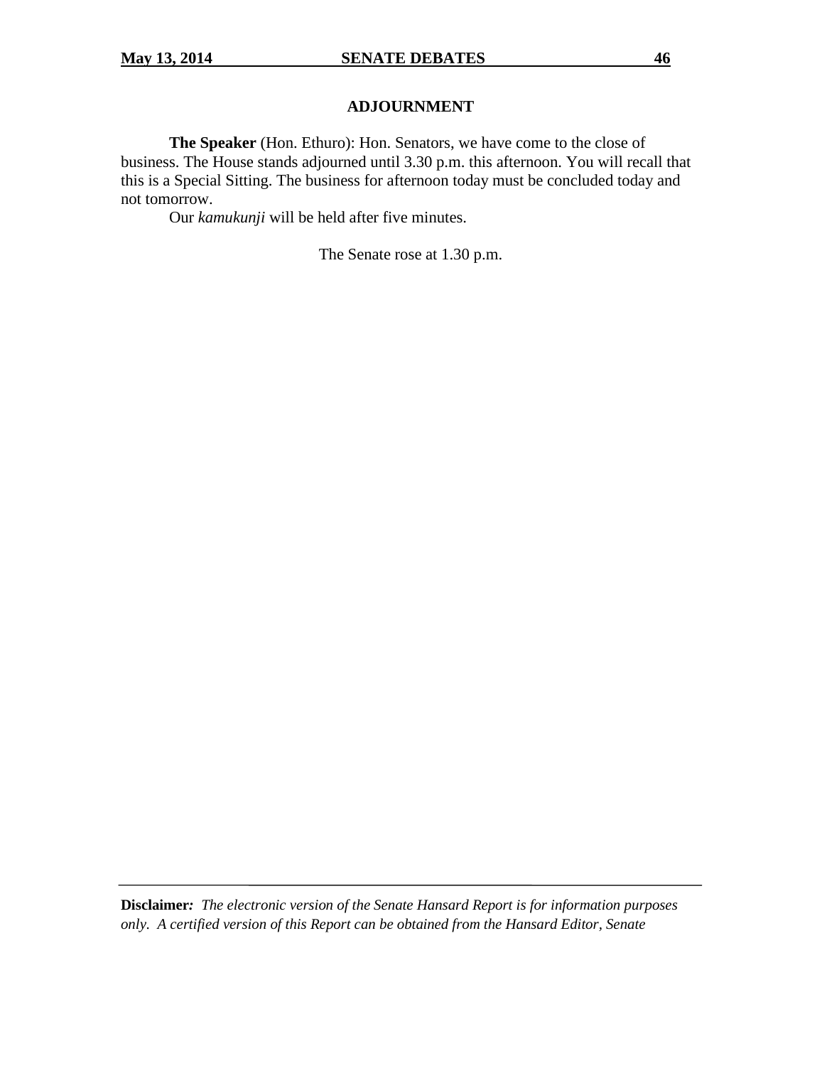## ADJOURNMENT

**The Speaker** (Hon. Ethuro): Hon. Senators, we have come to the close of business. The House stands adjourned until 3.30 p.m. this afternoon. You will recall that this is a Special Sitting. The business for afternoon today must be concluded today and not tomorrow.

Our *kamukunji* will be held after five minutes.

The Senate rose at 1.30 p.m.